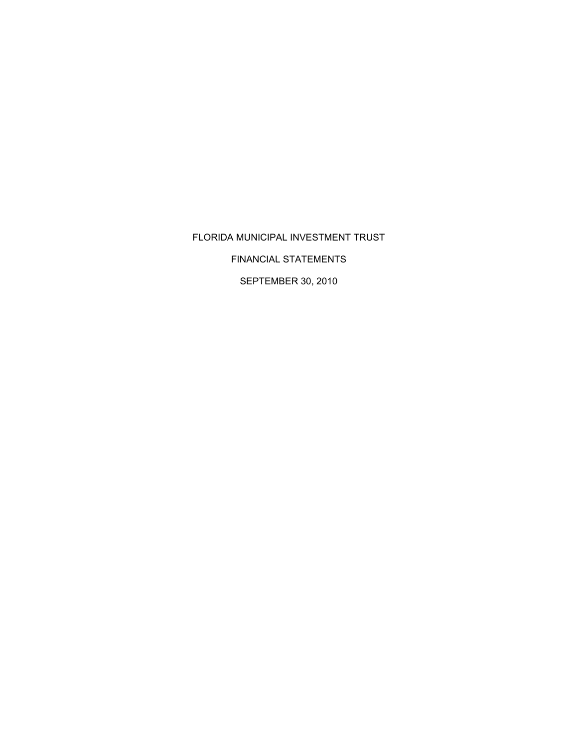# FLORIDA MUNICIPAL INVESTMENT TRUST

FINANCIAL STATEMENTS

SEPTEMBER 30, 2010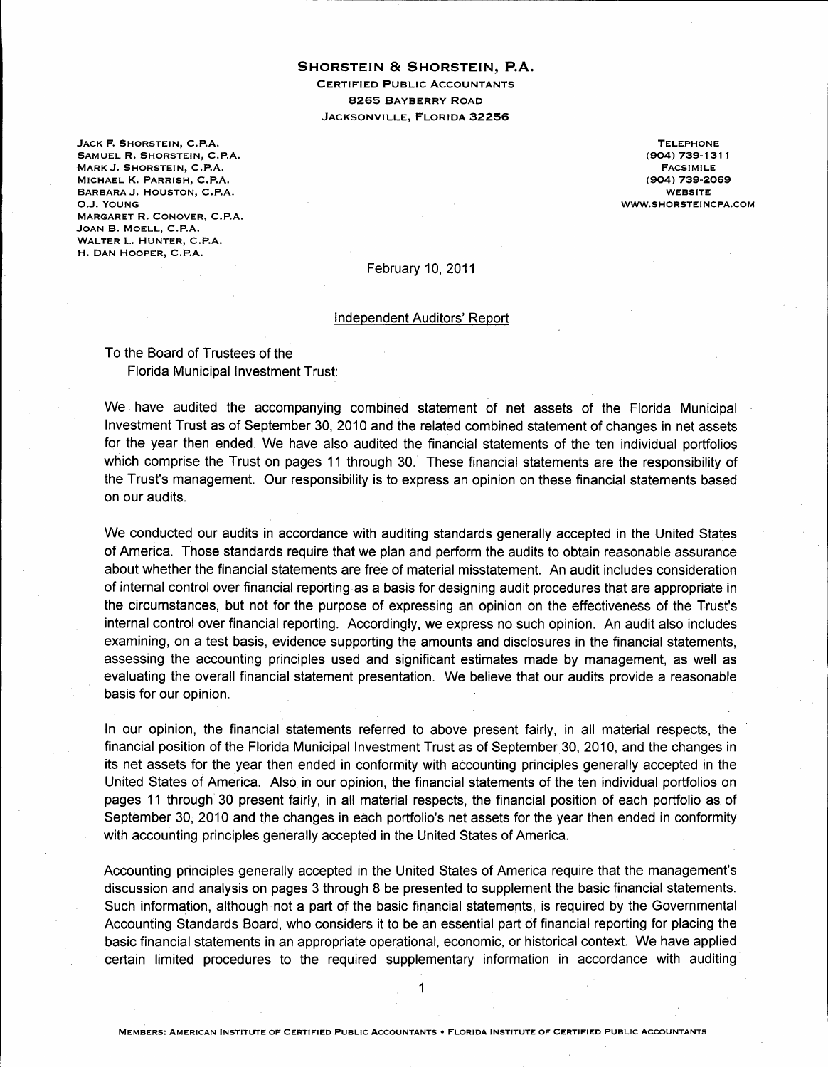**SHORSTEIN & SHORSTEIN, P.A.**
CERTIFIED PUBLIC ACCOUNTANTS
8265 BAYBERRY ROAD
JACKSONVILLE, FLORIDA 32256

JACK F. SHORSTEIN, C.P.A.
SAMUEL R. SHORSTEIN, C.P.A.
MARK J. SHORSTEIN, C.P.A.
MICHAEL K. PARRISH, C.P.A.
BARBARA J. HOUSTON, C.P.A.
O.J. YOUNG
MARGARET R. CONOVER, C.P.A.
JOAN B. MOELL, C.P.A.
WALTER L. HUNTER, C.P.A.
H. DAN HOOPER, C.P.A.

TELEPHONE
(904) 739-1311
FACSIMILE
(904) 739-2069
WEBSITE
WWW.SHORSTEINCPA.COM

February 10, 2011

Independent Auditors' Report

To the Board of Trustees of the
Florida Municipal Investment Trust:

We have audited the accompanying combined statement of net assets of the Florida Municipal Investment Trust as of September 30, 2010 and the related combined statement of changes in net assets for the year then ended. We have also audited the financial statements of the ten individual portfolios which comprise the Trust on pages 11 through 30. These financial statements are the responsibility of the Trust's management. Our responsibility is to express an opinion on these financial statements based on our audits.

We conducted our audits in accordance with auditing standards generally accepted in the United States of America. Those standards require that we plan and perform the audits to obtain reasonable assurance about whether the financial statements are free of material misstatement. An audit includes consideration of internal control over financial reporting as a basis for designing audit procedures that are appropriate in the circumstances, but not for the purpose of expressing an opinion on the effectiveness of the Trust's internal control over financial reporting. Accordingly, we express no such opinion. An audit also includes examining, on a test basis, evidence supporting the amounts and disclosures in the financial statements, assessing the accounting principles used and significant estimates made by management, as well as evaluating the overall financial statement presentation. We believe that our audits provide a reasonable basis for our opinion.

In our opinion, the financial statements referred to above present fairly, in all material respects, the financial position of the Florida Municipal Investment Trust as of September 30, 2010, and the changes in its net assets for the year then ended in conformity with accounting principles generally accepted in the United States of America. Also in our opinion, the financial statements of the ten individual portfolios on pages 11 through 30 present fairly, in all material respects, the financial position of each portfolio as of September 30, 2010 and the changes in each portfolio's net assets for the year then ended in conformity with accounting principles generally accepted in the United States of America.

Accounting principles generally accepted in the United States of America require that the management's discussion and analysis on pages 3 through 8 be presented to supplement the basic financial statements. Such information, although not a part of the basic financial statements, is required by the Governmental Accounting Standards Board, who considers it to be an essential part of financial reporting for placing the basic financial statements in an appropriate operational, economic, or historical context. We have applied certain limited procedures to the required supplementary information in accordance with auditing

MEMBERS: AMERICAN INSTITUTE OF CERTIFIED PUBLIC ACCOUNTANTS • FLORIDA INSTITUTE OF CERTIFIED PUBLIC ACCOUNTANTS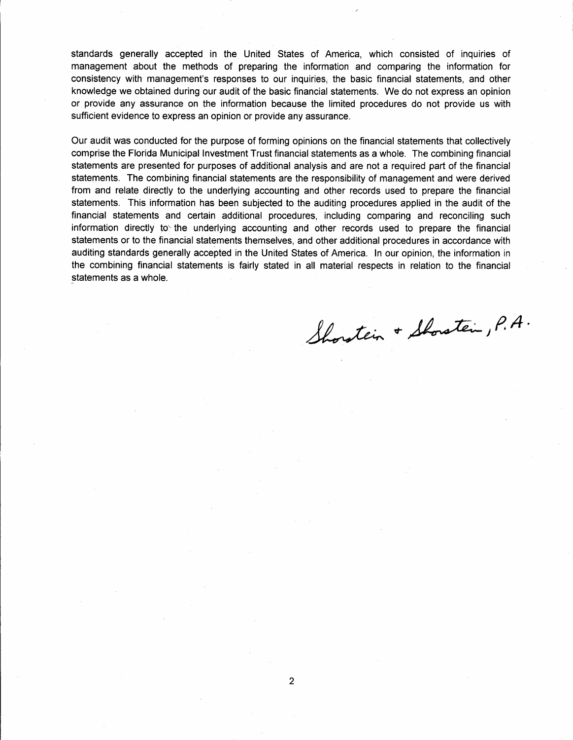standards generally accepted in the United States of America, which consisted of inquiries of management about the methods of preparing the information and comparing the information for consistency with management's responses to our inquiries, the basic financial statements, and other knowledge we obtained during our audit of the basic financial statements. We do not express an opinion or provide any assurance on the information because the limited procedures do not provide us with sufficient evidence to express an opinion or provide any assurance.

Our audit was conducted for the purpose of forming opinions on the financial statements that collectively comprise the Florida Municipal Investment Trust financial statements as a whole. The combining financial statements are presented for purposes of additional analysis and are not a required part of the financial statements. The combining financial statements are the responsibility of management and were derived from and relate directly to the underlying accounting and other records used to prepare the financial statements. This information has been subjected to the auditing procedures applied in the audit of the financial statements and certain additional procedures, including comparing and reconciling such information directly to the underlying accounting and other records used to prepare the financial statements or to the financial statements themselves, and other additional procedures in accordance with auditing standards generally accepted in the United States of America. In our opinion, the information in the combining financial statements is fairly stated in all material respects in relation to the financial statements as a whole.

Shorstein + Shorstein, P.A.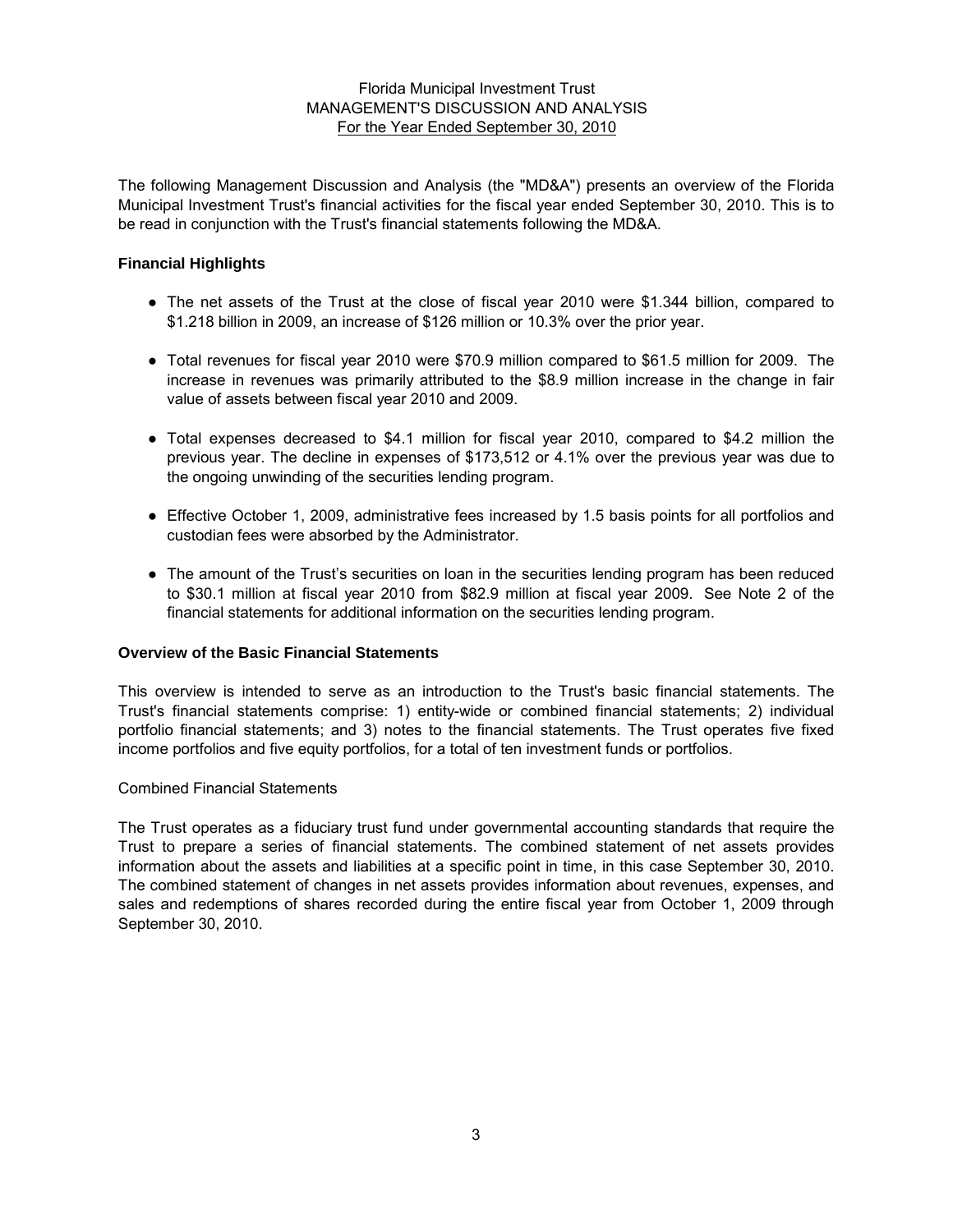# Florida Municipal Investment Trust
## MANAGEMENT'S DISCUSSION AND ANALYSIS
### For the Year Ended September 30, 2010

The following Management Discussion and Analysis (the "MD&A") presents an overview of the Florida Municipal Investment Trust's financial activities for the fiscal year ended September 30, 2010. This is to be read in conjunction with the Trust's financial statements following the MD&A.

**Financial Highlights**

- The net assets of the Trust at the close of fiscal year 2010 were $1.344 billion, compared to $1.218 billion in 2009, an increase of $126 million or 10.3% over the prior year.
- Total revenues for fiscal year 2010 were $70.9 million compared to $61.5 million for 2009. The increase in revenues was primarily attributed to the $8.9 million increase in the change in fair value of assets between fiscal year 2010 and 2009.
- Total expenses decreased to $4.1 million for fiscal year 2010, compared to $4.2 million the previous year. The decline in expenses of $173,512 or 4.1% over the previous year was due to the ongoing unwinding of the securities lending program.
- Effective October 1, 2009, administrative fees increased by 1.5 basis points for all portfolios and custodian fees were absorbed by the Administrator.
- The amount of the Trust's securities on loan in the securities lending program has been reduced to $30.1 million at fiscal year 2010 from $82.9 million at fiscal year 2009. See Note 2 of the financial statements for additional information on the securities lending program.

**Overview of the Basic Financial Statements**

This overview is intended to serve as an introduction to the Trust's basic financial statements. The Trust's financial statements comprise: 1) entity-wide or combined financial statements; 2) individual portfolio financial statements; and 3) notes to the financial statements. The Trust operates five fixed income portfolios and five equity portfolios, for a total of ten investment funds or portfolios.

Combined Financial Statements

The Trust operates as a fiduciary trust fund under governmental accounting standards that require the Trust to prepare a series of financial statements. The combined statement of net assets provides information about the assets and liabilities at a specific point in time, in this case September 30, 2010. The combined statement of changes in net assets provides information about revenues, expenses, and sales and redemptions of shares recorded during the entire fiscal year from October 1, 2009 through September 30, 2010.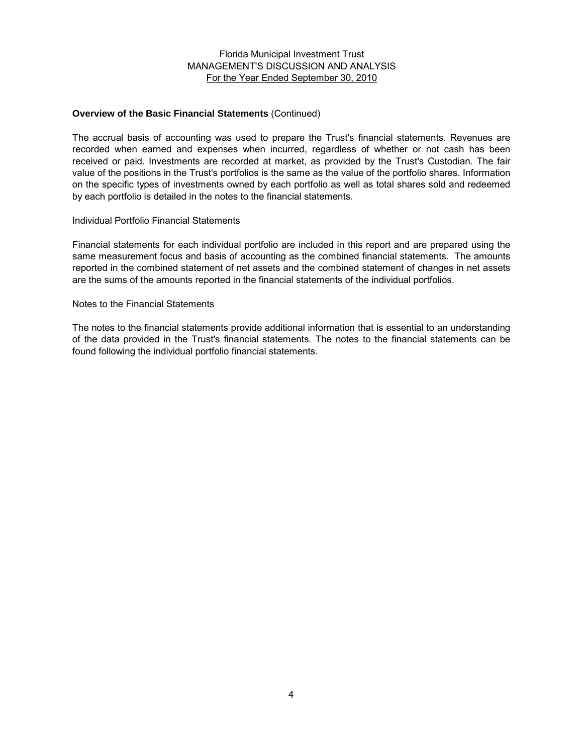Florida Municipal Investment Trust
MANAGEMENT'S DISCUSSION AND ANALYSIS
For the Year Ended September 30, 2010

**Overview of the Basic Financial Statements** (Continued)

The accrual basis of accounting was used to prepare the Trust's financial statements. Revenues are recorded when earned and expenses when incurred, regardless of whether or not cash has been received or paid. Investments are recorded at market, as provided by the Trust's Custodian. The fair value of the positions in the Trust's portfolios is the same as the value of the portfolio shares. Information on the specific types of investments owned by each portfolio as well as total shares sold and redeemed by each portfolio is detailed in the notes to the financial statements.

Individual Portfolio Financial Statements

Financial statements for each individual portfolio are included in this report and are prepared using the same measurement focus and basis of accounting as the combined financial statements. The amounts reported in the combined statement of net assets and the combined statement of changes in net assets are the sums of the amounts reported in the financial statements of the individual portfolios.

Notes to the Financial Statements

The notes to the financial statements provide additional information that is essential to an understanding of the data provided in the Trust's financial statements. The notes to the financial statements can be found following the individual portfolio financial statements.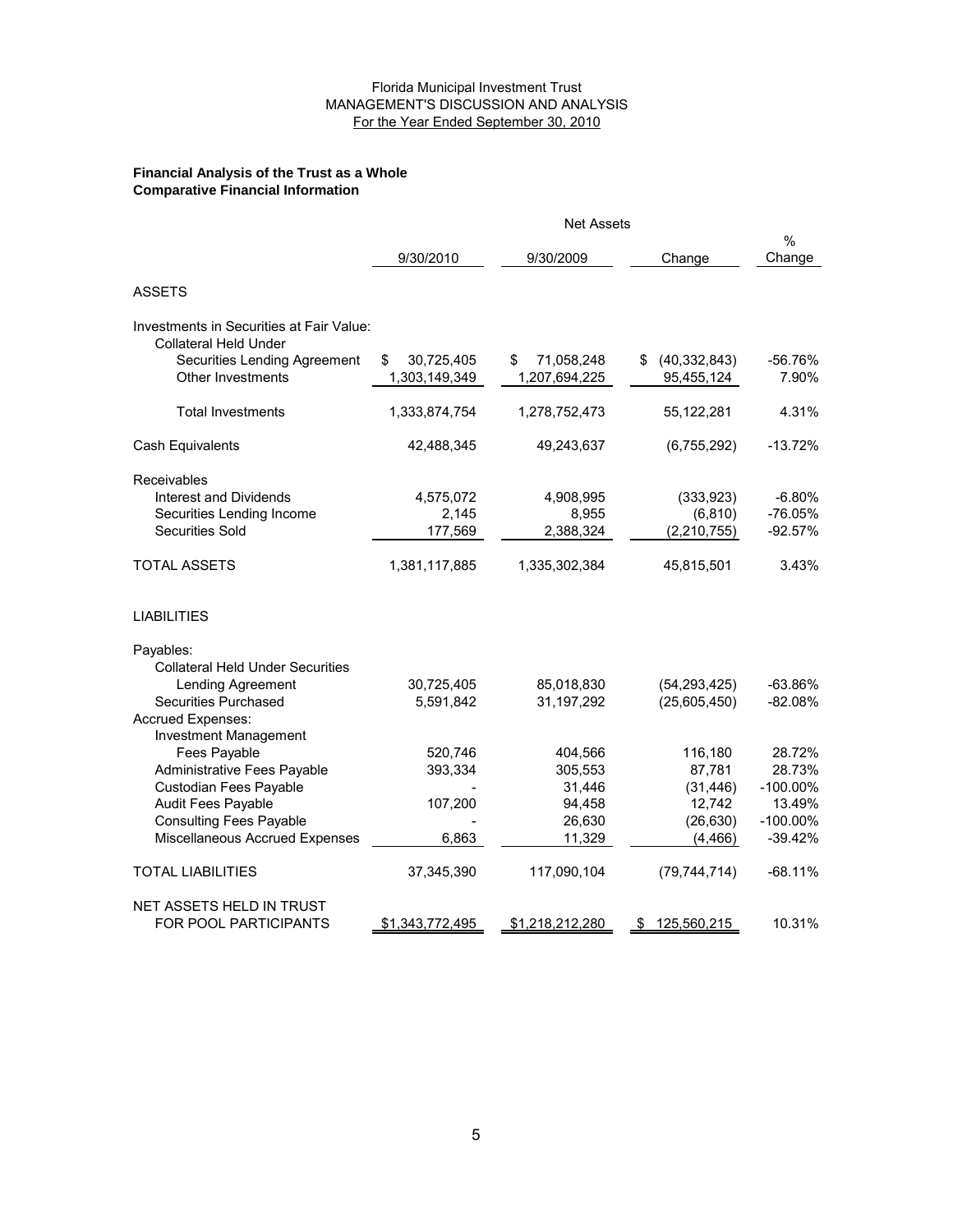Florida Municipal Investment Trust
MANAGEMENT'S DISCUSSION AND ANALYSIS
For the Year Ended September 30, 2010

**Financial Analysis of the Trust as a Whole**
**Comparative Financial Information**

| | Net Assets | | | |
|---|---|---|---|---|
| | 9/30/2010 | 9/30/2009 | Change | % Change |
| ASSETS | | | | |
| Investments in Securities at Fair Value: | | | | |
| Collateral Held Under Securities Lending Agreement | $ 30,725,405 | $ 71,058,248 | $ (40,332,843) | -56.76% |
| Other Investments | 1,303,149,349 | 1,207,694,225 | 95,455,124 | 7.90% |
| Total Investments | 1,333,874,754 | 1,278,752,473 | 55,122,281 | 4.31% |
| Cash Equivalents | 42,488,345 | 49,243,637 | (6,755,292) | -13.72% |
| Receivables | | | | |
| Interest and Dividends | 4,575,072 | 4,908,995 | (333,923) | -6.80% |
| Securities Lending Income | 2,145 | 8,955 | (6,810) | -76.05% |
| Securities Sold | 177,569 | 2,388,324 | (2,210,755) | -92.57% |
| TOTAL ASSETS | 1,381,117,885 | 1,335,302,384 | 45,815,501 | 3.43% |
| LIABILITIES | | | | |
| Payables: | | | | |
| Collateral Held Under Securities Lending Agreement | 30,725,405 | 85,018,830 | (54,293,425) | -63.86% |
| Securities Purchased | 5,591,842 | 31,197,292 | (25,605,450) | -82.08% |
| Accrued Expenses: | | | | |
| Investment Management Fees Payable | 520,746 | 404,566 | 116,180 | 28.72% |
| Administrative Fees Payable | 393,334 | 305,553 | 87,781 | 28.73% |
| Custodian Fees Payable | - | 31,446 | (31,446) | -100.00% |
| Audit Fees Payable | 107,200 | 94,458 | 12,742 | 13.49% |
| Consulting Fees Payable | - | 26,630 | (26,630) | -100.00% |
| Miscellaneous Accrued Expenses | 6,863 | 11,329 | (4,466) | -39.42% |
| TOTAL LIABILITIES | 37,345,390 | 117,090,104 | (79,744,714) | -68.11% |
| NET ASSETS HELD IN TRUST FOR POOL PARTICIPANTS | $1,343,772,495 | $1,218,212,280 | $ 125,560,215 | 10.31% |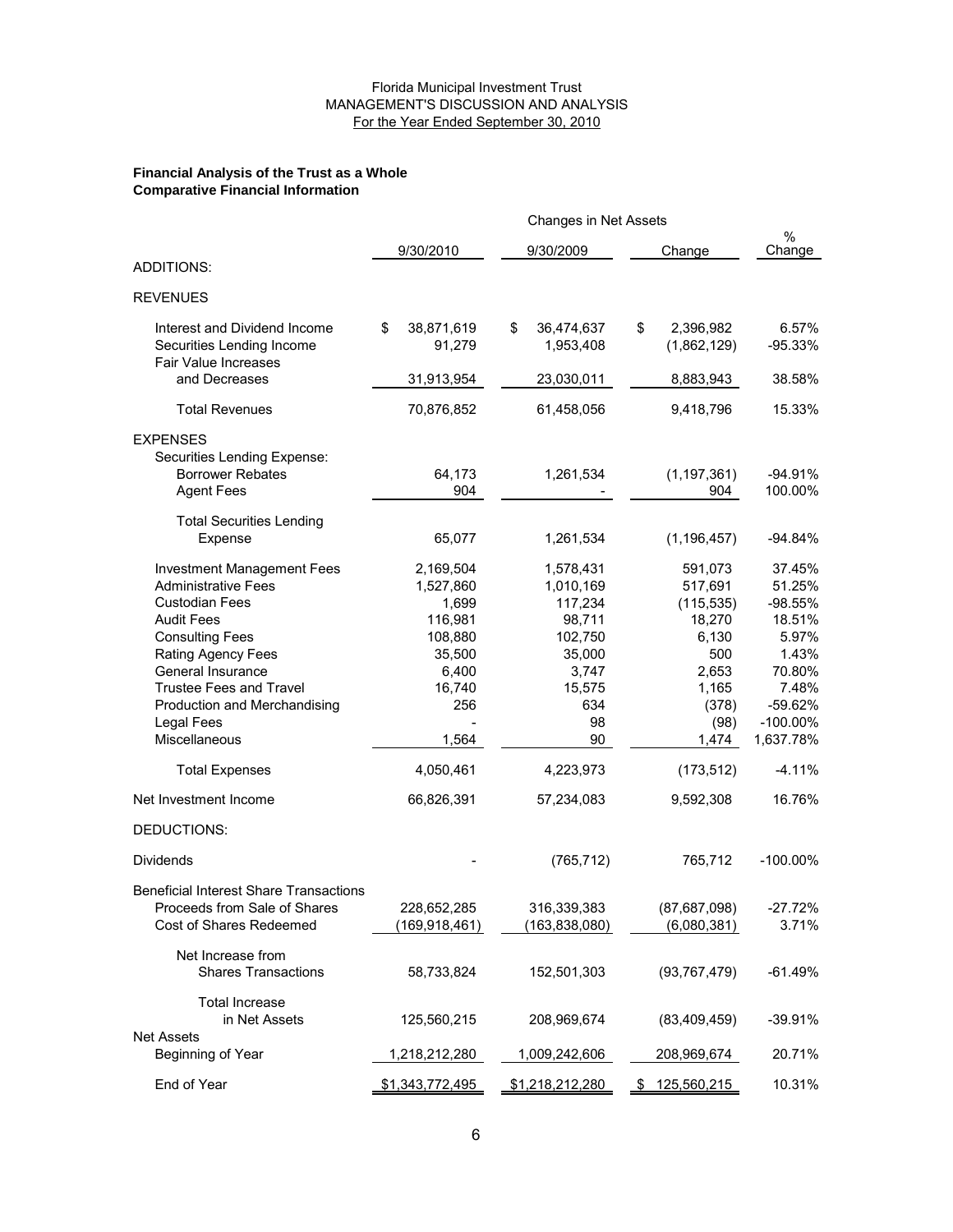Florida Municipal Investment Trust
MANAGEMENT'S DISCUSSION AND ANALYSIS
For the Year Ended September 30, 2010

**Financial Analysis of the Trust as a Whole**
**Comparative Financial Information**

| | Changes in Net Assets | | | |
|---|---|---|---|---|
| | 9/30/2010 | 9/30/2009 | Change | % Change |
| ADDITIONS: | | | | |
| REVENUES | | | | |
| Interest and Dividend Income | $ 38,871,619 | $ 36,474,637 | $ 2,396,982 | 6.57% |
| Securities Lending Income | 91,279 | 1,953,408 | (1,862,129) | -95.33% |
| Fair Value Increases and Decreases | 31,913,954 | 23,030,011 | 8,883,943 | 38.58% |
| Total Revenues | 70,876,852 | 61,458,056 | 9,418,796 | 15.33% |
| EXPENSES | | | | |
| Securities Lending Expense: | | | | |
| Borrower Rebates | 64,173 | 1,261,534 | (1,197,361) | -94.91% |
| Agent Fees | 904 | - | 904 | 100.00% |
| Total Securities Lending Expense | 65,077 | 1,261,534 | (1,196,457) | -94.84% |
| Investment Management Fees | 2,169,504 | 1,578,431 | 591,073 | 37.45% |
| Administrative Fees | 1,527,860 | 1,010,169 | 517,691 | 51.25% |
| Custodian Fees | 1,699 | 117,234 | (115,535) | -98.55% |
| Audit Fees | 116,981 | 98,711 | 18,270 | 18.51% |
| Consulting Fees | 108,880 | 102,750 | 6,130 | 5.97% |
| Rating Agency Fees | 35,500 | 35,000 | 500 | 1.43% |
| General Insurance | 6,400 | 3,747 | 2,653 | 70.80% |
| Trustee Fees and Travel | 16,740 | 15,575 | 1,165 | 7.48% |
| Production and Merchandising | 256 | 634 | (378) | -59.62% |
| Legal Fees | - | 98 | (98) | -100.00% |
| Miscellaneous | 1,564 | 90 | 1,474 | 1,637.78% |
| Total Expenses | 4,050,461 | 4,223,973 | (173,512) | -4.11% |
| Net Investment Income | 66,826,391 | 57,234,083 | 9,592,308 | 16.76% |
| DEDUCTIONS: | | | | |
| Dividends | - | (765,712) | 765,712 | -100.00% |
| Beneficial Interest Share Transactions | | | | |
| Proceeds from Sale of Shares | 228,652,285 | 316,339,383 | (87,687,098) | -27.72% |
| Cost of Shares Redeemed | (169,918,461) | (163,838,080) | (6,080,381) | 3.71% |
| Net Increase from Shares Transactions | 58,733,824 | 152,501,303 | (93,767,479) | -61.49% |
| Total Increase in Net Assets | 125,560,215 | 208,969,674 | (83,409,459) | -39.91% |
| Net Assets | | | | |
| Beginning of Year | 1,218,212,280 | 1,009,242,606 | 208,969,674 | 20.71% |
| End of Year | $1,343,772,495 | $1,218,212,280 | $ 125,560,215 | 10.31% |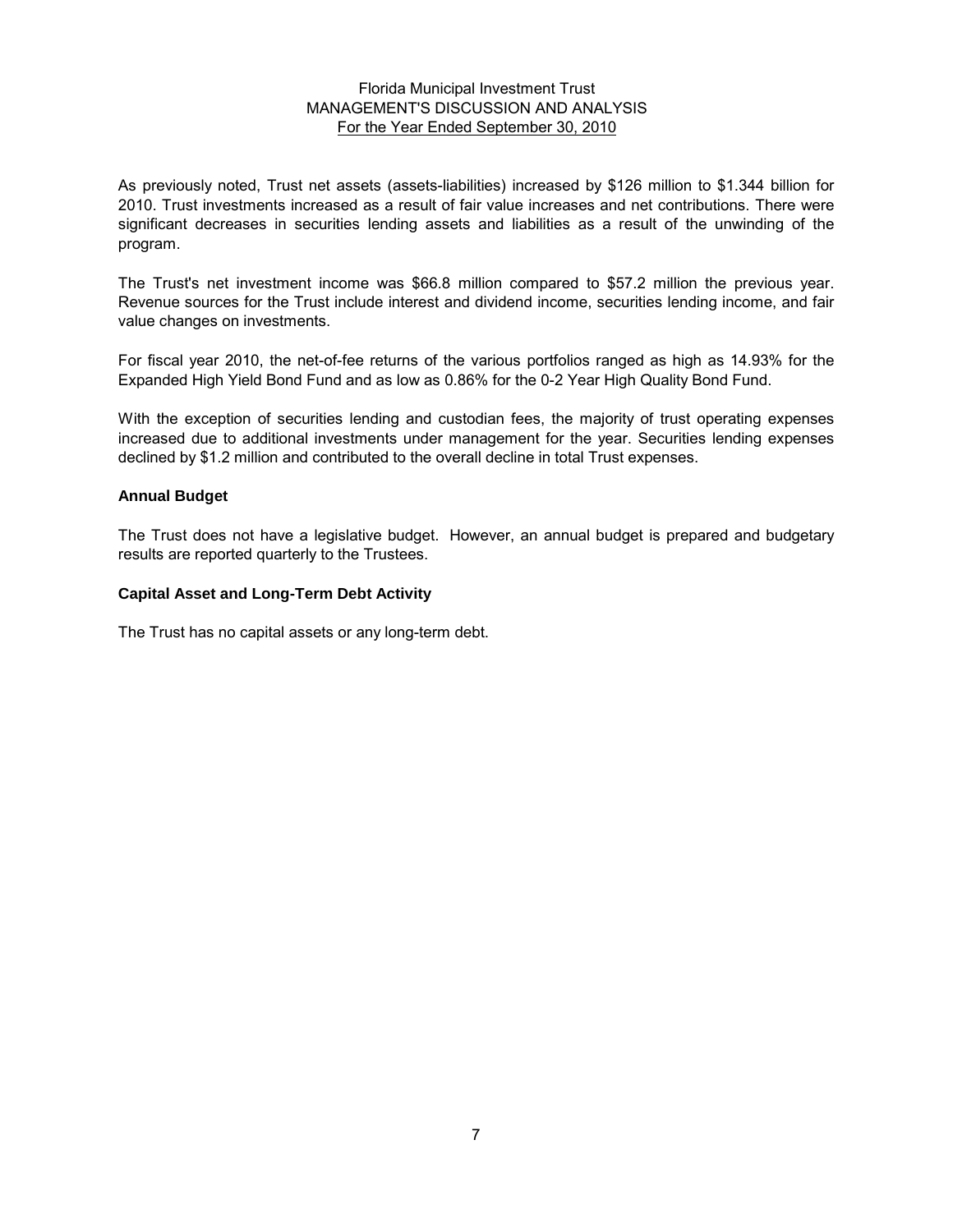As previously noted, Trust net assets (assets-liabilities) increased by $126 million to $1.344 billion for 2010. Trust investments increased as a result of fair value increases and net contributions. There were significant decreases in securities lending assets and liabilities as a result of the unwinding of the program.

The Trust's net investment income was $66.8 million compared to $57.2 million the previous year. Revenue sources for the Trust include interest and dividend income, securities lending income, and fair value changes on investments.

For fiscal year 2010, the net-of-fee returns of the various portfolios ranged as high as 14.93% for the Expanded High Yield Bond Fund and as low as 0.86% for the 0-2 Year High Quality Bond Fund.

With the exception of securities lending and custodian fees, the majority of trust operating expenses increased due to additional investments under management for the year. Securities lending expenses declined by $1.2 million and contributed to the overall decline in total Trust expenses.

**Annual Budget**

The Trust does not have a legislative budget. However, an annual budget is prepared and budgetary results are reported quarterly to the Trustees.

**Capital Asset and Long-Term Debt Activity**

The Trust has no capital assets or any long-term debt.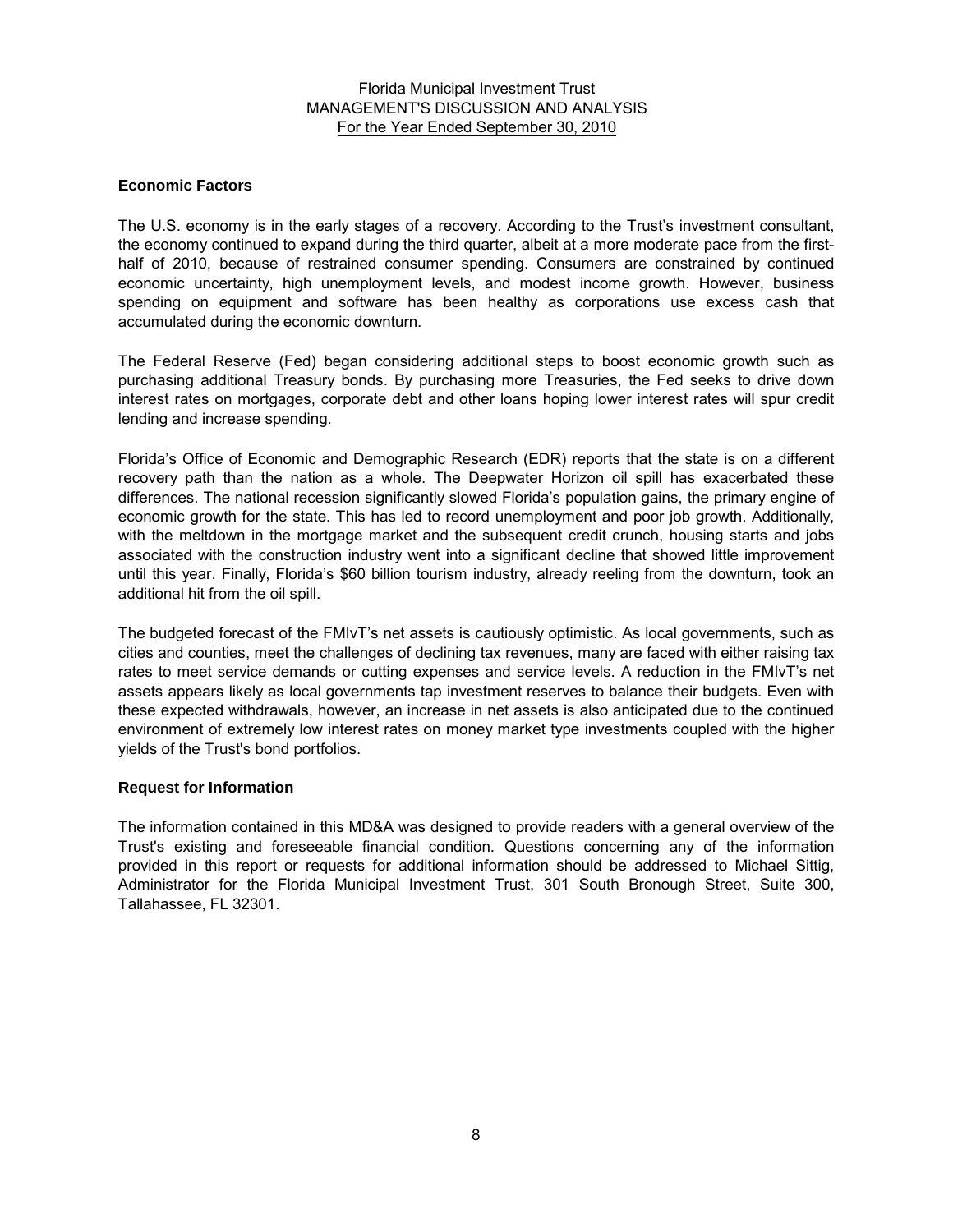Florida Municipal Investment Trust
MANAGEMENT'S DISCUSSION AND ANALYSIS
For the Year Ended September 30, 2010

## Economic Factors

The U.S. economy is in the early stages of a recovery. According to the Trust's investment consultant, the economy continued to expand during the third quarter, albeit at a more moderate pace from the first-half of 2010, because of restrained consumer spending. Consumers are constrained by continued economic uncertainty, high unemployment levels, and modest income growth. However, business spending on equipment and software has been healthy as corporations use excess cash that accumulated during the economic downturn.

The Federal Reserve (Fed) began considering additional steps to boost economic growth such as purchasing additional Treasury bonds. By purchasing more Treasuries, the Fed seeks to drive down interest rates on mortgages, corporate debt and other loans hoping lower interest rates will spur credit lending and increase spending.

Florida's Office of Economic and Demographic Research (EDR) reports that the state is on a different recovery path than the nation as a whole. The Deepwater Horizon oil spill has exacerbated these differences. The national recession significantly slowed Florida's population gains, the primary engine of economic growth for the state. This has led to record unemployment and poor job growth. Additionally, with the meltdown in the mortgage market and the subsequent credit crunch, housing starts and jobs associated with the construction industry went into a significant decline that showed little improvement until this year. Finally, Florida's $60 billion tourism industry, already reeling from the downturn, took an additional hit from the oil spill.

The budgeted forecast of the FMIvT's net assets is cautiously optimistic. As local governments, such as cities and counties, meet the challenges of declining tax revenues, many are faced with either raising tax rates to meet service demands or cutting expenses and service levels. A reduction in the FMIvT's net assets appears likely as local governments tap investment reserves to balance their budgets. Even with these expected withdrawals, however, an increase in net assets is also anticipated due to the continued environment of extremely low interest rates on money market type investments coupled with the higher yields of the Trust's bond portfolios.

## Request for Information

The information contained in this MD&A was designed to provide readers with a general overview of the Trust's existing and foreseeable financial condition. Questions concerning any of the information provided in this report or requests for additional information should be addressed to Michael Sittig, Administrator for the Florida Municipal Investment Trust, 301 South Bronough Street, Suite 300, Tallahassee, FL 32301.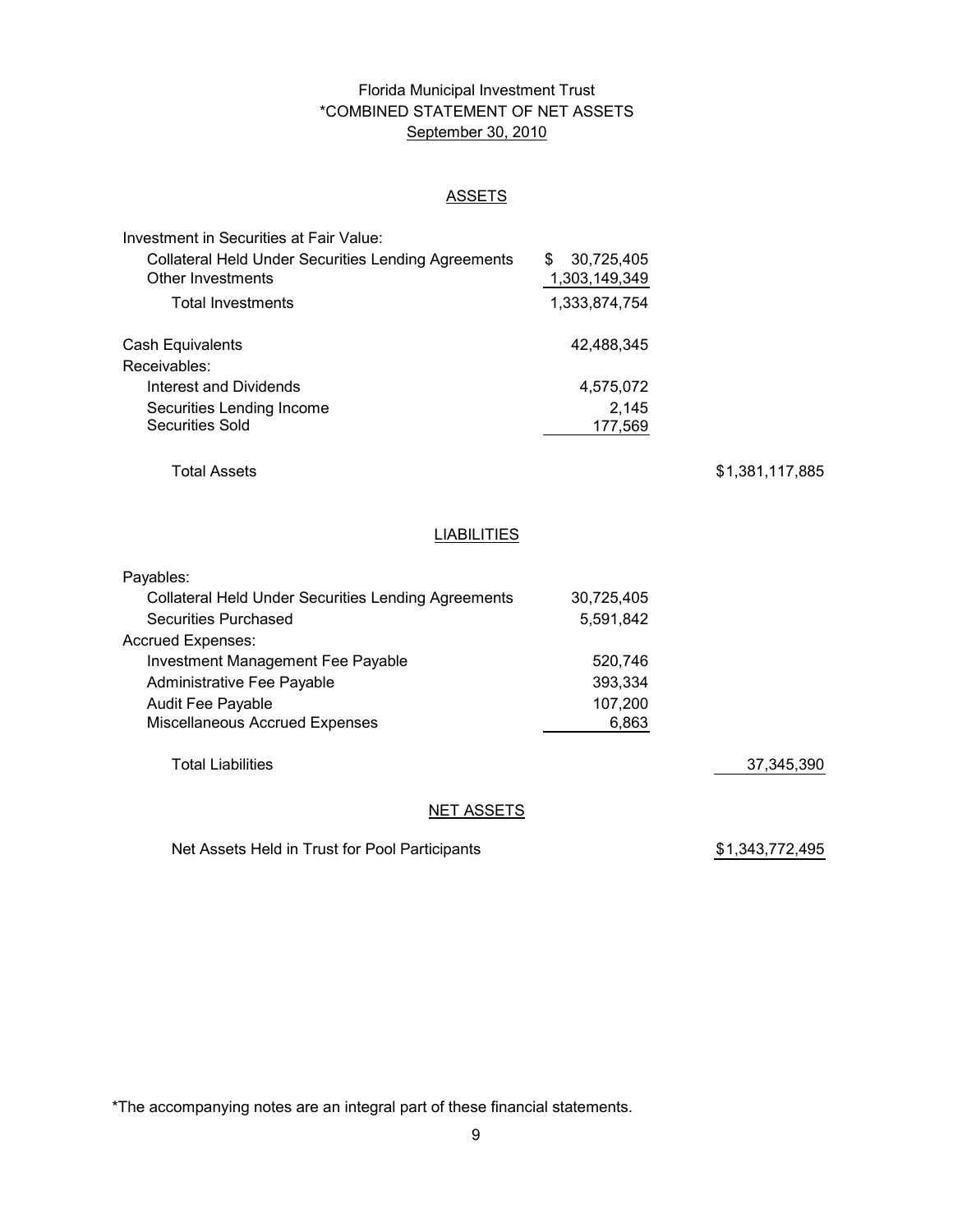# Florida Municipal Investment Trust
## *COMBINED STATEMENT OF NET ASSETS
### September 30, 2010

### ASSETS

| | | |
|---|---|---|
| Investment in Securities at Fair Value: | | |
| Collateral Held Under Securities Lending Agreements | $ 30,725,405 | |
| Other Investments | 1,303,149,349 | |
| Total Investments | 1,333,874,754 | |
| Cash Equivalents | 42,488,345 | |
| Receivables: | | |
| Interest and Dividends | 4,575,072 | |
| Securities Lending Income | 2,145 | |
| Securities Sold | 177,569 | |
| Total Assets | | $1,381,117,885 |

### LIABILITIES

| | | |
|---|---|---|
| Payables: | | |
| Collateral Held Under Securities Lending Agreements | 30,725,405 | |
| Securities Purchased | 5,591,842 | |
| Accrued Expenses: | | |
| Investment Management Fee Payable | 520,746 | |
| Administrative Fee Payable | 393,334 | |
| Audit Fee Payable | 107,200 | |
| Miscellaneous Accrued Expenses | 6,863 | |
| Total Liabilities | | 37,345,390 |

### NET ASSETS

| | | |
|---|---|---|
| Net Assets Held in Trust for Pool Participants | | $1,343,772,495 |

*The accompanying notes are an integral part of these financial statements.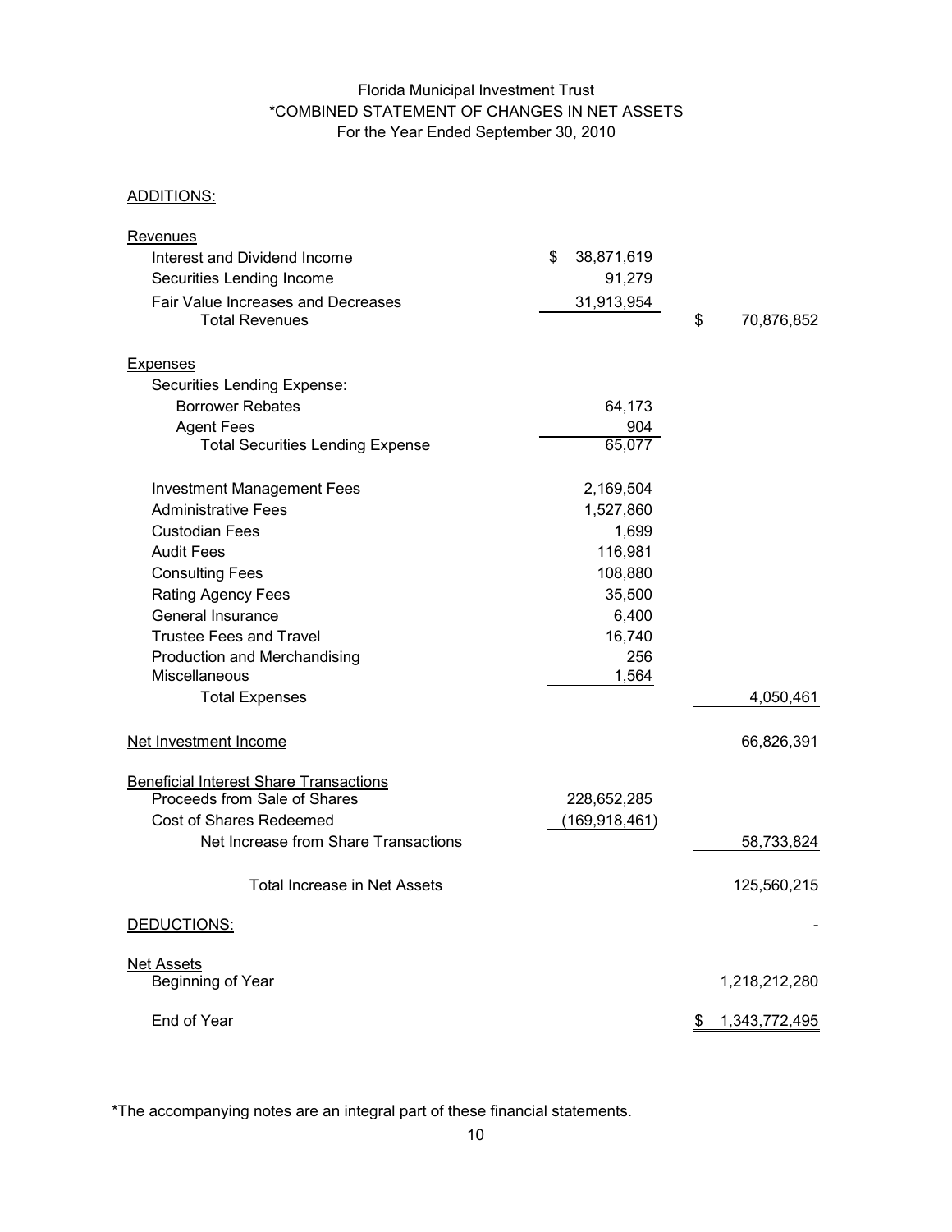# Florida Municipal Investment Trust

## *COMBINED STATEMENT OF CHANGES IN NET ASSETS

### For the Year Ended September 30, 2010

| | | |
|---|---|---|
| **ADDITIONS:** | | |
| **Revenues** | | |
| Interest and Dividend Income | $ 38,871,619 | |
| Securities Lending Income | 91,279 | |
| Fair Value Increases and Decreases | 31,913,954 | |
| Total Revenues | | $ 70,876,852 |
| **Expenses** | | |
| Securities Lending Expense: | | |
| Borrower Rebates | 64,173 | |
| Agent Fees | 904 | |
| Total Securities Lending Expense | 65,077 | |
| Investment Management Fees | 2,169,504 | |
| Administrative Fees | 1,527,860 | |
| Custodian Fees | 1,699 | |
| Audit Fees | 116,981 | |
| Consulting Fees | 108,880 | |
| Rating Agency Fees | 35,500 | |
| General Insurance | 6,400 | |
| Trustee Fees and Travel | 16,740 | |
| Production and Merchandising | 256 | |
| Miscellaneous | 1,564 | |
| Total Expenses | | 4,050,461 |
| **Net Investment Income** | | 66,826,391 |
| **Beneficial Interest Share Transactions** | | |
| Proceeds from Sale of Shares | 228,652,285 | |
| Cost of Shares Redeemed | (169,918,461) | |
| Net Increase from Share Transactions | | 58,733,824 |
| Total Increase in Net Assets | | 125,560,215 |
| **DEDUCTIONS:** | | - |
| **Net Assets** | | |
| Beginning of Year | | 1,218,212,280 |
| End of Year | | $ 1,343,772,495 |

*The accompanying notes are an integral part of these financial statements.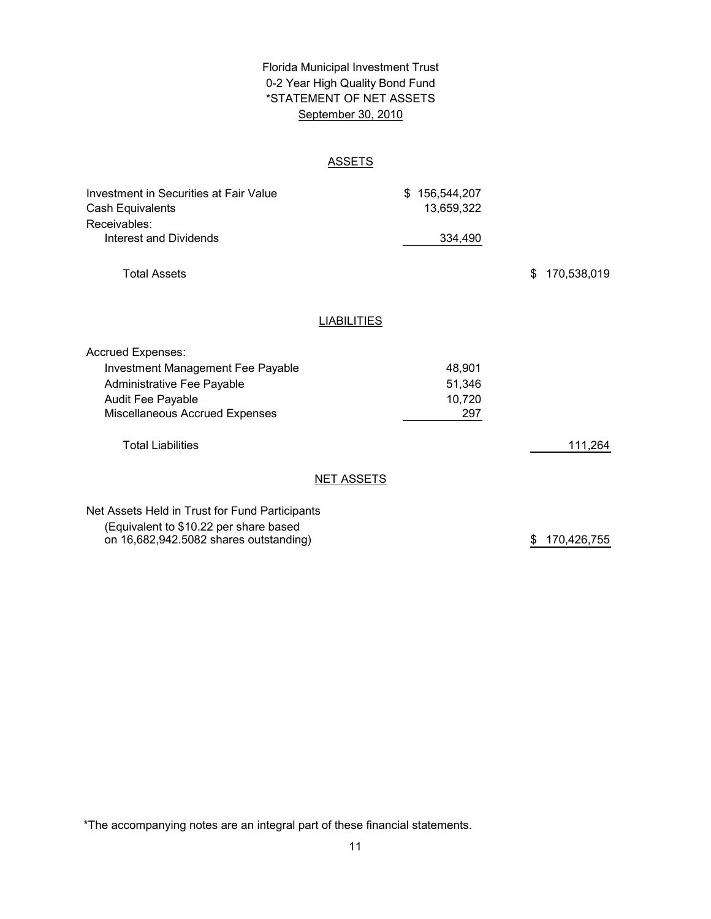# Florida Municipal Investment Trust
## 0-2 Year High Quality Bond Fund
## *STATEMENT OF NET ASSETS
### September 30, 2010

**ASSETS**

| | | |
|---|---|---|
| Investment in Securities at Fair Value | $ 156,544,207 | |
| Cash Equivalents | 13,659,322 | |
| Receivables: | | |
| Interest and Dividends | 334,490 | |
| Total Assets | | $ 170,538,019 |

**LIABILITIES**

| | | |
|---|---|---|
| Accrued Expenses: | | |
| Investment Management Fee Payable | 48,901 | |
| Administrative Fee Payable | 51,346 | |
| Audit Fee Payable | 10,720 | |
| Miscellaneous Accrued Expenses | 297 | |
| Total Liabilities | | 111,264 |

**NET ASSETS**

| | | |
|---|---|---|
| Net Assets Held in Trust for Fund Participants (Equivalent to $10.22 per share based on 16,682,942.5082 shares outstanding) | | $ 170,426,755 |

*The accompanying notes are an integral part of these financial statements.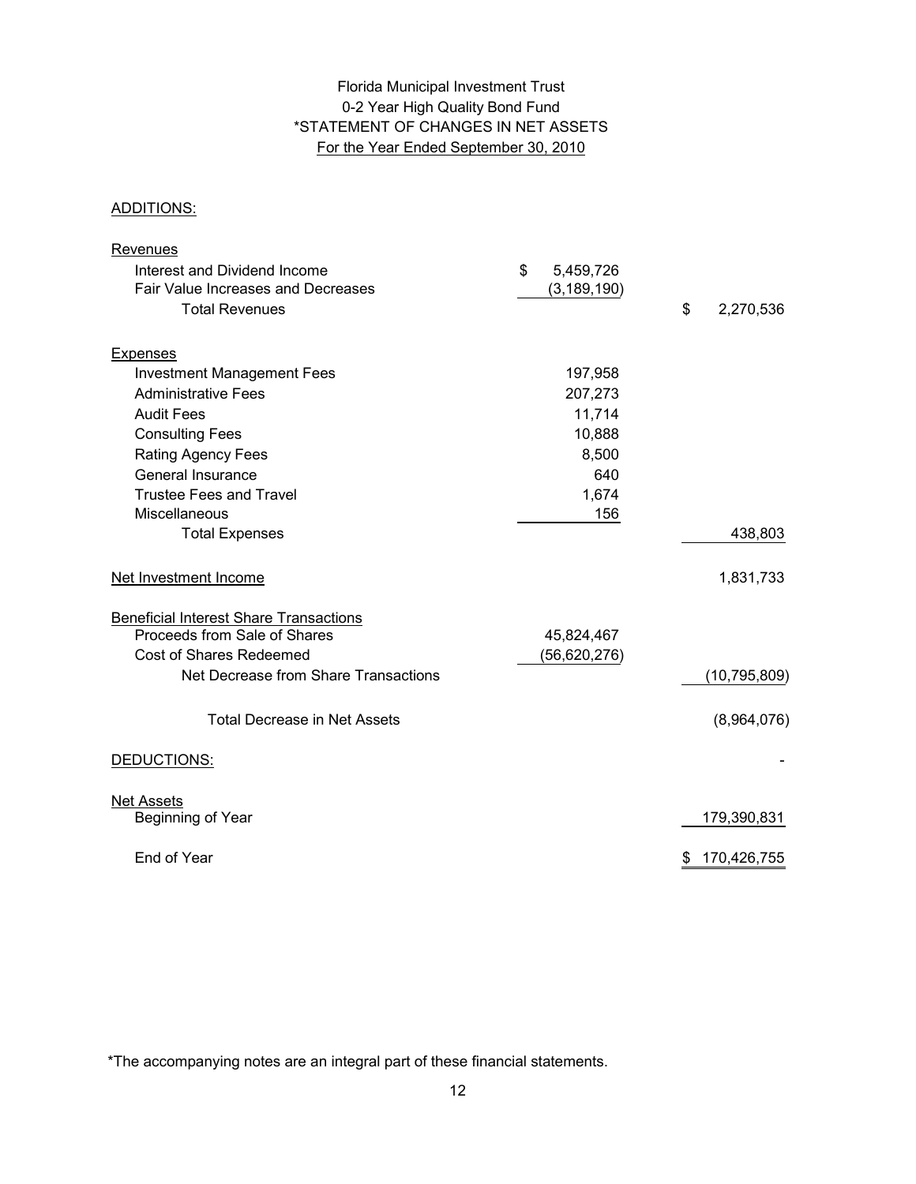# Florida Municipal Investment Trust
## 0-2 Year High Quality Bond Fund
## *STATEMENT OF CHANGES IN NET ASSETS
### For the Year Ended September 30, 2010

| | | |
|---|---|---|
| ADDITIONS: | | |
| **Revenues** | | |
| Interest and Dividend Income | $ 5,459,726 | |
| Fair Value Increases and Decreases | (3,189,190) | |
| Total Revenues | | $ 2,270,536 |
| **Expenses** | | |
| Investment Management Fees | 197,958 | |
| Administrative Fees | 207,273 | |
| Audit Fees | 11,714 | |
| Consulting Fees | 10,888 | |
| Rating Agency Fees | 8,500 | |
| General Insurance | 640 | |
| Trustee Fees and Travel | 1,674 | |
| Miscellaneous | 156 | |
| Total Expenses | | 438,803 |
| Net Investment Income | | 1,831,733 |
| **Beneficial Interest Share Transactions** | | |
| Proceeds from Sale of Shares | 45,824,467 | |
| Cost of Shares Redeemed | (56,620,276) | |
| Net Decrease from Share Transactions | | (10,795,809) |
| Total Decrease in Net Assets | | (8,964,076) |
| DEDUCTIONS: | | - |
| **Net Assets** | | |
| Beginning of Year | | 179,390,831 |
| End of Year | | $ 170,426,755 |

*The accompanying notes are an integral part of these financial statements.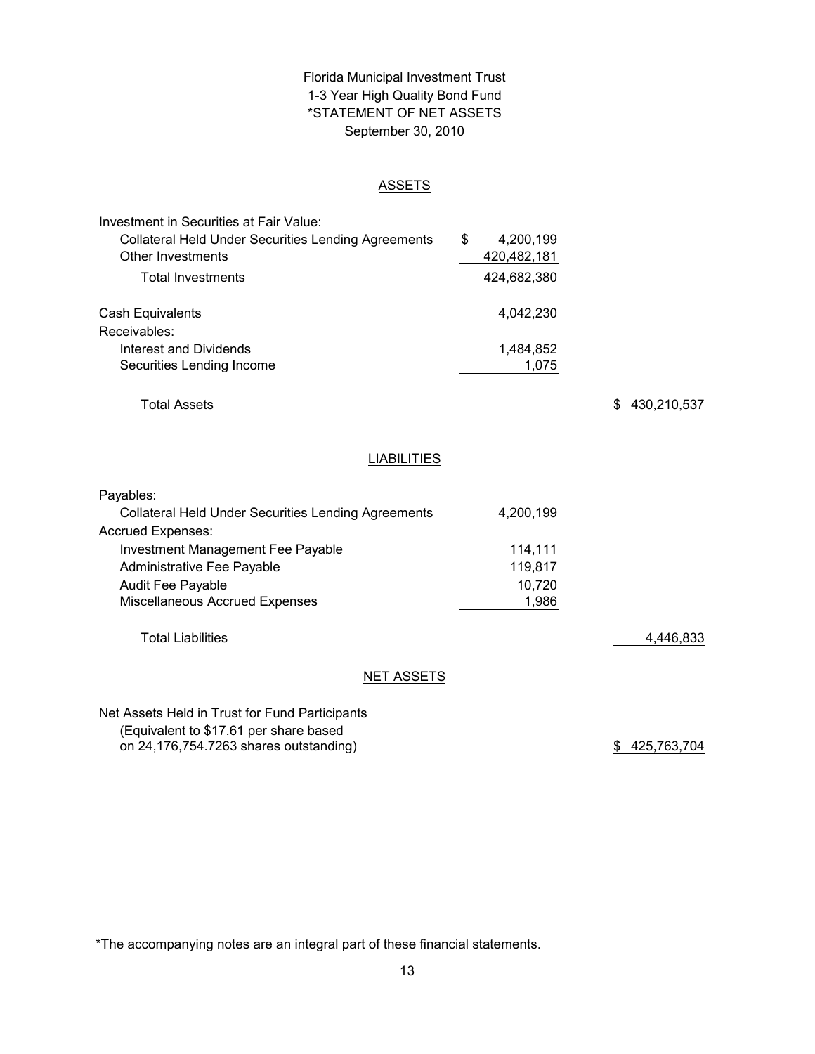# Florida Municipal Investment Trust
## 1-3 Year High Quality Bond Fund
## *STATEMENT OF NET ASSETS
## September 30, 2010

### ASSETS

| | | |
|---|---|---|
| Investment in Securities at Fair Value: | | |
| Collateral Held Under Securities Lending Agreements | $ 4,200,199 | |
| Other Investments | 420,482,181 | |
| Total Investments | 424,682,380 | |
| Cash Equivalents | 4,042,230 | |
| Receivables: | | |
| Interest and Dividends | 1,484,852 | |
| Securities Lending Income | 1,075 | |
| Total Assets | | $ 430,210,537 |

### LIABILITIES

| | | |
|---|---|---|
| Payables: | | |
| Collateral Held Under Securities Lending Agreements | 4,200,199 | |
| Accrued Expenses: | | |
| Investment Management Fee Payable | 114,111 | |
| Administrative Fee Payable | 119,817 | |
| Audit Fee Payable | 10,720 | |
| Miscellaneous Accrued Expenses | 1,986 | |
| Total Liabilities | | 4,446,833 |

### NET ASSETS

| | | |
|---|---|---|
| Net Assets Held in Trust for Fund Participants (Equivalent to $17.61 per share based on 24,176,754.7263 shares outstanding) | | $ 425,763,704 |

*The accompanying notes are an integral part of these financial statements.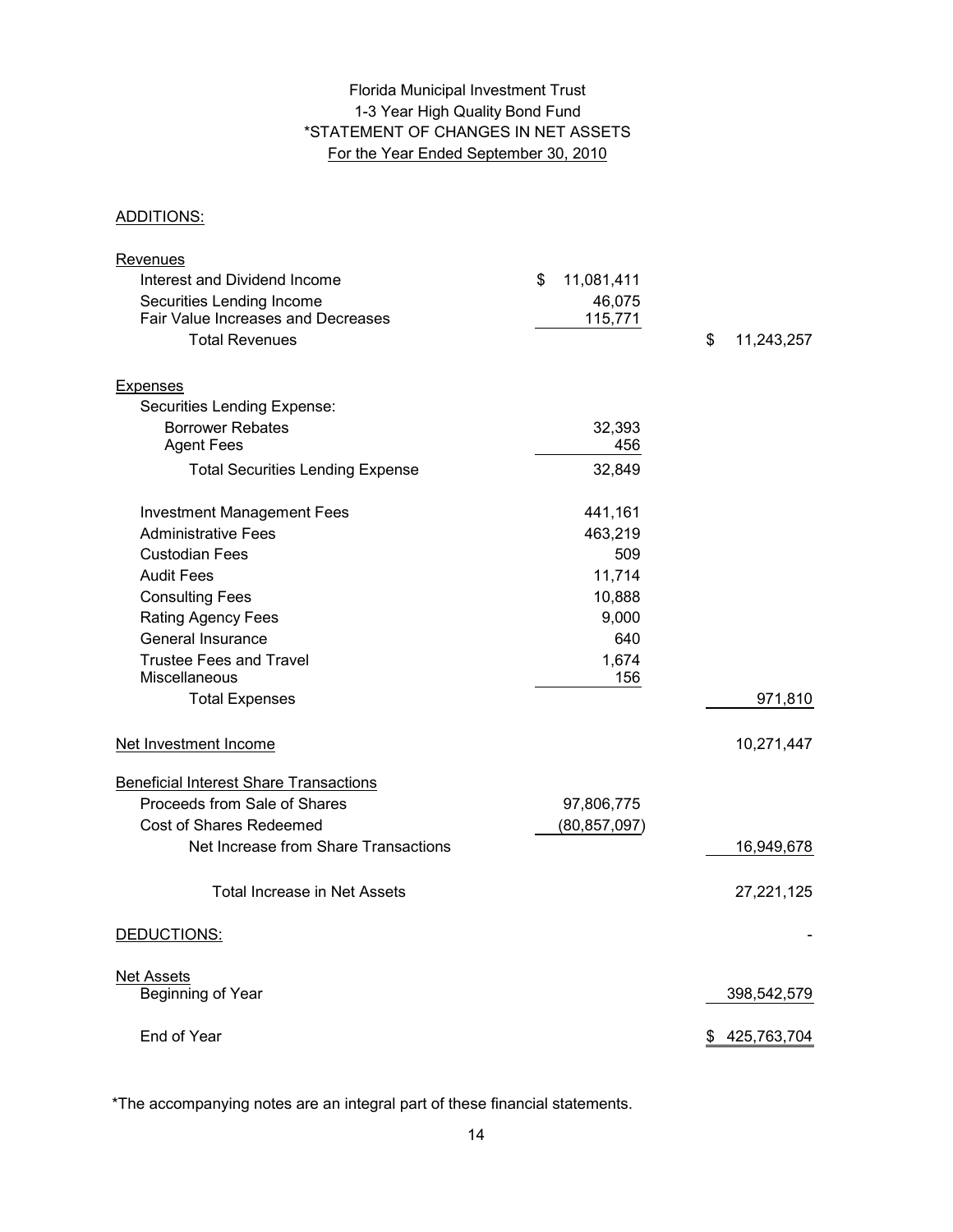# Florida Municipal Investment Trust
## 1-3 Year High Quality Bond Fund
## *STATEMENT OF CHANGES IN NET ASSETS
### For the Year Ended September 30, 2010

| | | |
|---|---|---|
| **ADDITIONS:** | | |
| **Revenues** | | |
| Interest and Dividend Income | $ 11,081,411 | |
| Securities Lending Income | 46,075 | |
| Fair Value Increases and Decreases | 115,771 | |
| Total Revenues | | $ 11,243,257 |
| **Expenses** | | |
| Securities Lending Expense: | | |
| Borrower Rebates | 32,393 | |
| Agent Fees | 456 | |
| Total Securities Lending Expense | 32,849 | |
| Investment Management Fees | 441,161 | |
| Administrative Fees | 463,219 | |
| Custodian Fees | 509 | |
| Audit Fees | 11,714 | |
| Consulting Fees | 10,888 | |
| Rating Agency Fees | 9,000 | |
| General Insurance | 640 | |
| Trustee Fees and Travel | 1,674 | |
| Miscellaneous | 156 | |
| Total Expenses | | 971,810 |
| Net Investment Income | | 10,271,447 |
| **Beneficial Interest Share Transactions** | | |
| Proceeds from Sale of Shares | 97,806,775 | |
| Cost of Shares Redeemed | (80,857,097) | |
| Net Increase from Share Transactions | | 16,949,678 |
| Total Increase in Net Assets | | 27,221,125 |
| **DEDUCTIONS:** | | - |
| **Net Assets** | | |
| Beginning of Year | | 398,542,579 |
| End of Year | | $ 425,763,704 |

*The accompanying notes are an integral part of these financial statements.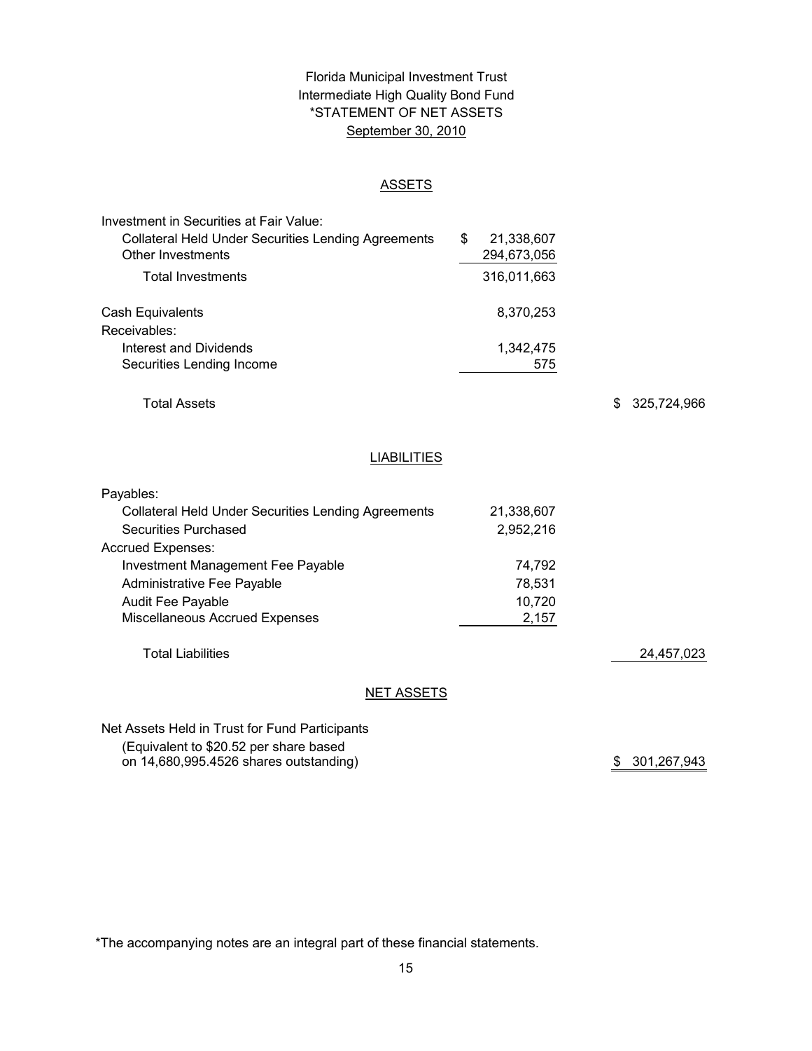# Florida Municipal Investment Trust
## Intermediate High Quality Bond Fund
## *STATEMENT OF NET ASSETS
## September 30, 2010

### ASSETS

| | | |
|---|---|---|
| Investment in Securities at Fair Value: | | |
| Collateral Held Under Securities Lending Agreements | $ 21,338,607 | |
| Other Investments | 294,673,056 | |
| Total Investments | 316,011,663 | |
| Cash Equivalents | 8,370,253 | |
| Receivables: | | |
| Interest and Dividends | 1,342,475 | |
| Securities Lending Income | 575 | |
| Total Assets | | $ 325,724,966 |

### LIABILITIES

| | | |
|---|---|---|
| Payables: | | |
| Collateral Held Under Securities Lending Agreements | 21,338,607 | |
| Securities Purchased | 2,952,216 | |
| Accrued Expenses: | | |
| Investment Management Fee Payable | 74,792 | |
| Administrative Fee Payable | 78,531 | |
| Audit Fee Payable | 10,720 | |
| Miscellaneous Accrued Expenses | 2,157 | |
| Total Liabilities | | 24,457,023 |

### NET ASSETS

| | | |
|---|---|---|
| Net Assets Held in Trust for Fund Participants (Equivalent to $20.52 per share based on 14,680,995.4526 shares outstanding) | | $ 301,267,943 |

*The accompanying notes are an integral part of these financial statements.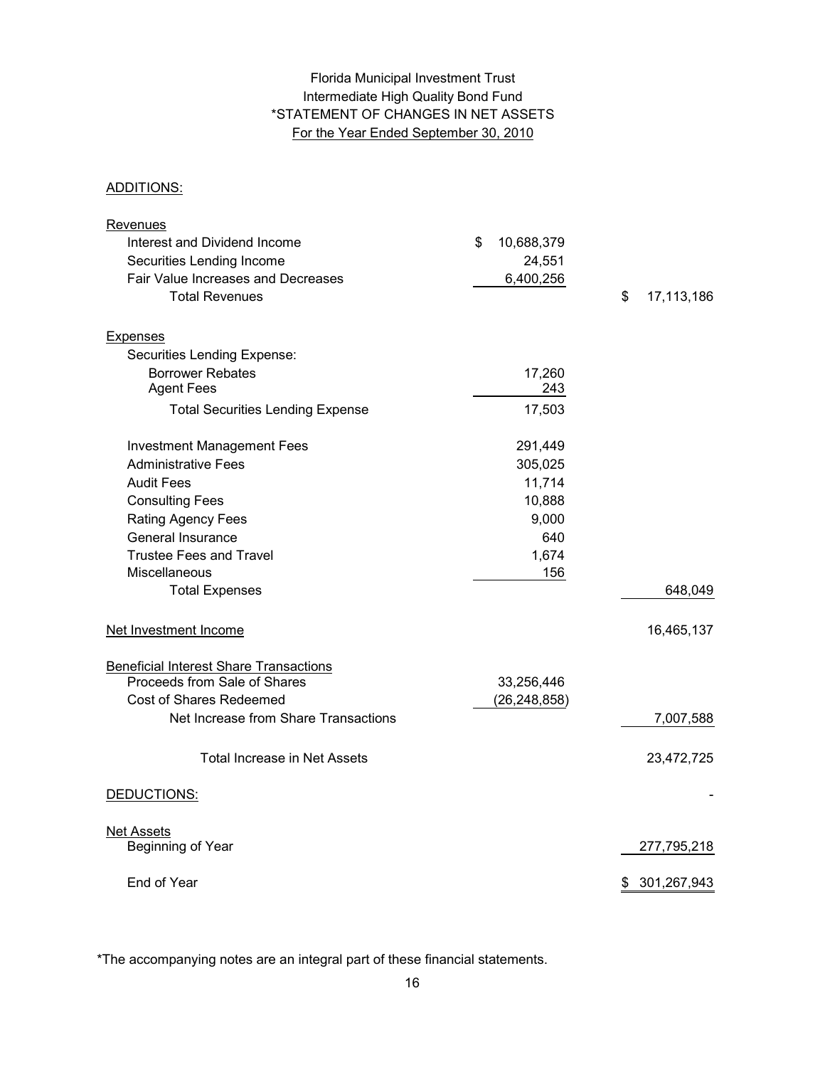# Florida Municipal Investment Trust
## Intermediate High Quality Bond Fund
## *STATEMENT OF CHANGES IN NET ASSETS
### For the Year Ended September 30, 2010

| | | |
|---|---|---|
| **ADDITIONS:** | | |
| **Revenues** | | |
| Interest and Dividend Income | $ 10,688,379 | |
| Securities Lending Income | 24,551 | |
| Fair Value Increases and Decreases | 6,400,256 | |
| Total Revenues | | $ 17,113,186 |
| **Expenses** | | |
| Securities Lending Expense: | | |
| Borrower Rebates | 17,260 | |
| Agent Fees | 243 | |
| Total Securities Lending Expense | 17,503 | |
| Investment Management Fees | 291,449 | |
| Administrative Fees | 305,025 | |
| Audit Fees | 11,714 | |
| Consulting Fees | 10,888 | |
| Rating Agency Fees | 9,000 | |
| General Insurance | 640 | |
| Trustee Fees and Travel | 1,674 | |
| Miscellaneous | 156 | |
| Total Expenses | | 648,049 |
| **Net Investment Income** | | 16,465,137 |
| **Beneficial Interest Share Transactions** | | |
| Proceeds from Sale of Shares | 33,256,446 | |
| Cost of Shares Redeemed | (26,248,858) | |
| Net Increase from Share Transactions | | 7,007,588 |
| Total Increase in Net Assets | | 23,472,725 |
| **DEDUCTIONS:** | | - |
| **Net Assets** | | |
| Beginning of Year | | 277,795,218 |
| End of Year | | $ 301,267,943 |

*The accompanying notes are an integral part of these financial statements.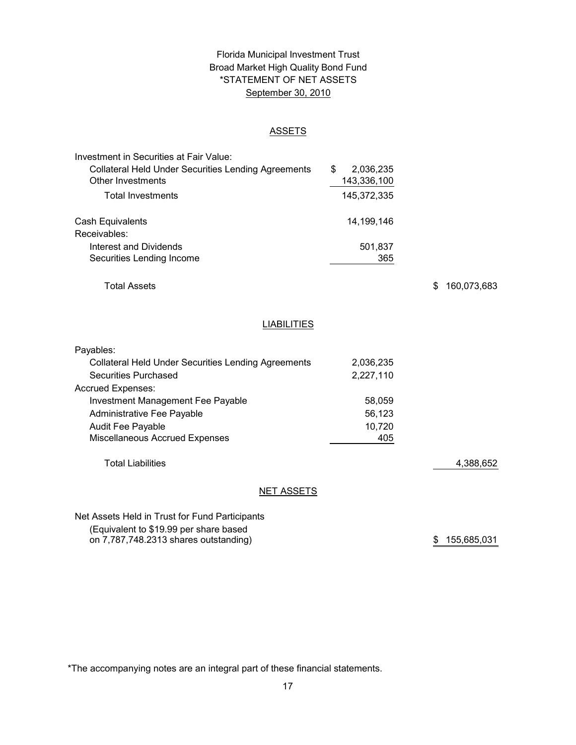# Florida Municipal Investment Trust
## Broad Market High Quality Bond Fund
## *STATEMENT OF NET ASSETS
## September 30, 2010

### ASSETS

| | | |
|---|---|---|
| Investment in Securities at Fair Value: | | |
| Collateral Held Under Securities Lending Agreements | $ 2,036,235 | |
| Other Investments | 143,336,100 | |
| Total Investments | 145,372,335 | |
| Cash Equivalents | 14,199,146 | |
| Receivables: | | |
| Interest and Dividends | 501,837 | |
| Securities Lending Income | 365 | |
| Total Assets | | $ 160,073,683 |

### LIABILITIES

| | | |
|---|---|---|
| Payables: | | |
| Collateral Held Under Securities Lending Agreements | 2,036,235 | |
| Securities Purchased | 2,227,110 | |
| Accrued Expenses: | | |
| Investment Management Fee Payable | 58,059 | |
| Administrative Fee Payable | 56,123 | |
| Audit Fee Payable | 10,720 | |
| Miscellaneous Accrued Expenses | 405 | |
| Total Liabilities | | 4,388,652 |

### NET ASSETS

| | |
|---|---|
| Net Assets Held in Trust for Fund Participants (Equivalent to $19.99 per share based on 7,787,748.2313 shares outstanding) | $ 155,685,031 |

*The accompanying notes are an integral part of these financial statements.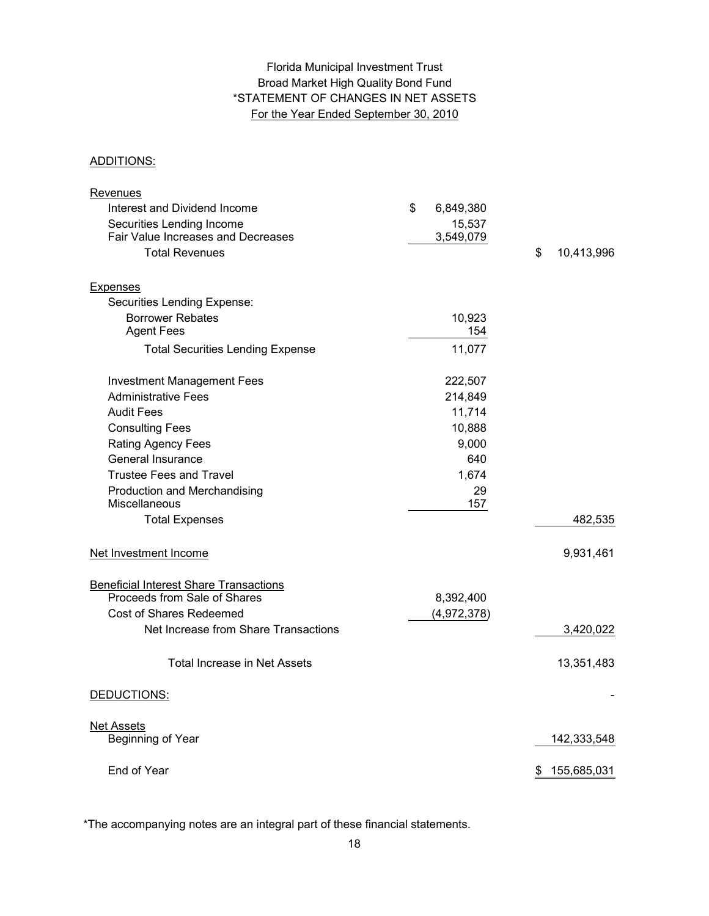# Florida Municipal Investment Trust
## Broad Market High Quality Bond Fund
## *STATEMENT OF CHANGES IN NET ASSETS
### For the Year Ended September 30, 2010

| | | |
|---|---|---|
| ADDITIONS: | | |
| Revenues | | |
| Interest and Dividend Income | $ 6,849,380 | |
| Securities Lending Income | 15,537 | |
| Fair Value Increases and Decreases | 3,549,079 | |
| Total Revenues | | $ 10,413,996 |
| Expenses | | |
| Securities Lending Expense: | | |
| Borrower Rebates | 10,923 | |
| Agent Fees | 154 | |
| Total Securities Lending Expense | 11,077 | |
| Investment Management Fees | 222,507 | |
| Administrative Fees | 214,849 | |
| Audit Fees | 11,714 | |
| Consulting Fees | 10,888 | |
| Rating Agency Fees | 9,000 | |
| General Insurance | 640 | |
| Trustee Fees and Travel | 1,674 | |
| Production and Merchandising | 29 | |
| Miscellaneous | 157 | |
| Total Expenses | | 482,535 |
| Net Investment Income | | 9,931,461 |
| Beneficial Interest Share Transactions | | |
| Proceeds from Sale of Shares | 8,392,400 | |
| Cost of Shares Redeemed | (4,972,378) | |
| Net Increase from Share Transactions | | 3,420,022 |
| Total Increase in Net Assets | | 13,351,483 |
| DEDUCTIONS: | | - |
| Net Assets | | |
| Beginning of Year | | 142,333,548 |
| End of Year | | $ 155,685,031 |

*The accompanying notes are an integral part of these financial statements.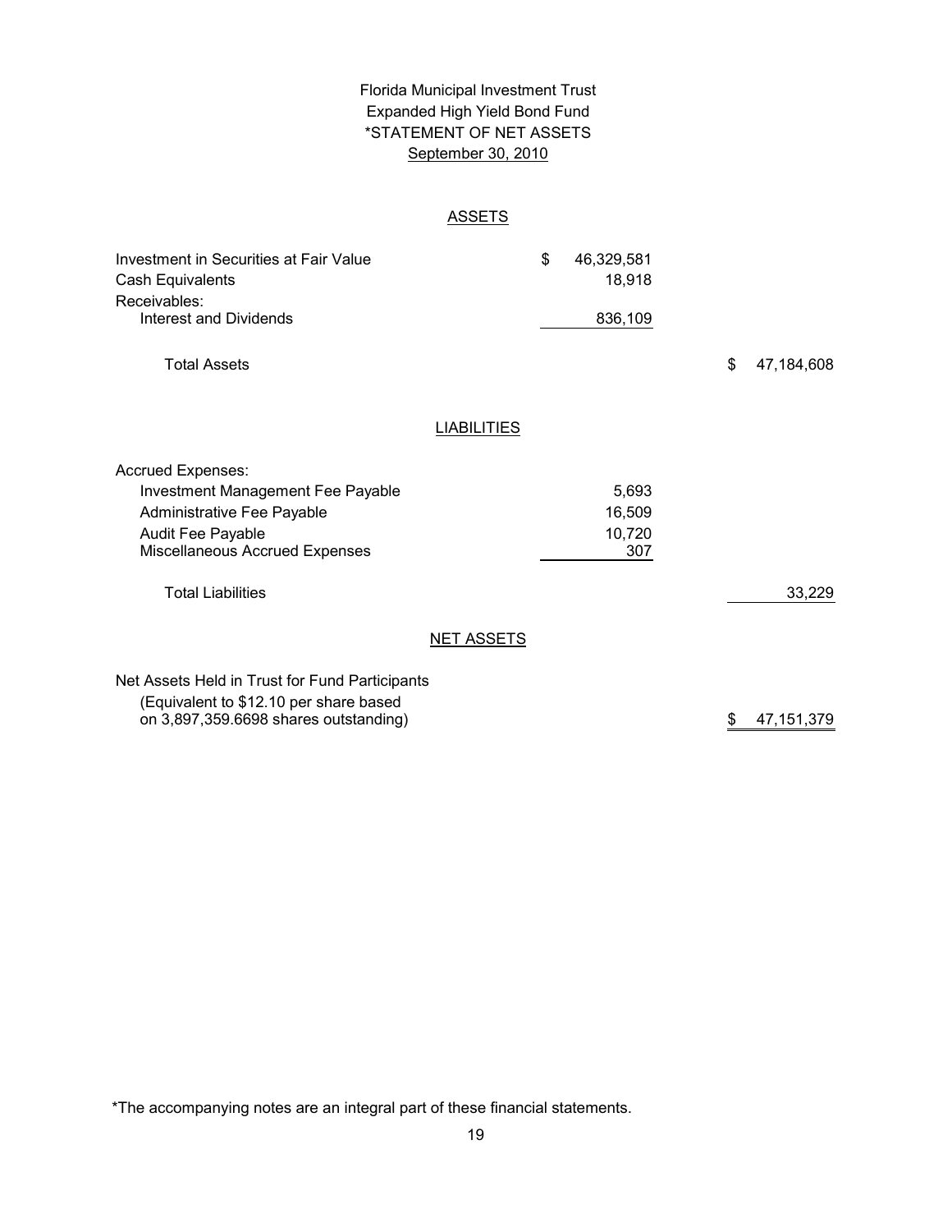Florida Municipal Investment Trust
Expanded High Yield Bond Fund
*STATEMENT OF NET ASSETS
September 30, 2010

## ASSETS

| | | |
|---|---|---|
| Investment in Securities at Fair Value | $ 46,329,581 | |
| Cash Equivalents | 18,918 | |
| Receivables: | | |
| Interest and Dividends | 836,109 | |
| Total Assets | | $ 47,184,608 |

## LIABILITIES

| | | |
|---|---|---|
| Accrued Expenses: | | |
| Investment Management Fee Payable | 5,693 | |
| Administrative Fee Payable | 16,509 | |
| Audit Fee Payable | 10,720 | |
| Miscellaneous Accrued Expenses | 307 | |
| Total Liabilities | | 33,229 |

## NET ASSETS

| | |
|---|---|
| Net Assets Held in Trust for Fund Participants (Equivalent to $12.10 per share based on 3,897,359.6698 shares outstanding) | $ 47,151,379 |

*The accompanying notes are an integral part of these financial statements.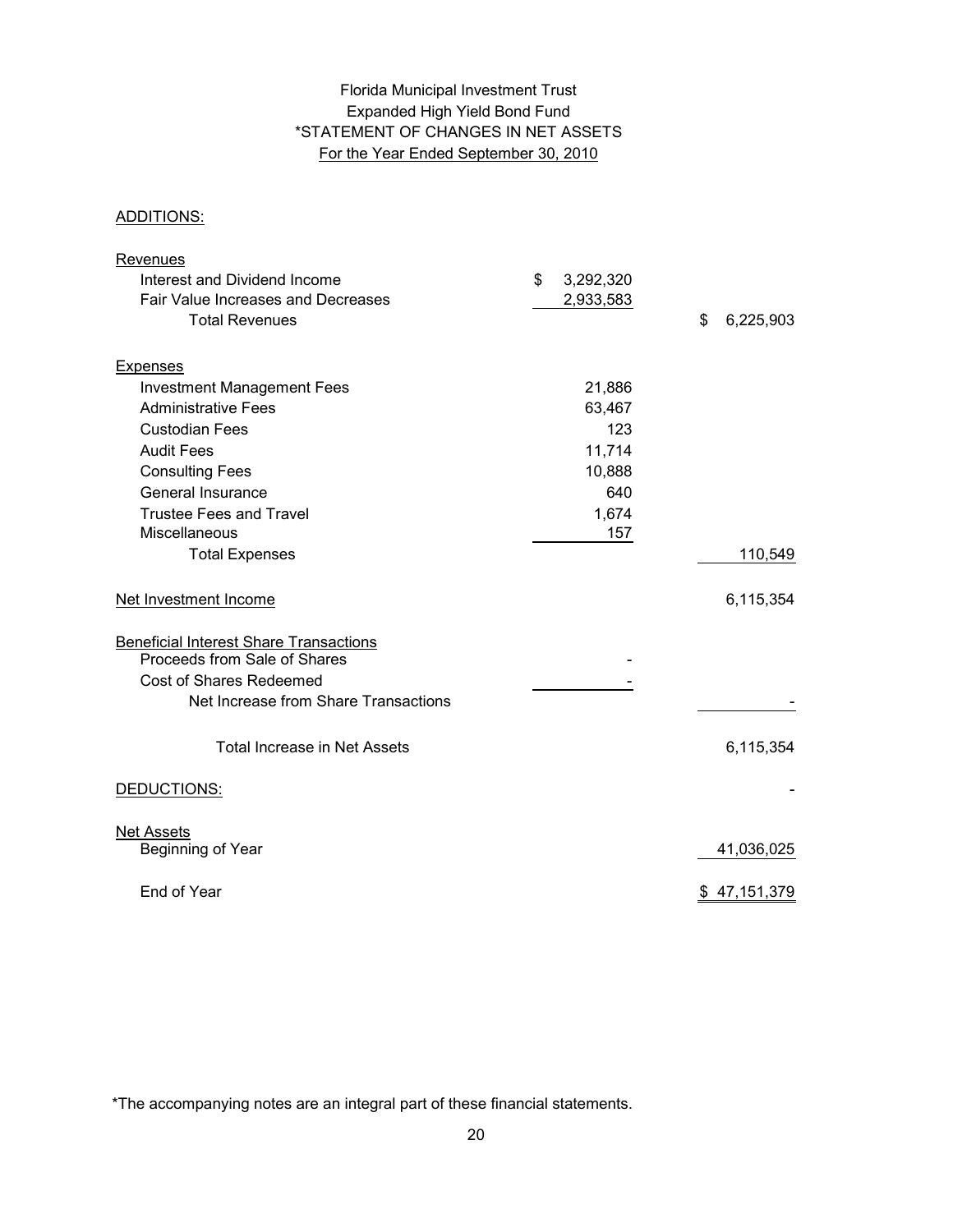# Florida Municipal Investment Trust
## Expanded High Yield Bond Fund
## *STATEMENT OF CHANGES IN NET ASSETS
### For the Year Ended September 30, 2010

ADDITIONS:

| | | |
|---|---|---|
| **Revenues** | | |
| Interest and Dividend Income | $ 3,292,320 | |
| Fair Value Increases and Decreases | 2,933,583 | |
| Total Revenues | | $ 6,225,903 |
| **Expenses** | | |
| Investment Management Fees | 21,886 | |
| Administrative Fees | 63,467 | |
| Custodian Fees | 123 | |
| Audit Fees | 11,714 | |
| Consulting Fees | 10,888 | |
| General Insurance | 640 | |
| Trustee Fees and Travel | 1,674 | |
| Miscellaneous | 157 | |
| Total Expenses | | 110,549 |
| **Net Investment Income** | | 6,115,354 |
| **Beneficial Interest Share Transactions** | | |
| Proceeds from Sale of Shares | - | |
| Cost of Shares Redeemed | - | |
| Net Increase from Share Transactions | | - |
| Total Increase in Net Assets | | 6,115,354 |
| DEDUCTIONS: | | - |
| **Net Assets** | | |
| Beginning of Year | | 41,036,025 |
| End of Year | | $ 47,151,379 |

*The accompanying notes are an integral part of these financial statements.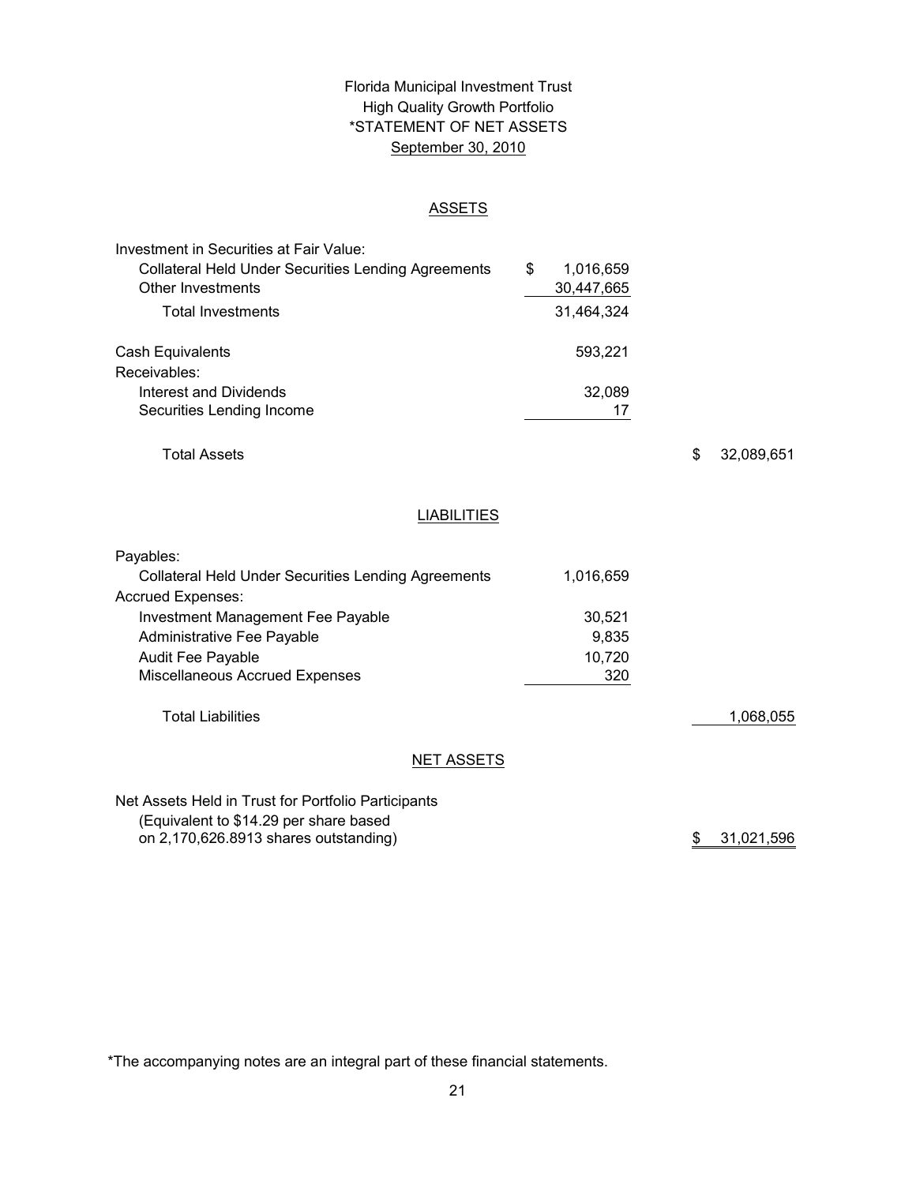# Florida Municipal Investment Trust
## High Quality Growth Portfolio
## *STATEMENT OF NET ASSETS
## September 30, 2010

### ASSETS

| | | |
|---|---|---|
| Investment in Securities at Fair Value: | | |
| Collateral Held Under Securities Lending Agreements | $ 1,016,659 | |
| Other Investments | 30,447,665 | |
| Total Investments | 31,464,324 | |
| Cash Equivalents | 593,221 | |
| Receivables: | | |
| Interest and Dividends | 32,089 | |
| Securities Lending Income | 17 | |
| Total Assets | | $ 32,089,651 |

### LIABILITIES

| | | |
|---|---|---|
| Payables: | | |
| Collateral Held Under Securities Lending Agreements | 1,016,659 | |
| Accrued Expenses: | | |
| Investment Management Fee Payable | 30,521 | |
| Administrative Fee Payable | 9,835 | |
| Audit Fee Payable | 10,720 | |
| Miscellaneous Accrued Expenses | 320 | |
| Total Liabilities | | 1,068,055 |

### NET ASSETS

| | | |
|---|---|---|
| Net Assets Held in Trust for Portfolio Participants (Equivalent to $14.29 per share based on 2,170,626.8913 shares outstanding) | | $ 31,021,596 |

*The accompanying notes are an integral part of these financial statements.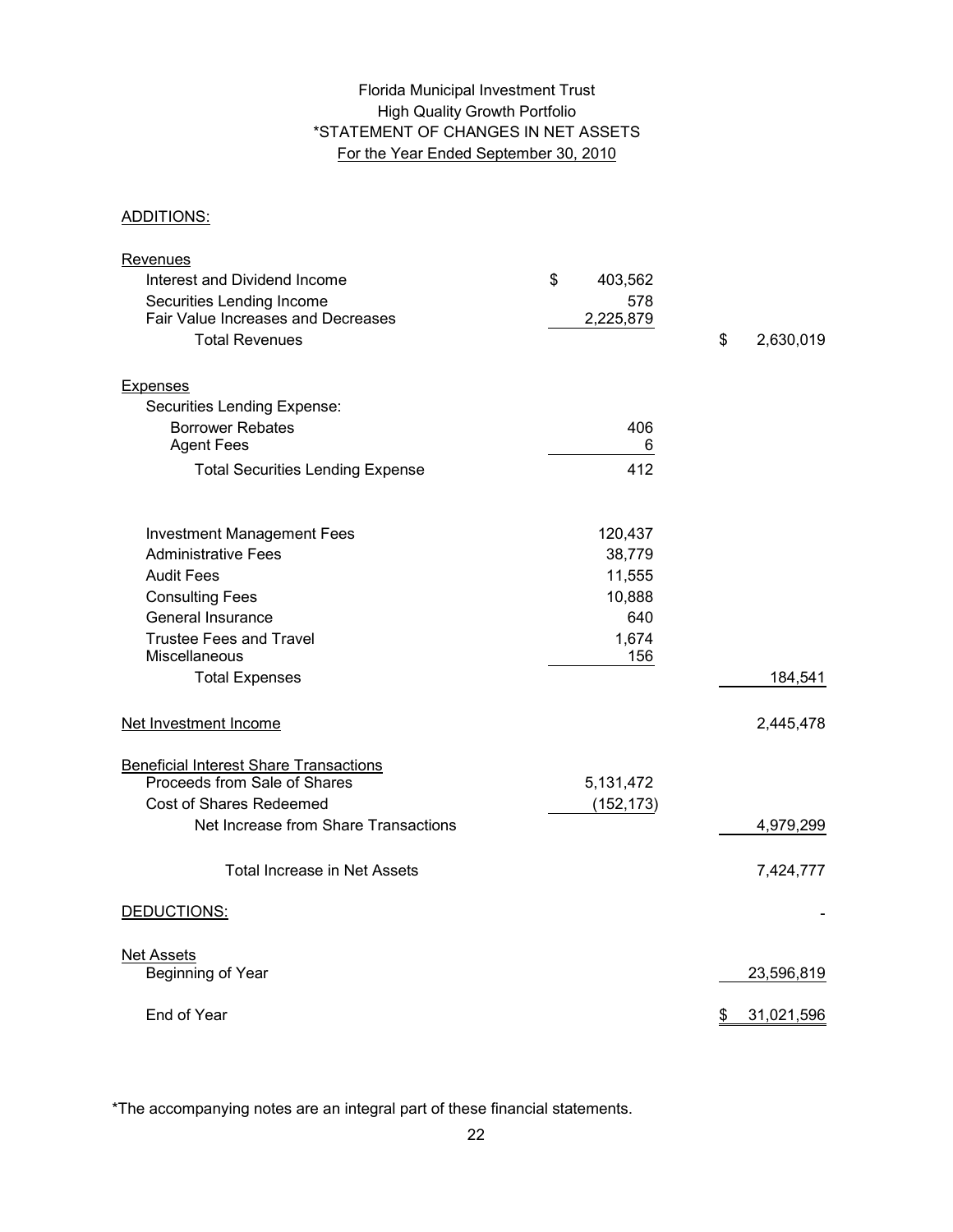Florida Municipal Investment Trust
High Quality Growth Portfolio
*STATEMENT OF CHANGES IN NET ASSETS
For the Year Ended September 30, 2010

| | | |
|---|---|---|
| ADDITIONS: | | |
| Revenues | | |
| Interest and Dividend Income | $ 403,562 | |
| Securities Lending Income | 578 | |
| Fair Value Increases and Decreases | 2,225,879 | |
| Total Revenues | | $ 2,630,019 |
| Expenses | | |
| Securities Lending Expense: | | |
| Borrower Rebates | 406 | |
| Agent Fees | 6 | |
| Total Securities Lending Expense | 412 | |
| Investment Management Fees | 120,437 | |
| Administrative Fees | 38,779 | |
| Audit Fees | 11,555 | |
| Consulting Fees | 10,888 | |
| General Insurance | 640 | |
| Trustee Fees and Travel | 1,674 | |
| Miscellaneous | 156 | |
| Total Expenses | | 184,541 |
| Net Investment Income | | 2,445,478 |
| Beneficial Interest Share Transactions | | |
| Proceeds from Sale of Shares | 5,131,472 | |
| Cost of Shares Redeemed | (152,173) | |
| Net Increase from Share Transactions | | 4,979,299 |
| Total Increase in Net Assets | | 7,424,777 |
| DEDUCTIONS: | | - |
| Net Assets | | |
| Beginning of Year | | 23,596,819 |
| End of Year | | $ 31,021,596 |

*The accompanying notes are an integral part of these financial statements.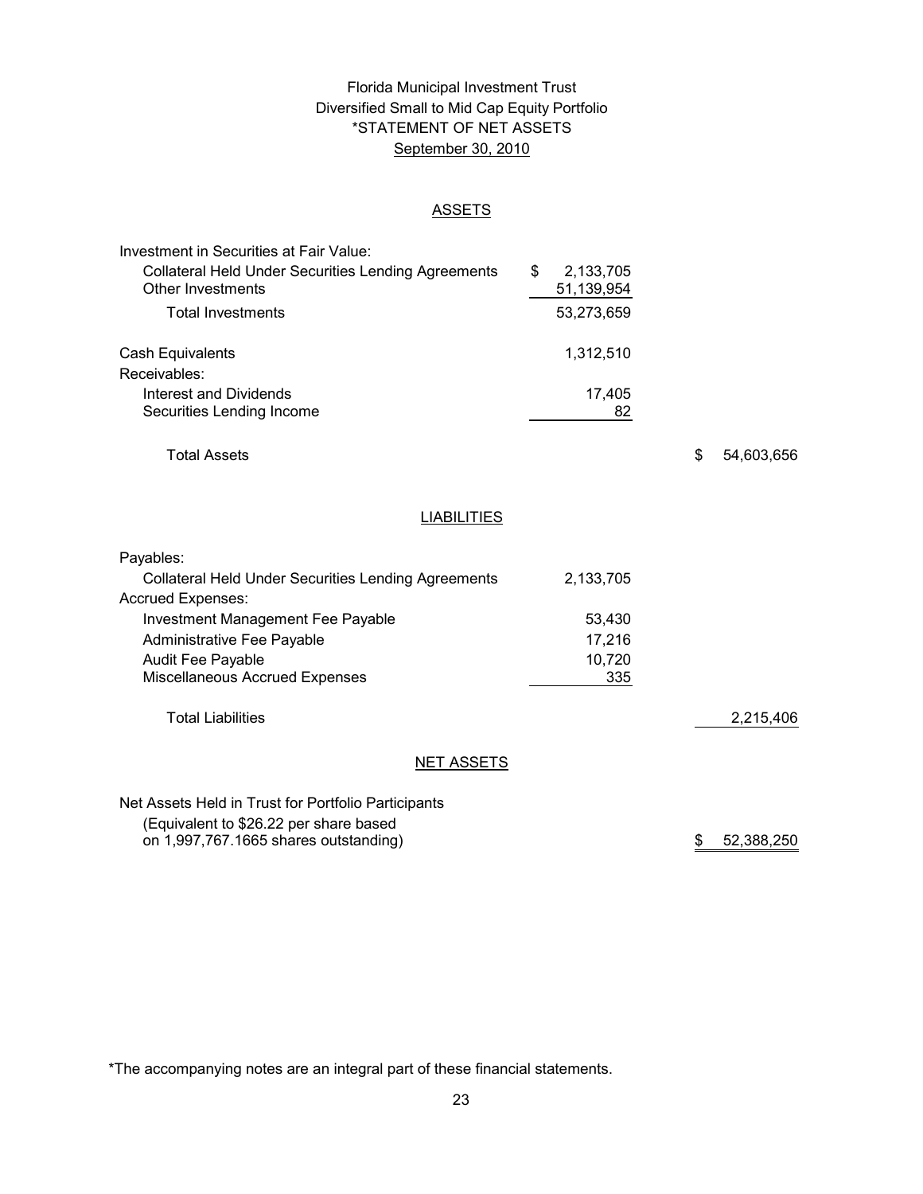# Florida Municipal Investment Trust
## Diversified Small to Mid Cap Equity Portfolio
## *STATEMENT OF NET ASSETS
### September 30, 2010

### ASSETS

| | | |
|---|---|---|
| Investment in Securities at Fair Value: | | |
| Collateral Held Under Securities Lending Agreements | $ 2,133,705 | |
| Other Investments | 51,139,954 | |
| Total Investments | 53,273,659 | |
| Cash Equivalents | 1,312,510 | |
| Receivables: | | |
| Interest and Dividends | 17,405 | |
| Securities Lending Income | 82 | |
| Total Assets | | $ 54,603,656 |

### LIABILITIES

| | | |
|---|---|---|
| Payables: | | |
| Collateral Held Under Securities Lending Agreements | 2,133,705 | |
| Accrued Expenses: | | |
| Investment Management Fee Payable | 53,430 | |
| Administrative Fee Payable | 17,216 | |
| Audit Fee Payable | 10,720 | |
| Miscellaneous Accrued Expenses | 335 | |
| Total Liabilities | | 2,215,406 |

### NET ASSETS

| | | |
|---|---|---|
| Net Assets Held in Trust for Portfolio Participants (Equivalent to $26.22 per share based on 1,997,767.1665 shares outstanding) | | $ 52,388,250 |

*The accompanying notes are an integral part of these financial statements.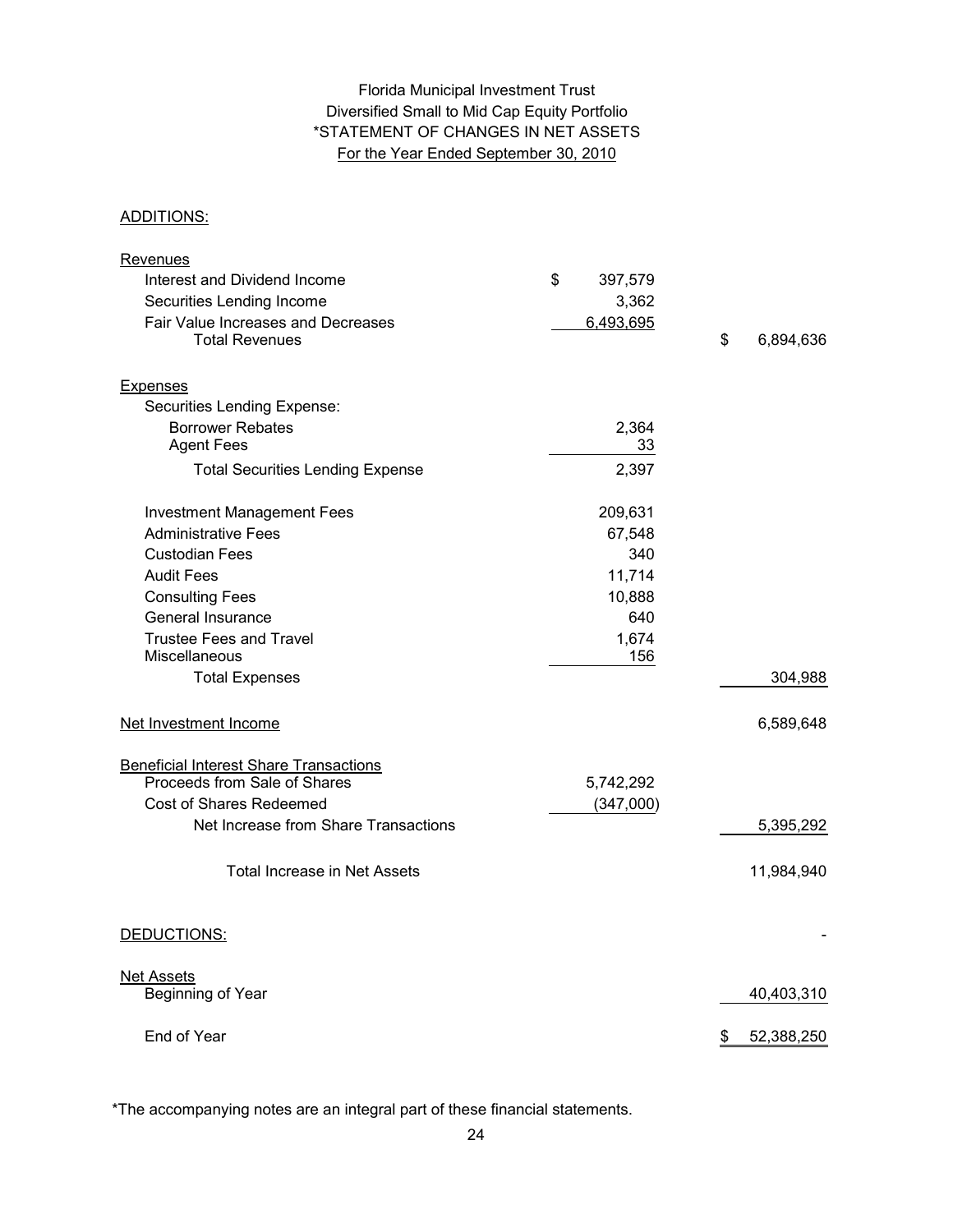Florida Municipal Investment Trust
Diversified Small to Mid Cap Equity Portfolio
*STATEMENT OF CHANGES IN NET ASSETS
For the Year Ended September 30, 2010

| | | |
|---|---|---|
| ADDITIONS: | | |
| Revenues | | |
| Interest and Dividend Income | $ 397,579 | |
| Securities Lending Income | 3,362 | |
| Fair Value Increases and Decreases | 6,493,695 | |
| Total Revenues | | $ 6,894,636 |
| Expenses | | |
| Securities Lending Expense: | | |
| Borrower Rebates | 2,364 | |
| Agent Fees | 33 | |
| Total Securities Lending Expense | 2,397 | |
| Investment Management Fees | 209,631 | |
| Administrative Fees | 67,548 | |
| Custodian Fees | 340 | |
| Audit Fees | 11,714 | |
| Consulting Fees | 10,888 | |
| General Insurance | 640 | |
| Trustee Fees and Travel | 1,674 | |
| Miscellaneous | 156 | |
| Total Expenses | | 304,988 |
| Net Investment Income | | 6,589,648 |
| Beneficial Interest Share Transactions | | |
| Proceeds from Sale of Shares | 5,742,292 | |
| Cost of Shares Redeemed | (347,000) | |
| Net Increase from Share Transactions | | 5,395,292 |
| Total Increase in Net Assets | | 11,984,940 |
| DEDUCTIONS: | | - |
| Net Assets | | |
| Beginning of Year | | 40,403,310 |
| End of Year | | $ 52,388,250 |

*The accompanying notes are an integral part of these financial statements.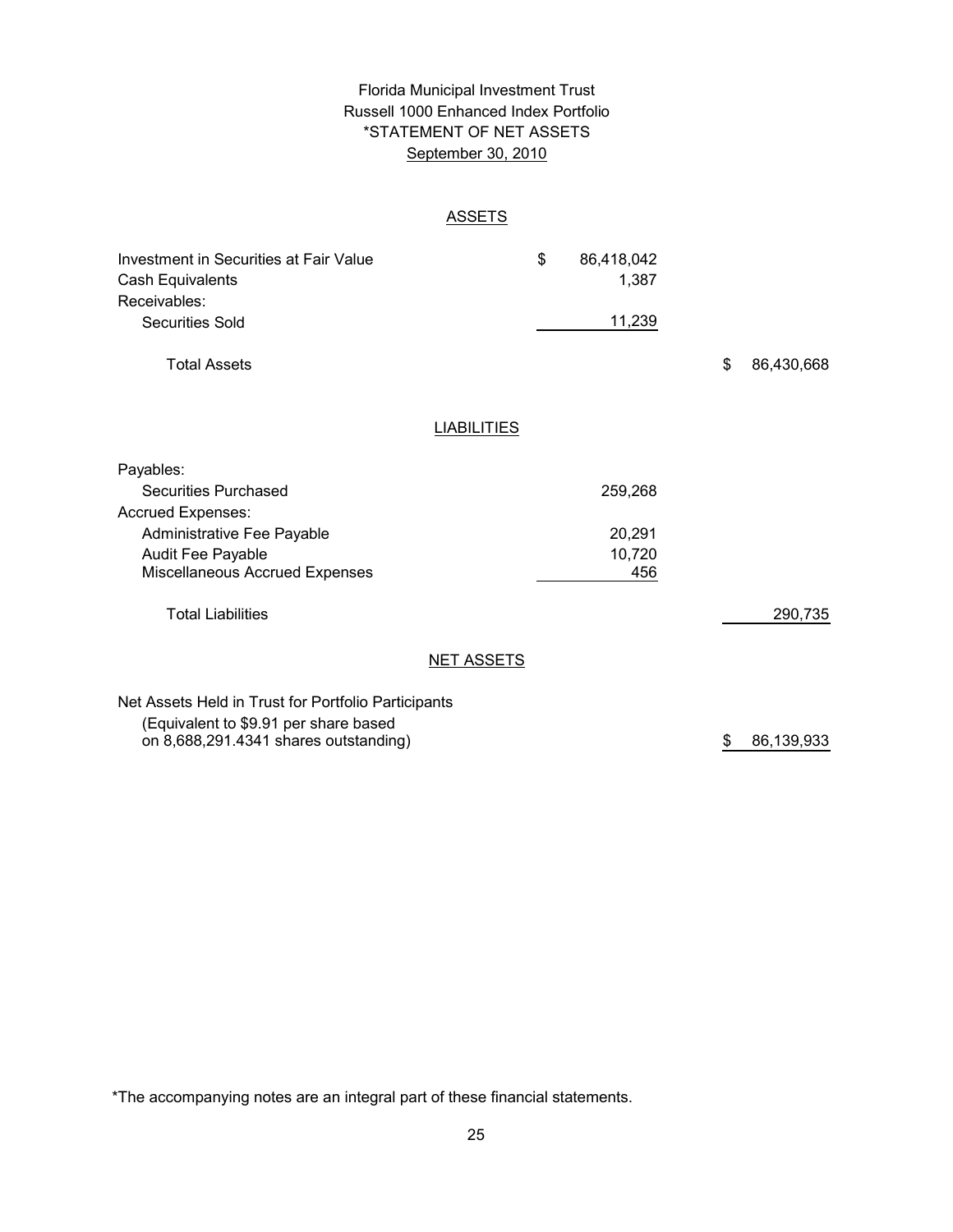Florida Municipal Investment Trust
Russell 1000 Enhanced Index Portfolio
*STATEMENT OF NET ASSETS
September 30, 2010

## ASSETS

| | | |
|---|---|---|
| Investment in Securities at Fair Value | $ 86,418,042 | |
| Cash Equivalents | 1,387 | |
| Receivables: | | |
| Securities Sold | 11,239 | |
| Total Assets | | $ 86,430,668 |

## LIABILITIES

| | | |
|---|---|---|
| Payables: | | |
| Securities Purchased | 259,268 | |
| Accrued Expenses: | | |
| Administrative Fee Payable | 20,291 | |
| Audit Fee Payable | 10,720 | |
| Miscellaneous Accrued Expenses | 456 | |
| Total Liabilities | | 290,735 |

## NET ASSETS

| | | |
|---|---|---|
| Net Assets Held in Trust for Portfolio Participants (Equivalent to $9.91 per share based on 8,688,291.4341 shares outstanding) | | $ 86,139,933 |

*The accompanying notes are an integral part of these financial statements.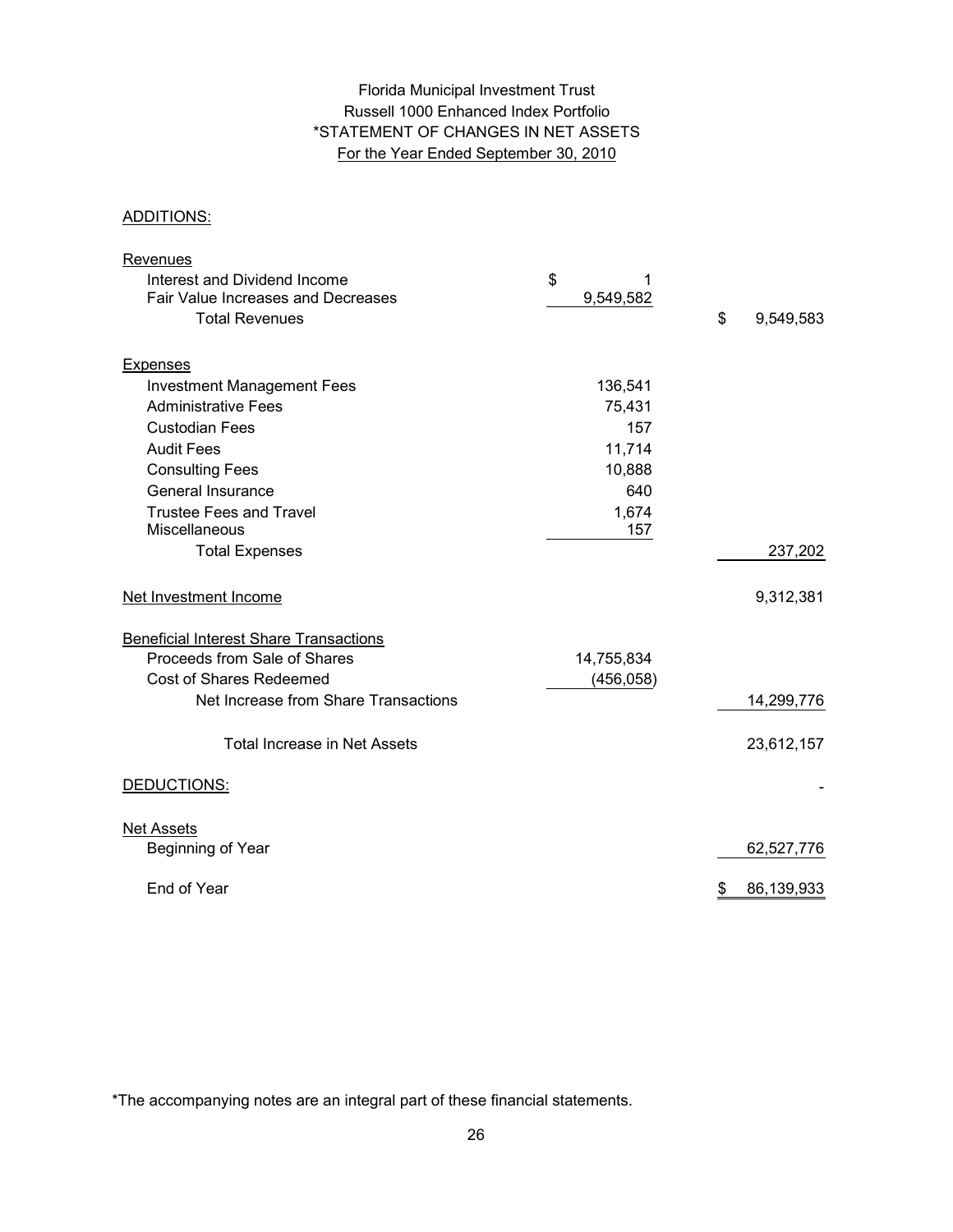# Florida Municipal Investment Trust
## Russell 1000 Enhanced Index Portfolio
## *STATEMENT OF CHANGES IN NET ASSETS
### For the Year Ended September 30, 2010

ADDITIONS:

| | | |
|---|---|---|
| **Revenues** | | |
| Interest and Dividend Income | $ 1 | |
| Fair Value Increases and Decreases | 9,549,582 | |
| Total Revenues | | $ 9,549,583 |
| **Expenses** | | |
| Investment Management Fees | 136,541 | |
| Administrative Fees | 75,431 | |
| Custodian Fees | 157 | |
| Audit Fees | 11,714 | |
| Consulting Fees | 10,888 | |
| General Insurance | 640 | |
| Trustee Fees and Travel | 1,674 | |
| Miscellaneous | 157 | |
| Total Expenses | | 237,202 |
| Net Investment Income | | 9,312,381 |
| **Beneficial Interest Share Transactions** | | |
| Proceeds from Sale of Shares | 14,755,834 | |
| Cost of Shares Redeemed | (456,058) | |
| Net Increase from Share Transactions | | 14,299,776 |
| Total Increase in Net Assets | | 23,612,157 |
| DEDUCTIONS: | | - |
| **Net Assets** | | |
| Beginning of Year | | 62,527,776 |
| End of Year | | $ 86,139,933 |

*The accompanying notes are an integral part of these financial statements.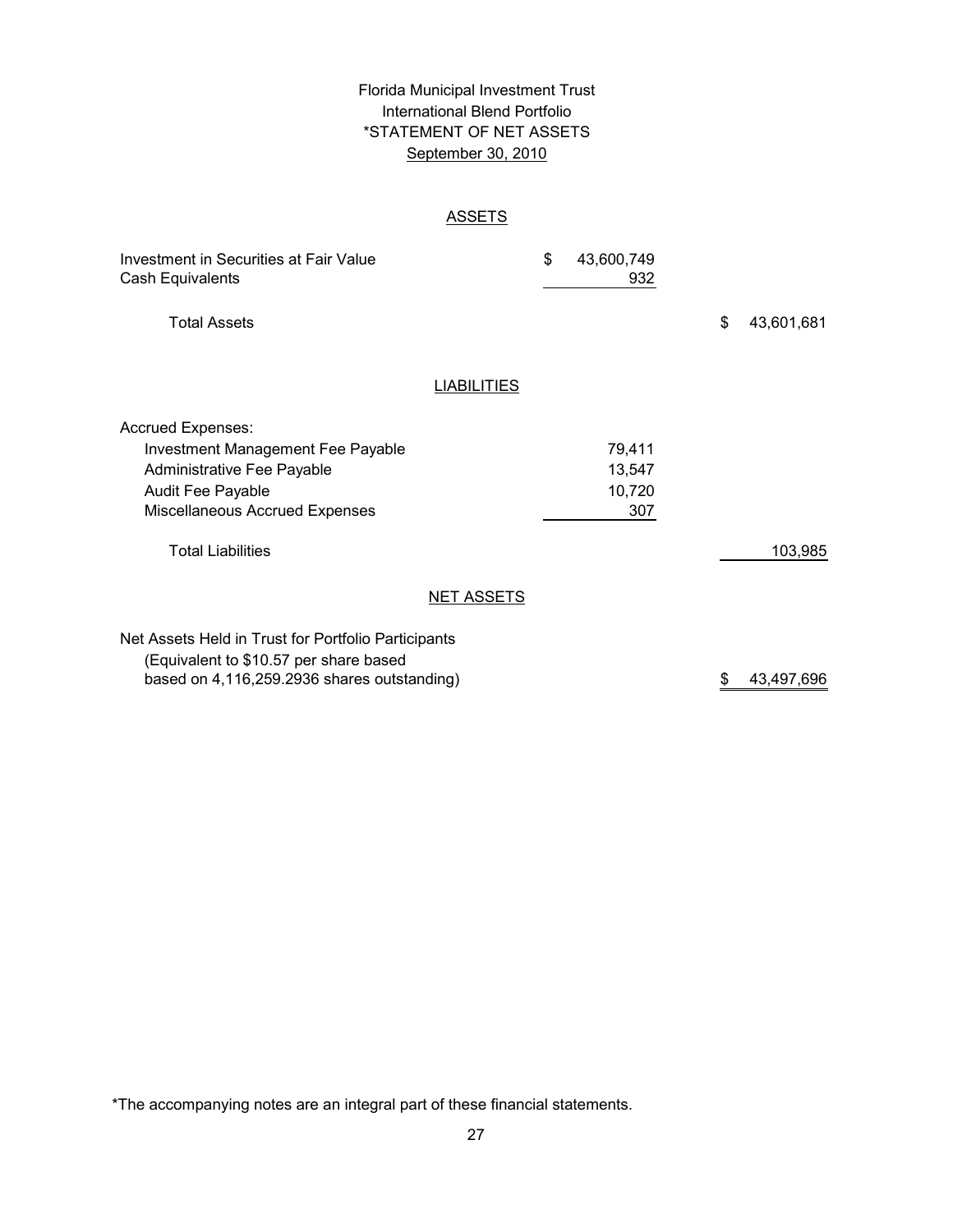Florida Municipal Investment Trust
International Blend Portfolio
*STATEMENT OF NET ASSETS
September 30, 2010

## ASSETS

| | | |
|---|---|---|
| Investment in Securities at Fair Value | $ 43,600,749 | |
| Cash Equivalents | 932 | |
| Total Assets | | $ 43,601,681 |

## LIABILITIES

| | | |
|---|---|---|
| Accrued Expenses: | | |
| Investment Management Fee Payable | 79,411 | |
| Administrative Fee Payable | 13,547 | |
| Audit Fee Payable | 10,720 | |
| Miscellaneous Accrued Expenses | 307 | |
| Total Liabilities | | 103,985 |

## NET ASSETS

| | | |
|---|---|---|
| Net Assets Held in Trust for Portfolio Participants (Equivalent to $10.57 per share based based on 4,116,259.2936 shares outstanding) | | $ 43,497,696 |

*The accompanying notes are an integral part of these financial statements.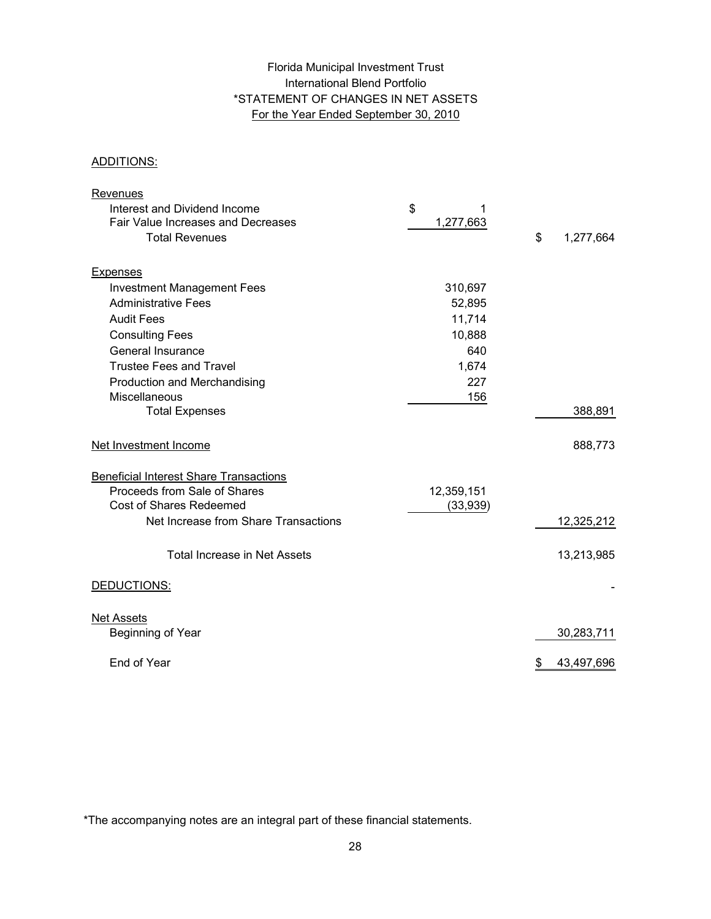Florida Municipal Investment Trust
International Blend Portfolio
*STATEMENT OF CHANGES IN NET ASSETS
For the Year Ended September 30, 2010

| | | |
|---|---|---|
| **ADDITIONS:** | | |
| **Revenues** | | |
| Interest and Dividend Income | $ 1 | |
| Fair Value Increases and Decreases | 1,277,663 | |
| Total Revenues | | $ 1,277,664 |
| **Expenses** | | |
| Investment Management Fees | 310,697 | |
| Administrative Fees | 52,895 | |
| Audit Fees | 11,714 | |
| Consulting Fees | 10,888 | |
| General Insurance | 640 | |
| Trustee Fees and Travel | 1,674 | |
| Production and Merchandising | 227 | |
| Miscellaneous | 156 | |
| Total Expenses | | 388,891 |
| Net Investment Income | | 888,773 |
| **Beneficial Interest Share Transactions** | | |
| Proceeds from Sale of Shares | 12,359,151 | |
| Cost of Shares Redeemed | (33,939) | |
| Net Increase from Share Transactions | | 12,325,212 |
| Total Increase in Net Assets | | 13,213,985 |
| **DEDUCTIONS:** | | - |
| **Net Assets** | | |
| Beginning of Year | | 30,283,711 |
| End of Year | | $ 43,497,696 |

*The accompanying notes are an integral part of these financial statements.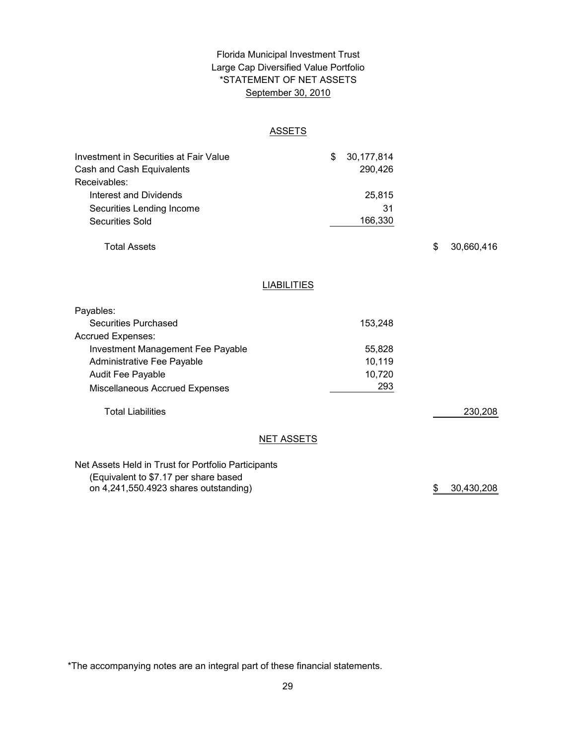# Florida Municipal Investment Trust
## Large Cap Diversified Value Portfolio
## *STATEMENT OF NET ASSETS
## September 30, 2010

### ASSETS

| | | |
|---|---|---|
| Investment in Securities at Fair Value | $ 30,177,814 | |
| Cash and Cash Equivalents | 290,426 | |
| Receivables: | | |
| Interest and Dividends | 25,815 | |
| Securities Lending Income | 31 | |
| Securities Sold | 166,330 | |
| Total Assets | | $ 30,660,416 |

### LIABILITIES

| | | |
|---|---|---|
| Payables: | | |
| Securities Purchased | 153,248 | |
| Accrued Expenses: | | |
| Investment Management Fee Payable | 55,828 | |
| Administrative Fee Payable | 10,119 | |
| Audit Fee Payable | 10,720 | |
| Miscellaneous Accrued Expenses | 293 | |
| Total Liabilities | | 230,208 |

### NET ASSETS

| | | |
|---|---|---|
| Net Assets Held in Trust for Portfolio Participants (Equivalent to $7.17 per share based on 4,241,550.4923 shares outstanding) | | $ 30,430,208 |

*The accompanying notes are an integral part of these financial statements.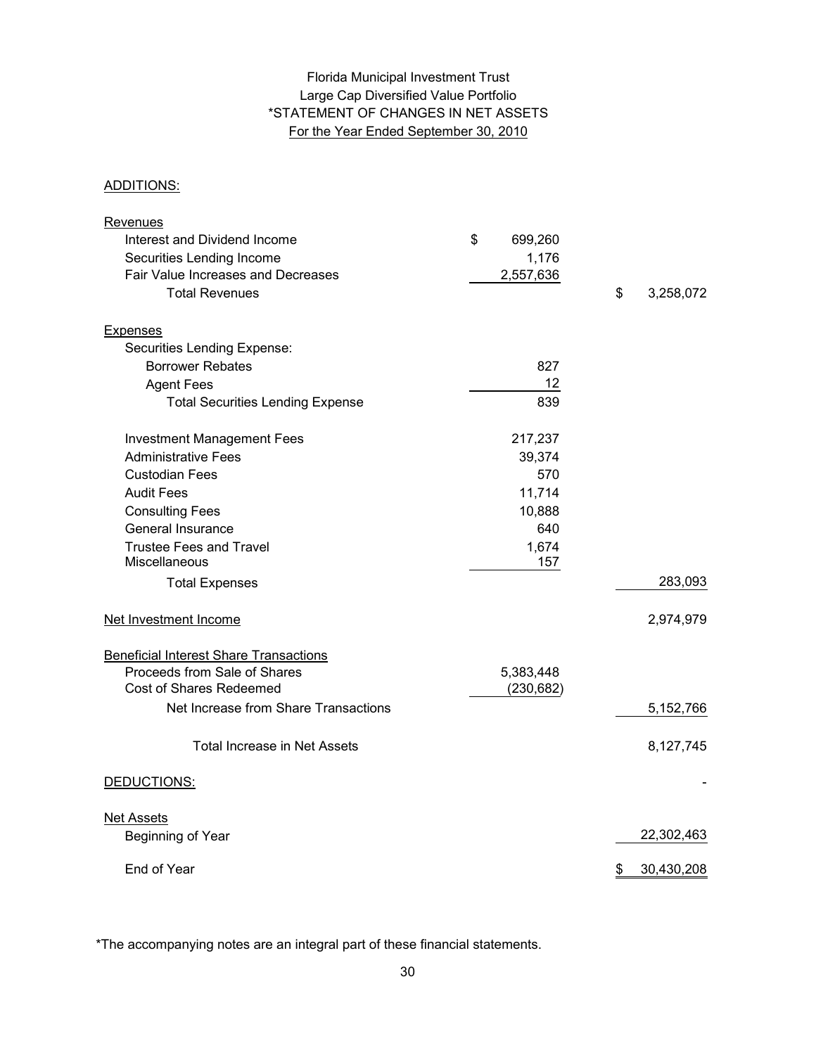# Florida Municipal Investment Trust
## Large Cap Diversified Value Portfolio
## *STATEMENT OF CHANGES IN NET ASSETS
### For the Year Ended September 30, 2010

ADDITIONS:

| | | |
|---|---|---|
| **Revenues** | | |
| Interest and Dividend Income | $ 699,260 | |
| Securities Lending Income | 1,176 | |
| Fair Value Increases and Decreases | 2,557,636 | |
| Total Revenues | | $ 3,258,072 |
| **Expenses** | | |
| Securities Lending Expense: | | |
| Borrower Rebates | 827 | |
| Agent Fees | 12 | |
| Total Securities Lending Expense | 839 | |
| Investment Management Fees | 217,237 | |
| Administrative Fees | 39,374 | |
| Custodian Fees | 570 | |
| Audit Fees | 11,714 | |
| Consulting Fees | 10,888 | |
| General Insurance | 640 | |
| Trustee Fees and Travel | 1,674 | |
| Miscellaneous | 157 | |
| Total Expenses | | 283,093 |
| Net Investment Income | | 2,974,979 |
| **Beneficial Interest Share Transactions** | | |
| Proceeds from Sale of Shares | 5,383,448 | |
| Cost of Shares Redeemed | (230,682) | |
| Net Increase from Share Transactions | | 5,152,766 |
| Total Increase in Net Assets | | 8,127,745 |
| DEDUCTIONS: | | - |
| **Net Assets** | | |
| Beginning of Year | | 22,302,463 |
| End of Year | | $ 30,430,208 |

*The accompanying notes are an integral part of these financial statements.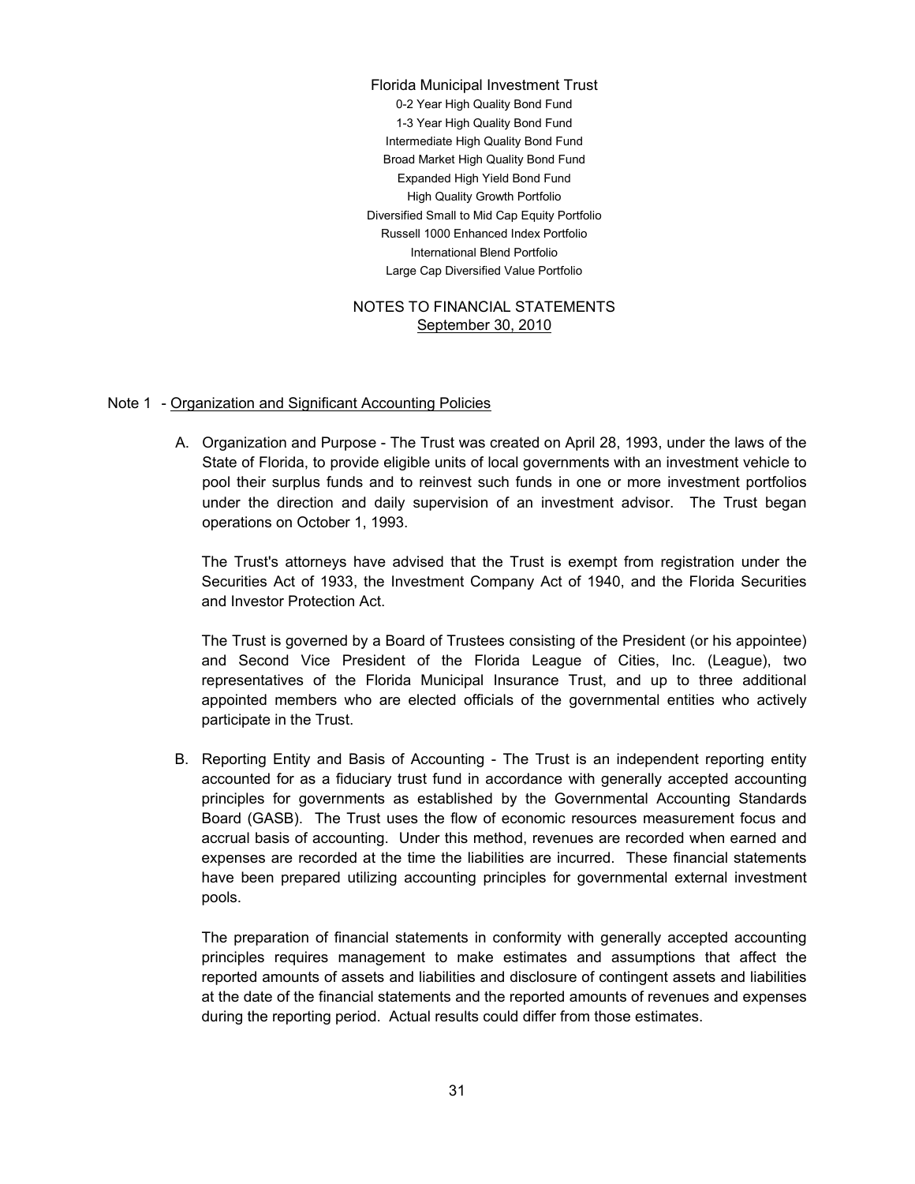Florida Municipal Investment Trust

0-2 Year High Quality Bond Fund
1-3 Year High Quality Bond Fund
Intermediate High Quality Bond Fund
Broad Market High Quality Bond Fund
Expanded High Yield Bond Fund
High Quality Growth Portfolio
Diversified Small to Mid Cap Equity Portfolio
Russell 1000 Enhanced Index Portfolio
International Blend Portfolio
Large Cap Diversified Value Portfolio

NOTES TO FINANCIAL STATEMENTS
September 30, 2010

Note 1 - Organization and Significant Accounting Policies

A. Organization and Purpose - The Trust was created on April 28, 1993, under the laws of the State of Florida, to provide eligible units of local governments with an investment vehicle to pool their surplus funds and to reinvest such funds in one or more investment portfolios under the direction and daily supervision of an investment advisor. The Trust began operations on October 1, 1993.

The Trust's attorneys have advised that the Trust is exempt from registration under the Securities Act of 1933, the Investment Company Act of 1940, and the Florida Securities and Investor Protection Act.

The Trust is governed by a Board of Trustees consisting of the President (or his appointee) and Second Vice President of the Florida League of Cities, Inc. (League), two representatives of the Florida Municipal Insurance Trust, and up to three additional appointed members who are elected officials of the governmental entities who actively participate in the Trust.

B. Reporting Entity and Basis of Accounting - The Trust is an independent reporting entity accounted for as a fiduciary trust fund in accordance with generally accepted accounting principles for governments as established by the Governmental Accounting Standards Board (GASB). The Trust uses the flow of economic resources measurement focus and accrual basis of accounting. Under this method, revenues are recorded when earned and expenses are recorded at the time the liabilities are incurred. These financial statements have been prepared utilizing accounting principles for governmental external investment pools.

The preparation of financial statements in conformity with generally accepted accounting principles requires management to make estimates and assumptions that affect the reported amounts of assets and liabilities and disclosure of contingent assets and liabilities at the date of the financial statements and the reported amounts of revenues and expenses during the reporting period. Actual results could differ from those estimates.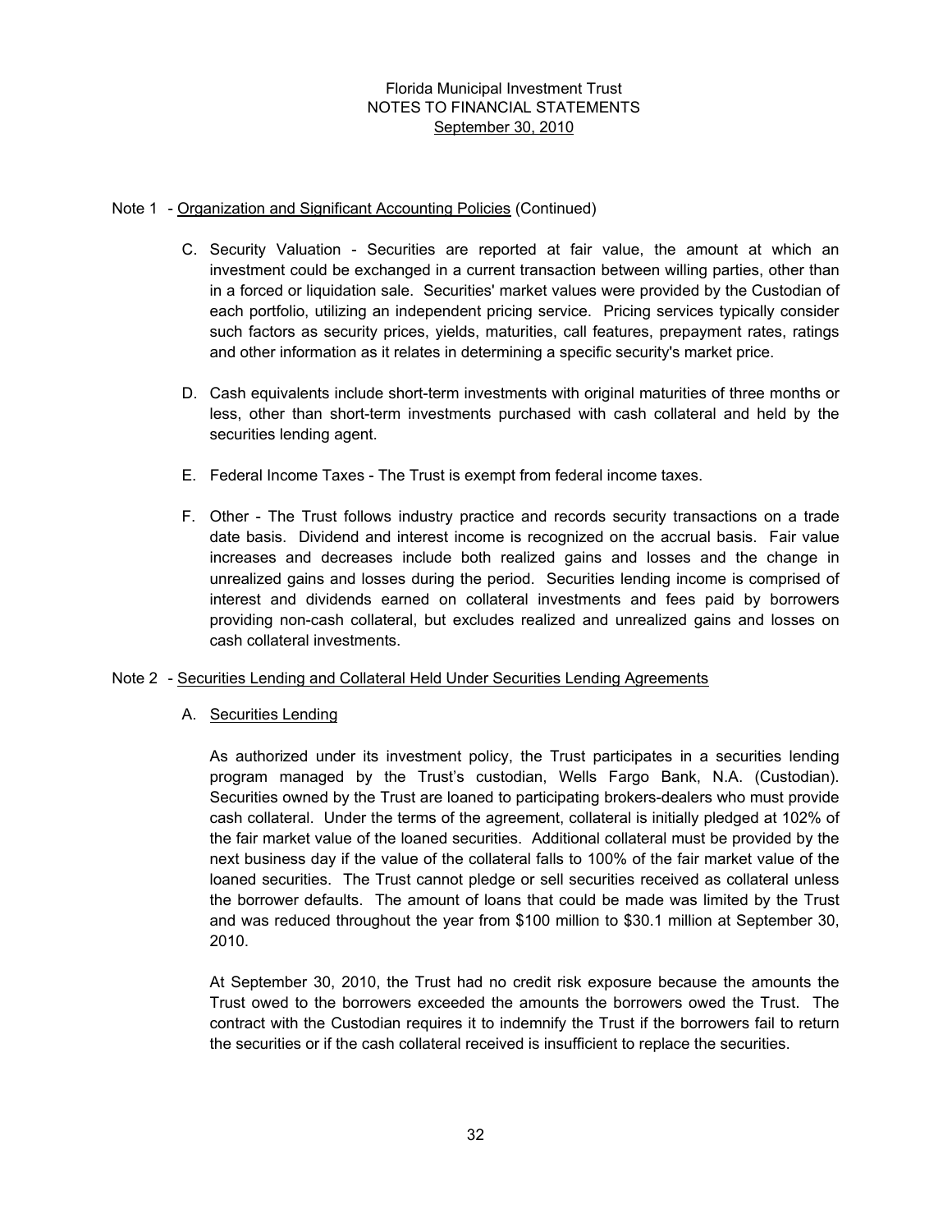Florida Municipal Investment Trust
NOTES TO FINANCIAL STATEMENTS
September 30, 2010

Note 1 - Organization and Significant Accounting Policies (Continued)

C. Security Valuation - Securities are reported at fair value, the amount at which an investment could be exchanged in a current transaction between willing parties, other than in a forced or liquidation sale. Securities' market values were provided by the Custodian of each portfolio, utilizing an independent pricing service. Pricing services typically consider such factors as security prices, yields, maturities, call features, prepayment rates, ratings and other information as it relates in determining a specific security's market price.

D. Cash equivalents include short-term investments with original maturities of three months or less, other than short-term investments purchased with cash collateral and held by the securities lending agent.

E. Federal Income Taxes - The Trust is exempt from federal income taxes.

F. Other - The Trust follows industry practice and records security transactions on a trade date basis. Dividend and interest income is recognized on the accrual basis. Fair value increases and decreases include both realized gains and losses and the change in unrealized gains and losses during the period. Securities lending income is comprised of interest and dividends earned on collateral investments and fees paid by borrowers providing non-cash collateral, but excludes realized and unrealized gains and losses on cash collateral investments.

Note 2 - Securities Lending and Collateral Held Under Securities Lending Agreements

A. Securities Lending

As authorized under its investment policy, the Trust participates in a securities lending program managed by the Trust's custodian, Wells Fargo Bank, N.A. (Custodian). Securities owned by the Trust are loaned to participating brokers-dealers who must provide cash collateral. Under the terms of the agreement, collateral is initially pledged at 102% of the fair market value of the loaned securities. Additional collateral must be provided by the next business day if the value of the collateral falls to 100% of the fair market value of the loaned securities. The Trust cannot pledge or sell securities received as collateral unless the borrower defaults. The amount of loans that could be made was limited by the Trust and was reduced throughout the year from $100 million to $30.1 million at September 30, 2010.

At September 30, 2010, the Trust had no credit risk exposure because the amounts the Trust owed to the borrowers exceeded the amounts the borrowers owed the Trust. The contract with the Custodian requires it to indemnify the Trust if the borrowers fail to return the securities or if the cash collateral received is insufficient to replace the securities.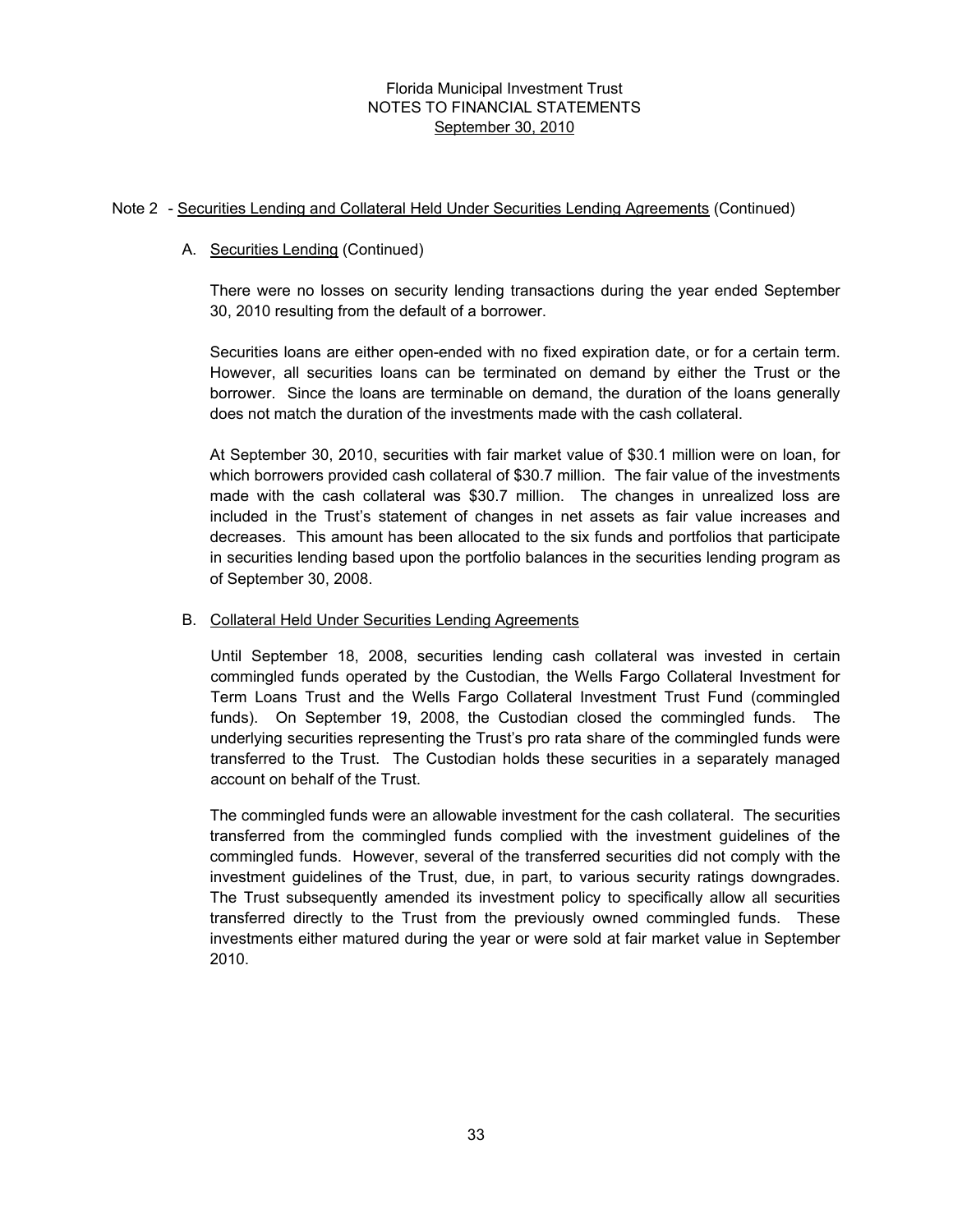Note 2 - Securities Lending and Collateral Held Under Securities Lending Agreements (Continued)

A. Securities Lending (Continued)

There were no losses on security lending transactions during the year ended September 30, 2010 resulting from the default of a borrower.

Securities loans are either open-ended with no fixed expiration date, or for a certain term. However, all securities loans can be terminated on demand by either the Trust or the borrower. Since the loans are terminable on demand, the duration of the loans generally does not match the duration of the investments made with the cash collateral.

At September 30, 2010, securities with fair market value of $30.1 million were on loan, for which borrowers provided cash collateral of $30.7 million. The fair value of the investments made with the cash collateral was $30.7 million. The changes in unrealized loss are included in the Trust's statement of changes in net assets as fair value increases and decreases. This amount has been allocated to the six funds and portfolios that participate in securities lending based upon the portfolio balances in the securities lending program as of September 30, 2008.

B. Collateral Held Under Securities Lending Agreements

Until September 18, 2008, securities lending cash collateral was invested in certain commingled funds operated by the Custodian, the Wells Fargo Collateral Investment for Term Loans Trust and the Wells Fargo Collateral Investment Trust Fund (commingled funds). On September 19, 2008, the Custodian closed the commingled funds. The underlying securities representing the Trust's pro rata share of the commingled funds were transferred to the Trust. The Custodian holds these securities in a separately managed account on behalf of the Trust.

The commingled funds were an allowable investment for the cash collateral. The securities transferred from the commingled funds complied with the investment guidelines of the commingled funds. However, several of the transferred securities did not comply with the investment guidelines of the Trust, due, in part, to various security ratings downgrades. The Trust subsequently amended its investment policy to specifically allow all securities transferred directly to the Trust from the previously owned commingled funds. These investments either matured during the year or were sold at fair market value in September 2010.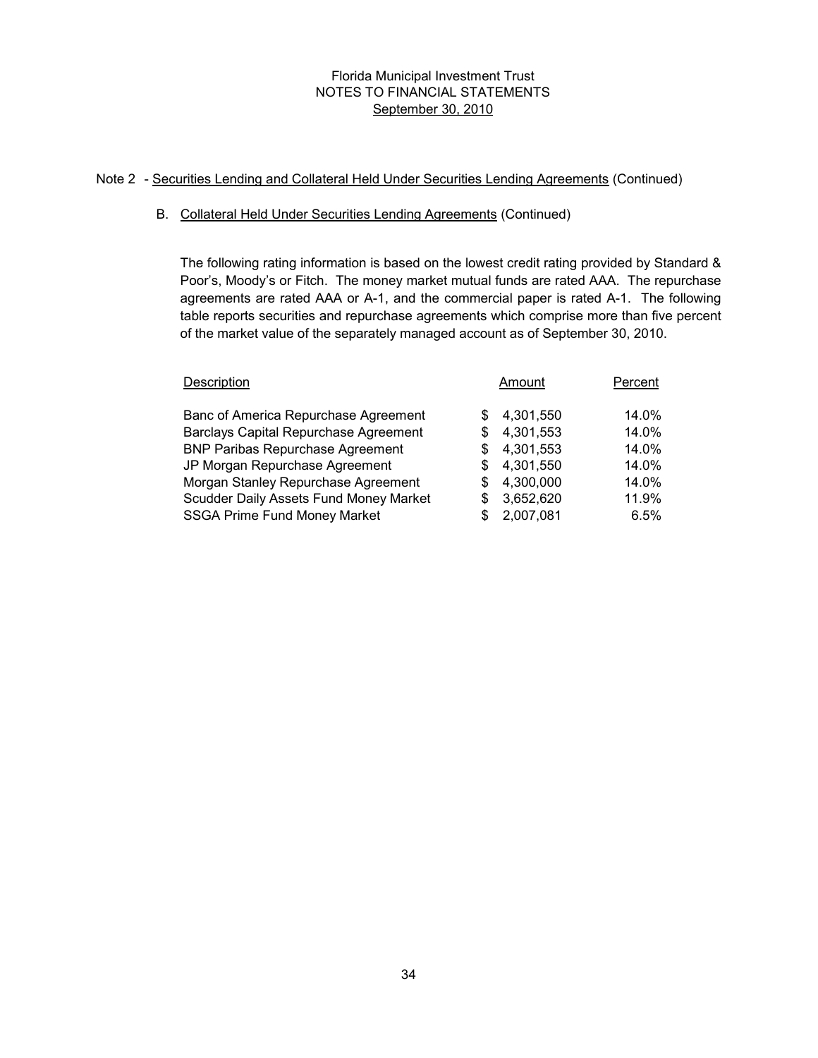Florida Municipal Investment Trust
NOTES TO FINANCIAL STATEMENTS
September 30, 2010

Note 2 - Securities Lending and Collateral Held Under Securities Lending Agreements (Continued)

B. Collateral Held Under Securities Lending Agreements (Continued)

The following rating information is based on the lowest credit rating provided by Standard & Poor's, Moody's or Fitch. The money market mutual funds are rated AAA. The repurchase agreements are rated AAA or A-1, and the commercial paper is rated A-1. The following table reports securities and repurchase agreements which comprise more than five percent of the market value of the separately managed account as of September 30, 2010.

| Description | Amount | Percent |
|---|---|---|
| Banc of America Repurchase Agreement | $ 4,301,550 | 14.0% |
| Barclays Capital Repurchase Agreement | $ 4,301,553 | 14.0% |
| BNP Paribas Repurchase Agreement | $ 4,301,553 | 14.0% |
| JP Morgan Repurchase Agreement | $ 4,301,550 | 14.0% |
| Morgan Stanley Repurchase Agreement | $ 4,300,000 | 14.0% |
| Scudder Daily Assets Fund Money Market | $ 3,652,620 | 11.9% |
| SSGA Prime Fund Money Market | $ 2,007,081 | 6.5% |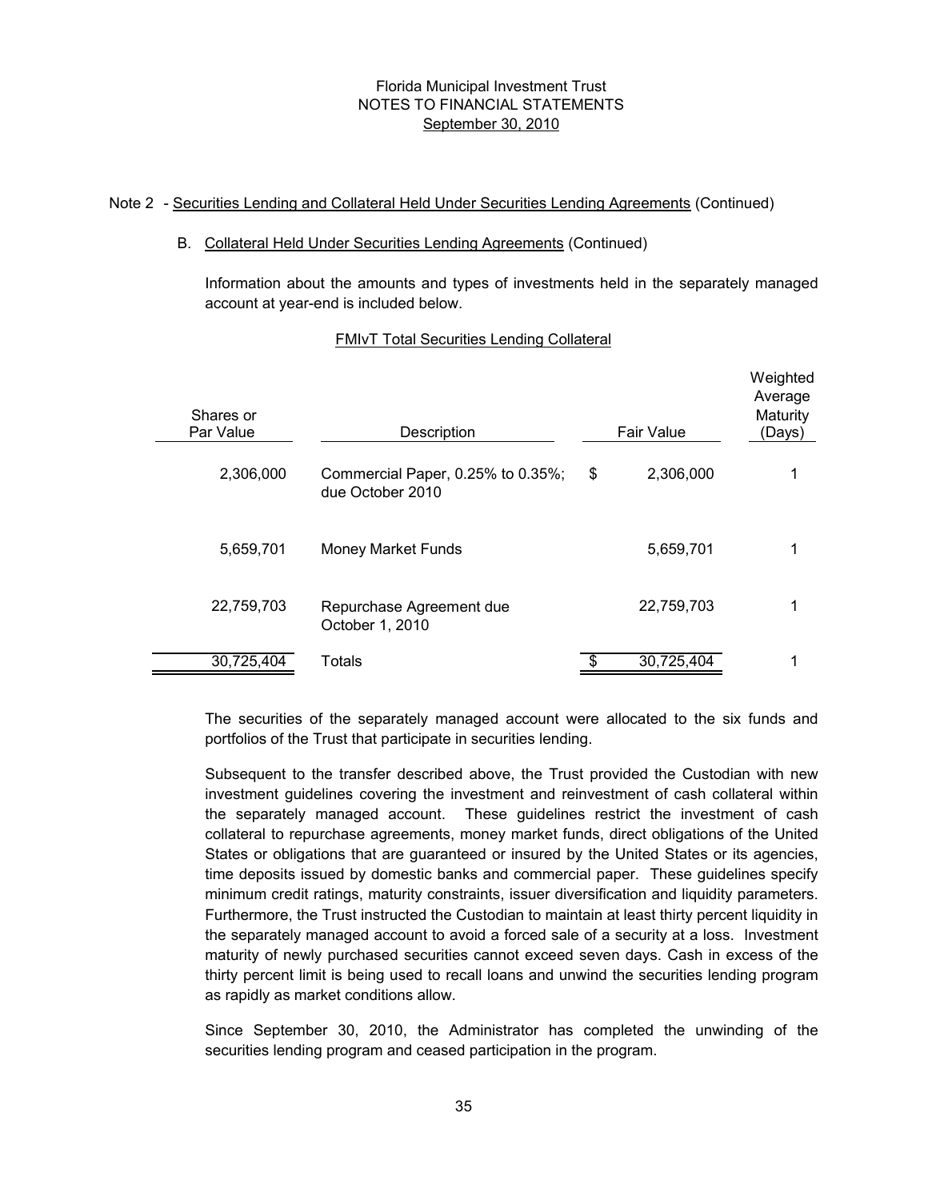Note 2 - Securities Lending and Collateral Held Under Securities Lending Agreements (Continued)

B. Collateral Held Under Securities Lending Agreements (Continued)

Information about the amounts and types of investments held in the separately managed account at year-end is included below.

FMIvT Total Securities Lending Collateral

| Shares or Par Value | Description | Fair Value | Weighted Average Maturity (Days) |
|---|---|---|---|
| 2,306,000 | Commercial Paper, 0.25% to 0.35%; due October 2010 | $ 2,306,000 | 1 |
| 5,659,701 | Money Market Funds | 5,659,701 | 1 |
| 22,759,703 | Repurchase Agreement due October 1, 2010 | 22,759,703 | 1 |
| 30,725,404 | Totals | $ 30,725,404 | 1 |

The securities of the separately managed account were allocated to the six funds and portfolios of the Trust that participate in securities lending.

Subsequent to the transfer described above, the Trust provided the Custodian with new investment guidelines covering the investment and reinvestment of cash collateral within the separately managed account. These guidelines restrict the investment of cash collateral to repurchase agreements, money market funds, direct obligations of the United States or obligations that are guaranteed or insured by the United States or its agencies, time deposits issued by domestic banks and commercial paper. These guidelines specify minimum credit ratings, maturity constraints, issuer diversification and liquidity parameters. Furthermore, the Trust instructed the Custodian to maintain at least thirty percent liquidity in the separately managed account to avoid a forced sale of a security at a loss. Investment maturity of newly purchased securities cannot exceed seven days. Cash in excess of the thirty percent limit is being used to recall loans and unwind the securities lending program as rapidly as market conditions allow.

Since September 30, 2010, the Administrator has completed the unwinding of the securities lending program and ceased participation in the program.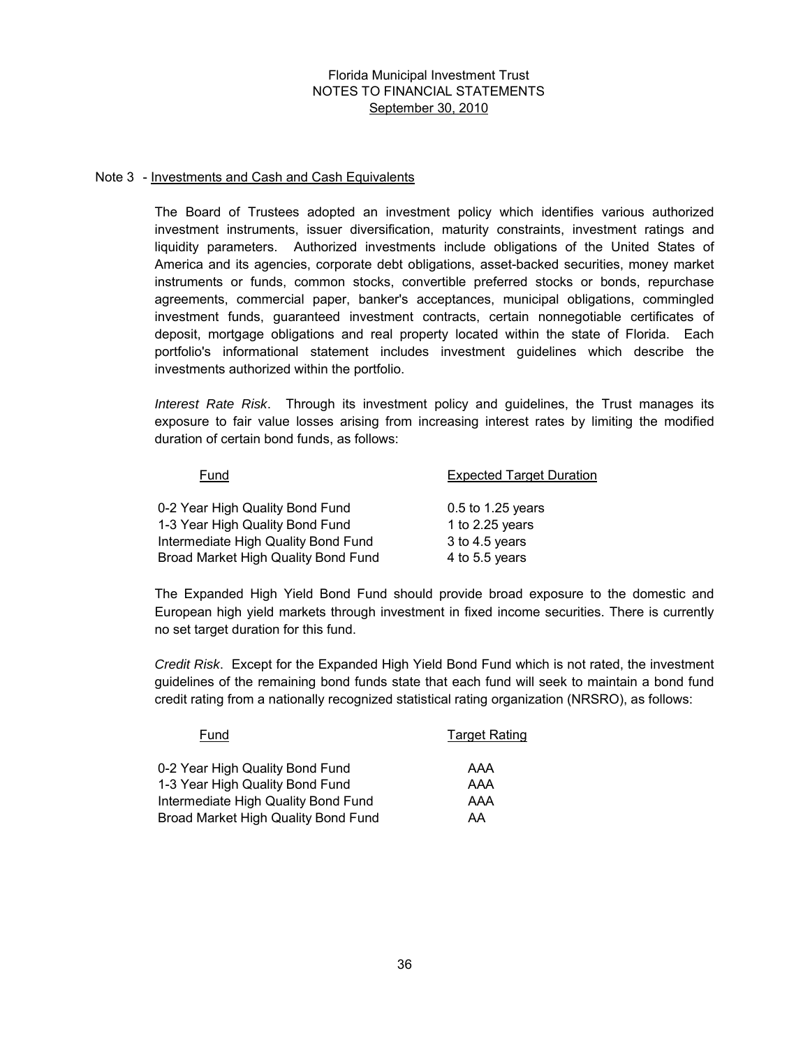Florida Municipal Investment Trust
NOTES TO FINANCIAL STATEMENTS
September 30, 2010

Note 3 - Investments and Cash and Cash Equivalents

The Board of Trustees adopted an investment policy which identifies various authorized investment instruments, issuer diversification, maturity constraints, investment ratings and liquidity parameters. Authorized investments include obligations of the United States of America and its agencies, corporate debt obligations, asset-backed securities, money market instruments or funds, common stocks, convertible preferred stocks or bonds, repurchase agreements, commercial paper, banker's acceptances, municipal obligations, commingled investment funds, guaranteed investment contracts, certain nonnegotiable certificates of deposit, mortgage obligations and real property located within the state of Florida. Each portfolio's informational statement includes investment guidelines which describe the investments authorized within the portfolio.

*Interest Rate Risk*. Through its investment policy and guidelines, the Trust manages its exposure to fair value losses arising from increasing interest rates by limiting the modified duration of certain bond funds, as follows:

| Fund | Expected Target Duration |
|---|---|
| 0-2 Year High Quality Bond Fund | 0.5 to 1.25 years |
| 1-3 Year High Quality Bond Fund | 1 to 2.25 years |
| Intermediate High Quality Bond Fund | 3 to 4.5 years |
| Broad Market High Quality Bond Fund | 4 to 5.5 years |

The Expanded High Yield Bond Fund should provide broad exposure to the domestic and European high yield markets through investment in fixed income securities. There is currently no set target duration for this fund.

*Credit Risk*. Except for the Expanded High Yield Bond Fund which is not rated, the investment guidelines of the remaining bond funds state that each fund will seek to maintain a bond fund credit rating from a nationally recognized statistical rating organization (NRSRO), as follows:

| Fund | Target Rating |
|---|---|
| 0-2 Year High Quality Bond Fund | AAA |
| 1-3 Year High Quality Bond Fund | AAA |
| Intermediate High Quality Bond Fund | AAA |
| Broad Market High Quality Bond Fund | AA |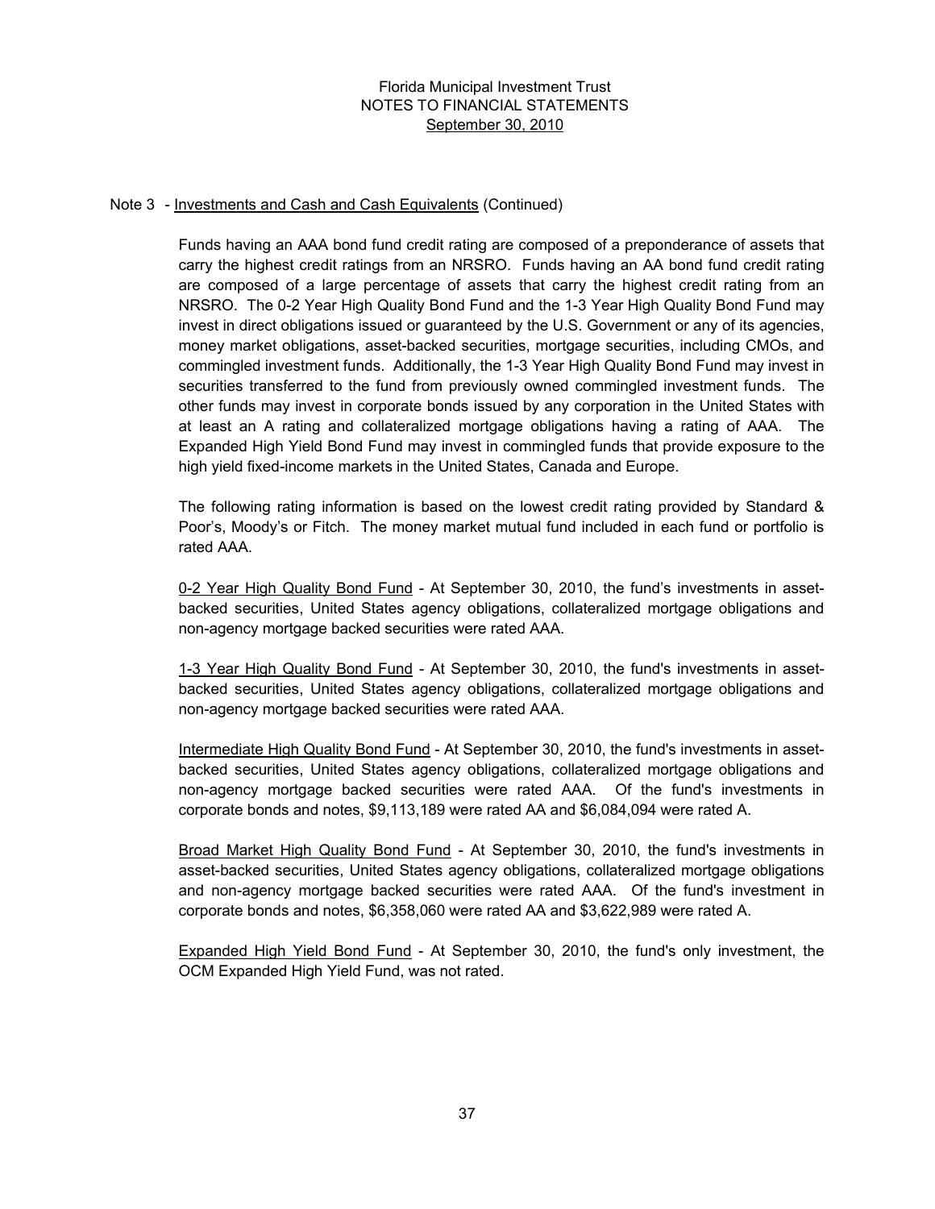Note 3 - Investments and Cash and Cash Equivalents (Continued)

Funds having an AAA bond fund credit rating are composed of a preponderance of assets that carry the highest credit ratings from an NRSRO. Funds having an AA bond fund credit rating are composed of a large percentage of assets that carry the highest credit rating from an NRSRO. The 0-2 Year High Quality Bond Fund and the 1-3 Year High Quality Bond Fund may invest in direct obligations issued or guaranteed by the U.S. Government or any of its agencies, money market obligations, asset-backed securities, mortgage securities, including CMOs, and commingled investment funds. Additionally, the 1-3 Year High Quality Bond Fund may invest in securities transferred to the fund from previously owned commingled investment funds. The other funds may invest in corporate bonds issued by any corporation in the United States with at least an A rating and collateralized mortgage obligations having a rating of AAA. The Expanded High Yield Bond Fund may invest in commingled funds that provide exposure to the high yield fixed-income markets in the United States, Canada and Europe.

The following rating information is based on the lowest credit rating provided by Standard & Poor's, Moody's or Fitch. The money market mutual fund included in each fund or portfolio is rated AAA.

0-2 Year High Quality Bond Fund - At September 30, 2010, the fund's investments in asset-backed securities, United States agency obligations, collateralized mortgage obligations and non-agency mortgage backed securities were rated AAA.

1-3 Year High Quality Bond Fund - At September 30, 2010, the fund's investments in asset-backed securities, United States agency obligations, collateralized mortgage obligations and non-agency mortgage backed securities were rated AAA.

Intermediate High Quality Bond Fund - At September 30, 2010, the fund's investments in asset-backed securities, United States agency obligations, collateralized mortgage obligations and non-agency mortgage backed securities were rated AAA. Of the fund's investments in corporate bonds and notes, $9,113,189 were rated AA and $6,084,094 were rated A.

Broad Market High Quality Bond Fund - At September 30, 2010, the fund's investments in asset-backed securities, United States agency obligations, collateralized mortgage obligations and non-agency mortgage backed securities were rated AAA. Of the fund's investment in corporate bonds and notes, $6,358,060 were rated AA and $3,622,989 were rated A.

Expanded High Yield Bond Fund - At September 30, 2010, the fund's only investment, the OCM Expanded High Yield Fund, was not rated.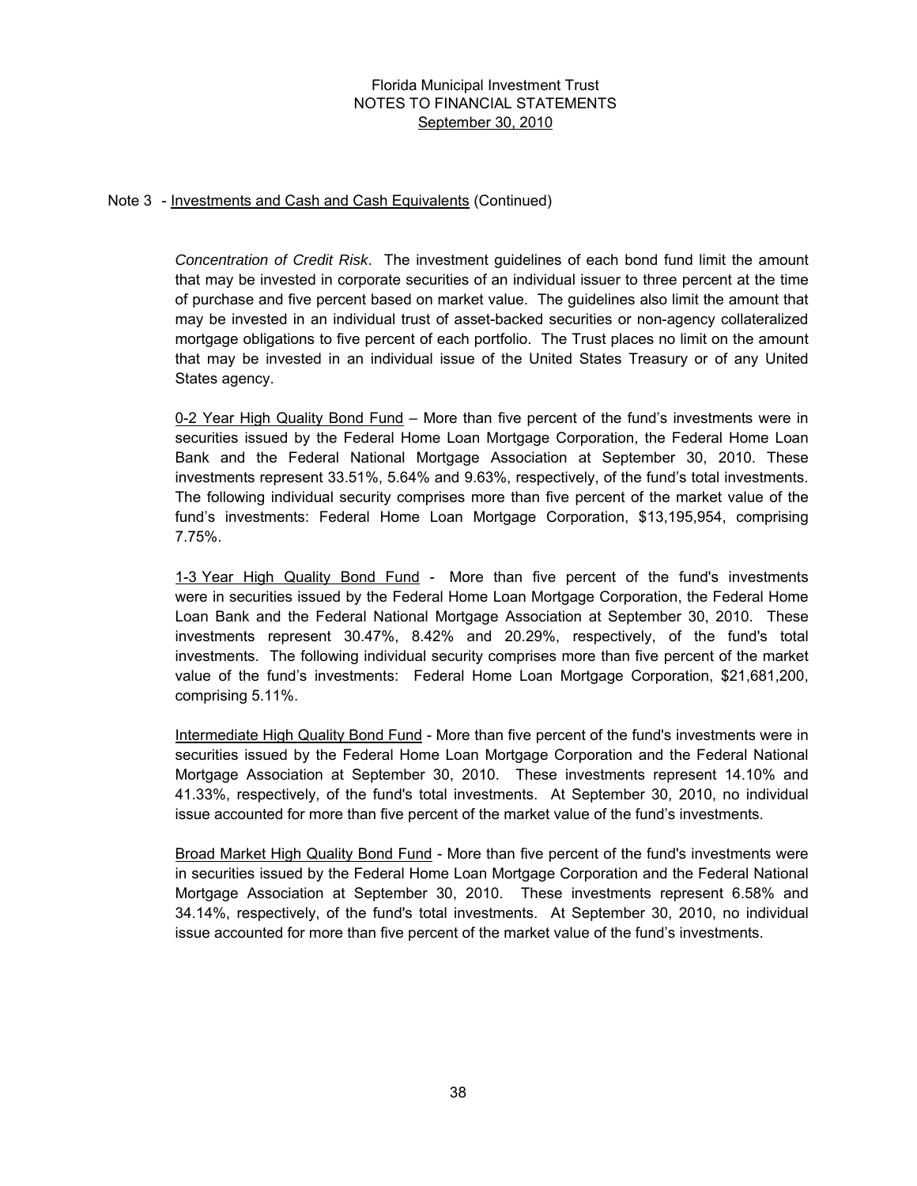Note 3 - Investments and Cash and Cash Equivalents (Continued)

*Concentration of Credit Risk*. The investment guidelines of each bond fund limit the amount that may be invested in corporate securities of an individual issuer to three percent at the time of purchase and five percent based on market value. The guidelines also limit the amount that may be invested in an individual trust of asset-backed securities or non-agency collateralized mortgage obligations to five percent of each portfolio. The Trust places no limit on the amount that may be invested in an individual issue of the United States Treasury or of any United States agency.

0-2 Year High Quality Bond Fund – More than five percent of the fund's investments were in securities issued by the Federal Home Loan Mortgage Corporation, the Federal Home Loan Bank and the Federal National Mortgage Association at September 30, 2010. These investments represent 33.51%, 5.64% and 9.63%, respectively, of the fund's total investments. The following individual security comprises more than five percent of the market value of the fund's investments: Federal Home Loan Mortgage Corporation, $13,195,954, comprising 7.75%.

1-3 Year High Quality Bond Fund - More than five percent of the fund's investments were in securities issued by the Federal Home Loan Mortgage Corporation, the Federal Home Loan Bank and the Federal National Mortgage Association at September 30, 2010. These investments represent 30.47%, 8.42% and 20.29%, respectively, of the fund's total investments. The following individual security comprises more than five percent of the market value of the fund's investments: Federal Home Loan Mortgage Corporation, $21,681,200, comprising 5.11%.

Intermediate High Quality Bond Fund - More than five percent of the fund's investments were in securities issued by the Federal Home Loan Mortgage Corporation and the Federal National Mortgage Association at September 30, 2010. These investments represent 14.10% and 41.33%, respectively, of the fund's total investments. At September 30, 2010, no individual issue accounted for more than five percent of the market value of the fund's investments.

Broad Market High Quality Bond Fund - More than five percent of the fund's investments were in securities issued by the Federal Home Loan Mortgage Corporation and the Federal National Mortgage Association at September 30, 2010. These investments represent 6.58% and 34.14%, respectively, of the fund's total investments. At September 30, 2010, no individual issue accounted for more than five percent of the market value of the fund's investments.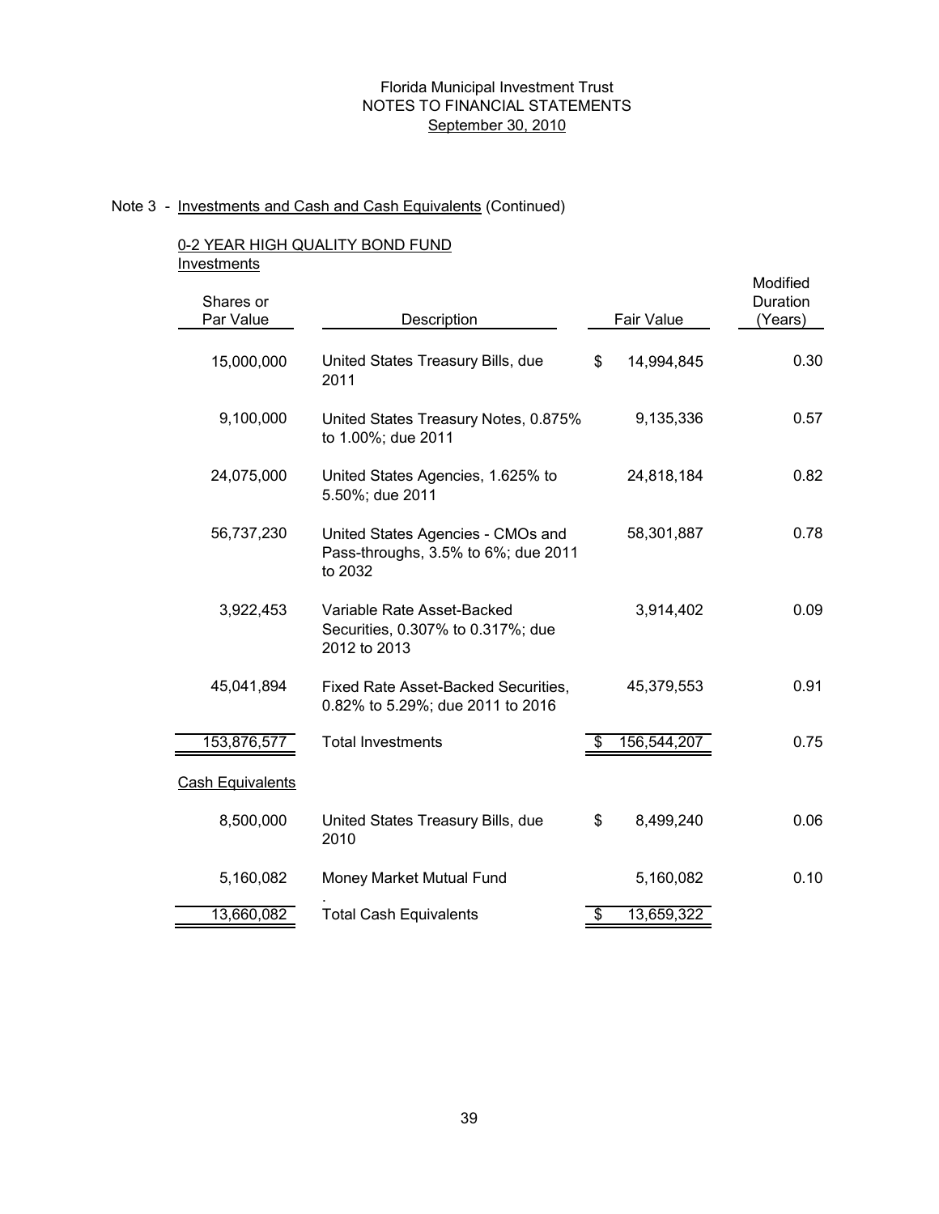Florida Municipal Investment Trust
NOTES TO FINANCIAL STATEMENTS
September 30, 2010

Note 3 - Investments and Cash and Cash Equivalents (Continued)

0-2 YEAR HIGH QUALITY BOND FUND

Investments

| Shares or Par Value | Description | Fair Value | Modified Duration (Years) |
|---|---|---|---|
| 15,000,000 | United States Treasury Bills, due 2011 | $ 14,994,845 | 0.30 |
| 9,100,000 | United States Treasury Notes, 0.875% to 1.00%; due 2011 | 9,135,336 | 0.57 |
| 24,075,000 | United States Agencies, 1.625% to 5.50%; due 2011 | 24,818,184 | 0.82 |
| 56,737,230 | United States Agencies - CMOs and Pass-throughs, 3.5% to 6%; due 2011 to 2032 | 58,301,887 | 0.78 |
| 3,922,453 | Variable Rate Asset-Backed Securities, 0.307% to 0.317%; due 2012 to 2013 | 3,914,402 | 0.09 |
| 45,041,894 | Fixed Rate Asset-Backed Securities, 0.82% to 5.29%; due 2011 to 2016 | 45,379,553 | 0.91 |
| 153,876,577 | Total Investments | $ 156,544,207 | 0.75 |
| Cash Equivalents | | | |
| 8,500,000 | United States Treasury Bills, due 2010 | $ 8,499,240 | 0.06 |
| 5,160,082 | Money Market Mutual Fund | 5,160,082 | 0.10 |
| 13,660,082 | Total Cash Equivalents | $ 13,659,322 | |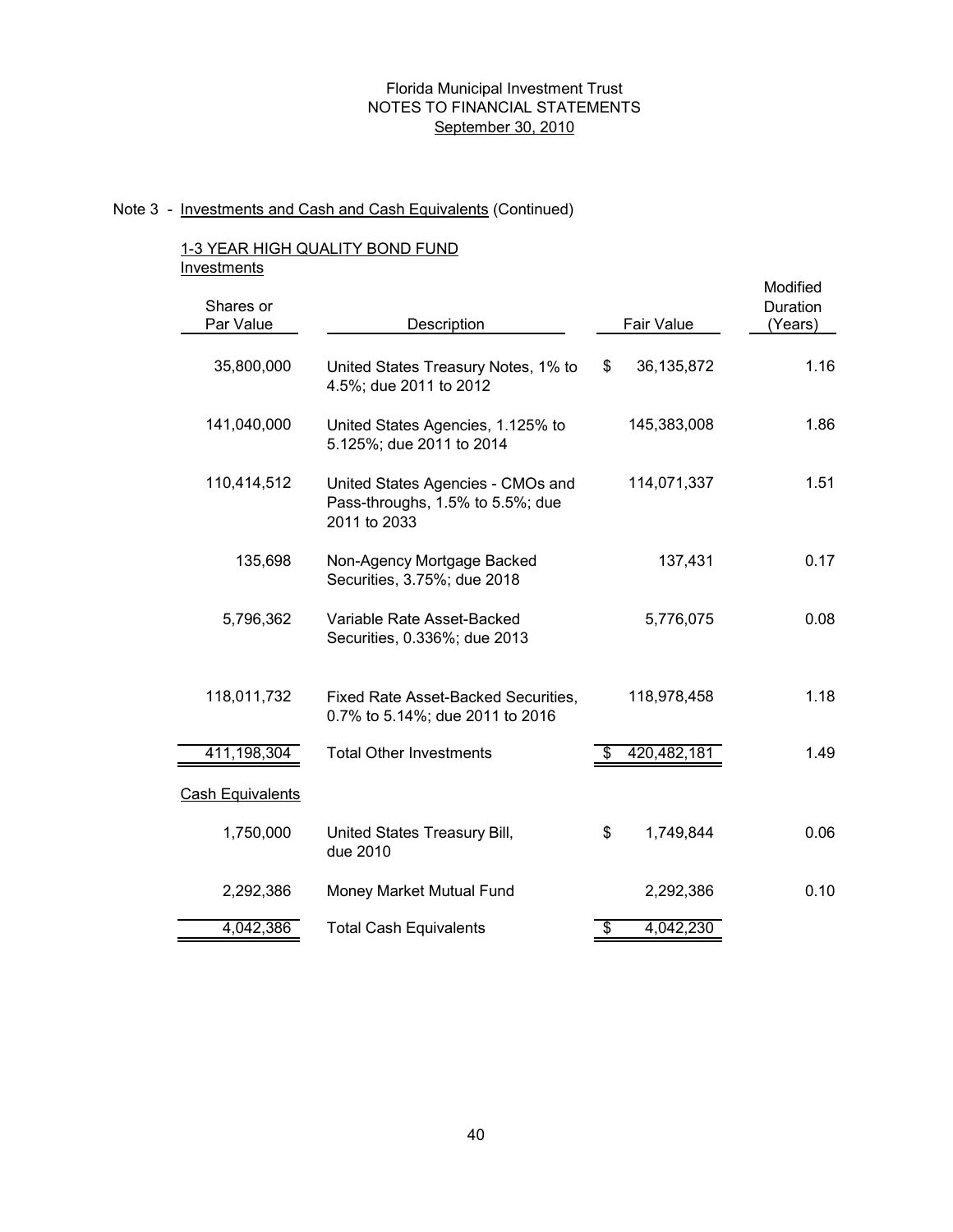Florida Municipal Investment Trust
NOTES TO FINANCIAL STATEMENTS
September 30, 2010

Note 3 - Investments and Cash and Cash Equivalents (Continued)

1-3 YEAR HIGH QUALITY BOND FUND

Investments

| Shares or Par Value | Description | Fair Value | Modified Duration (Years) |
|---|---|---|---|
| 35,800,000 | United States Treasury Notes, 1% to 4.5%; due 2011 to 2012 | $ 36,135,872 | 1.16 |
| 141,040,000 | United States Agencies, 1.125% to 5.125%; due 2011 to 2014 | 145,383,008 | 1.86 |
| 110,414,512 | United States Agencies - CMOs and Pass-throughs, 1.5% to 5.5%; due 2011 to 2033 | 114,071,337 | 1.51 |
| 135,698 | Non-Agency Mortgage Backed Securities, 3.75%; due 2018 | 137,431 | 0.17 |
| 5,796,362 | Variable Rate Asset-Backed Securities, 0.336%; due 2013 | 5,776,075 | 0.08 |
| 118,011,732 | Fixed Rate Asset-Backed Securities, 0.7% to 5.14%; due 2011 to 2016 | 118,978,458 | 1.18 |
| 411,198,304 | Total Other Investments | $ 420,482,181 | 1.49 |
| Cash Equivalents | | | |
| 1,750,000 | United States Treasury Bill, due 2010 | $ 1,749,844 | 0.06 |
| 2,292,386 | Money Market Mutual Fund | 2,292,386 | 0.10 |
| 4,042,386 | Total Cash Equivalents | $ 4,042,230 | |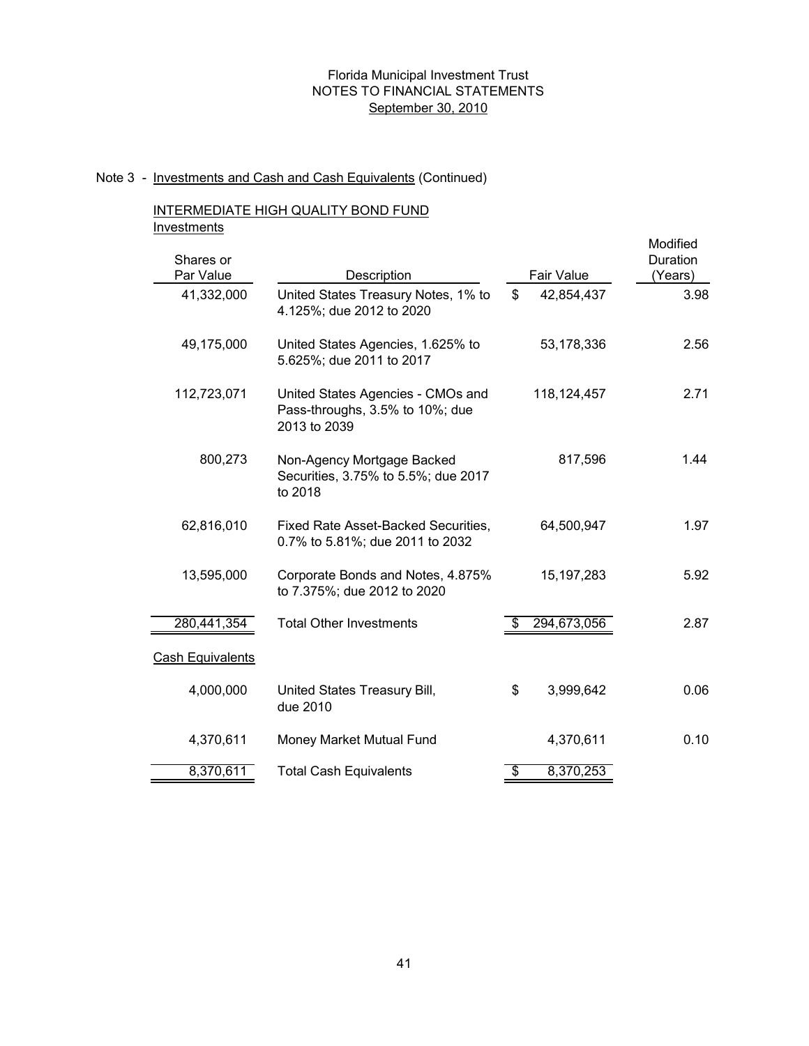Florida Municipal Investment Trust
NOTES TO FINANCIAL STATEMENTS
September 30, 2010

Note 3 - Investments and Cash and Cash Equivalents (Continued)

INTERMEDIATE HIGH QUALITY BOND FUND

Investments

| Shares or Par Value | Description | Fair Value | Modified Duration (Years) |
|---|---|---|---|
| 41,332,000 | United States Treasury Notes, 1% to 4.125%; due 2012 to 2020 | $ 42,854,437 | 3.98 |
| 49,175,000 | United States Agencies, 1.625% to 5.625%; due 2011 to 2017 | 53,178,336 | 2.56 |
| 112,723,071 | United States Agencies - CMOs and Pass-throughs, 3.5% to 10%; due 2013 to 2039 | 118,124,457 | 2.71 |
| 800,273 | Non-Agency Mortgage Backed Securities, 3.75% to 5.5%; due 2017 to 2018 | 817,596 | 1.44 |
| 62,816,010 | Fixed Rate Asset-Backed Securities, 0.7% to 5.81%; due 2011 to 2032 | 64,500,947 | 1.97 |
| 13,595,000 | Corporate Bonds and Notes, 4.875% to 7.375%; due 2012 to 2020 | 15,197,283 | 5.92 |
| 280,441,354 | Total Other Investments | $ 294,673,056 | 2.87 |
| Cash Equivalents | | | |
| 4,000,000 | United States Treasury Bill, due 2010 | $ 3,999,642 | 0.06 |
| 4,370,611 | Money Market Mutual Fund | 4,370,611 | 0.10 |
| 8,370,611 | Total Cash Equivalents | $ 8,370,253 | |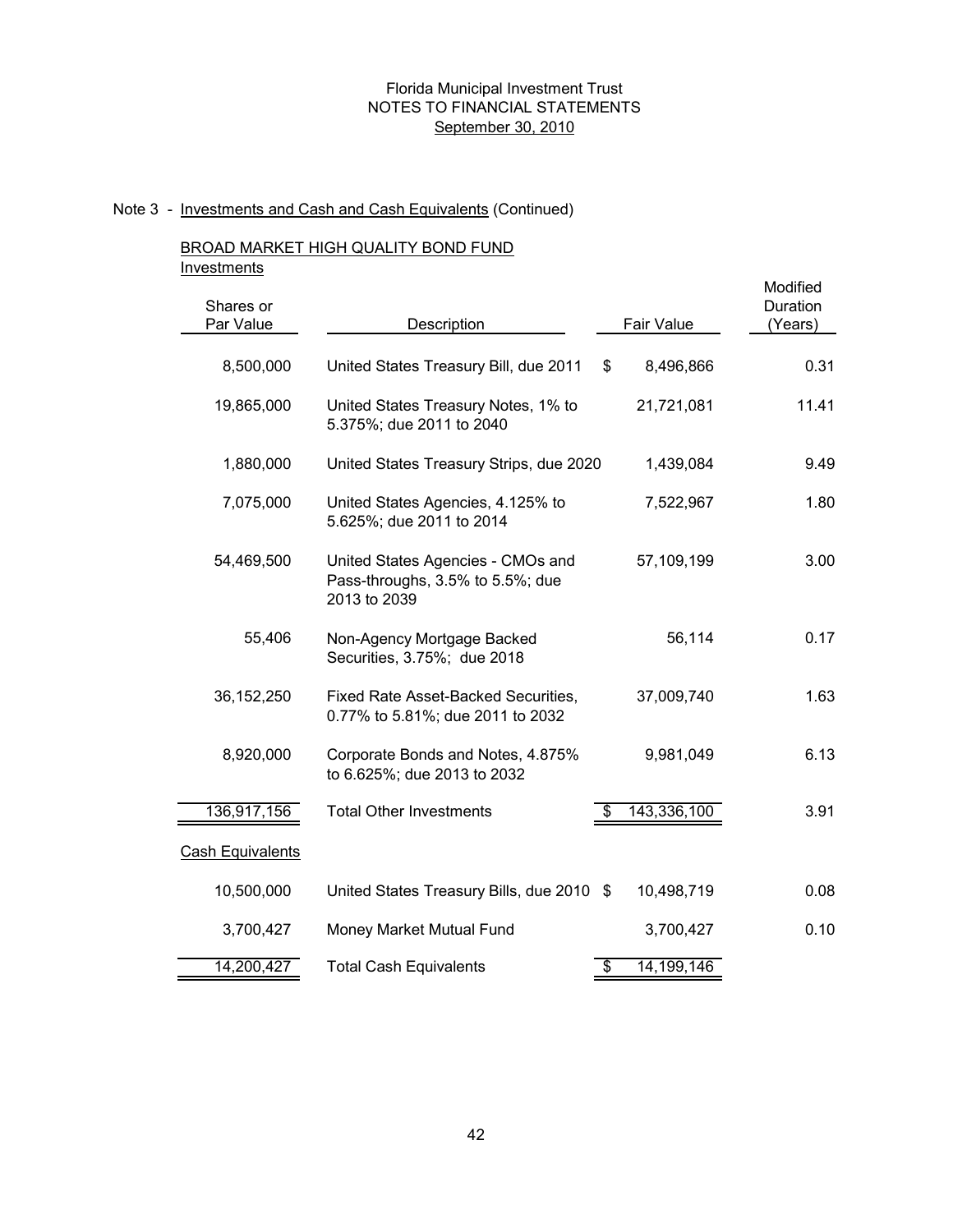Florida Municipal Investment Trust
NOTES TO FINANCIAL STATEMENTS
September 30, 2010

Note 3 - Investments and Cash and Cash Equivalents (Continued)

BROAD MARKET HIGH QUALITY BOND FUND

Investments

| Shares or Par Value | Description | Fair Value | Modified Duration (Years) |
|---|---|---|---|
| 8,500,000 | United States Treasury Bill, due 2011 | $ 8,496,866 | 0.31 |
| 19,865,000 | United States Treasury Notes, 1% to 5.375%; due 2011 to 2040 | 21,721,081 | 11.41 |
| 1,880,000 | United States Treasury Strips, due 2020 | 1,439,084 | 9.49 |
| 7,075,000 | United States Agencies, 4.125% to 5.625%; due 2011 to 2014 | 7,522,967 | 1.80 |
| 54,469,500 | United States Agencies - CMOs and Pass-throughs, 3.5% to 5.5%; due 2013 to 2039 | 57,109,199 | 3.00 |
| 55,406 | Non-Agency Mortgage Backed Securities, 3.75%; due 2018 | 56,114 | 0.17 |
| 36,152,250 | Fixed Rate Asset-Backed Securities, 0.77% to 5.81%; due 2011 to 2032 | 37,009,740 | 1.63 |
| 8,920,000 | Corporate Bonds and Notes, 4.875% to 6.625%; due 2013 to 2032 | 9,981,049 | 6.13 |
| 136,917,156 | Total Other Investments | $ 143,336,100 | 3.91 |
| **Cash Equivalents** | | | |
| 10,500,000 | United States Treasury Bills, due 2010 | $ 10,498,719 | 0.08 |
| 3,700,427 | Money Market Mutual Fund | 3,700,427 | 0.10 |
| 14,200,427 | Total Cash Equivalents | $ 14,199,146 | |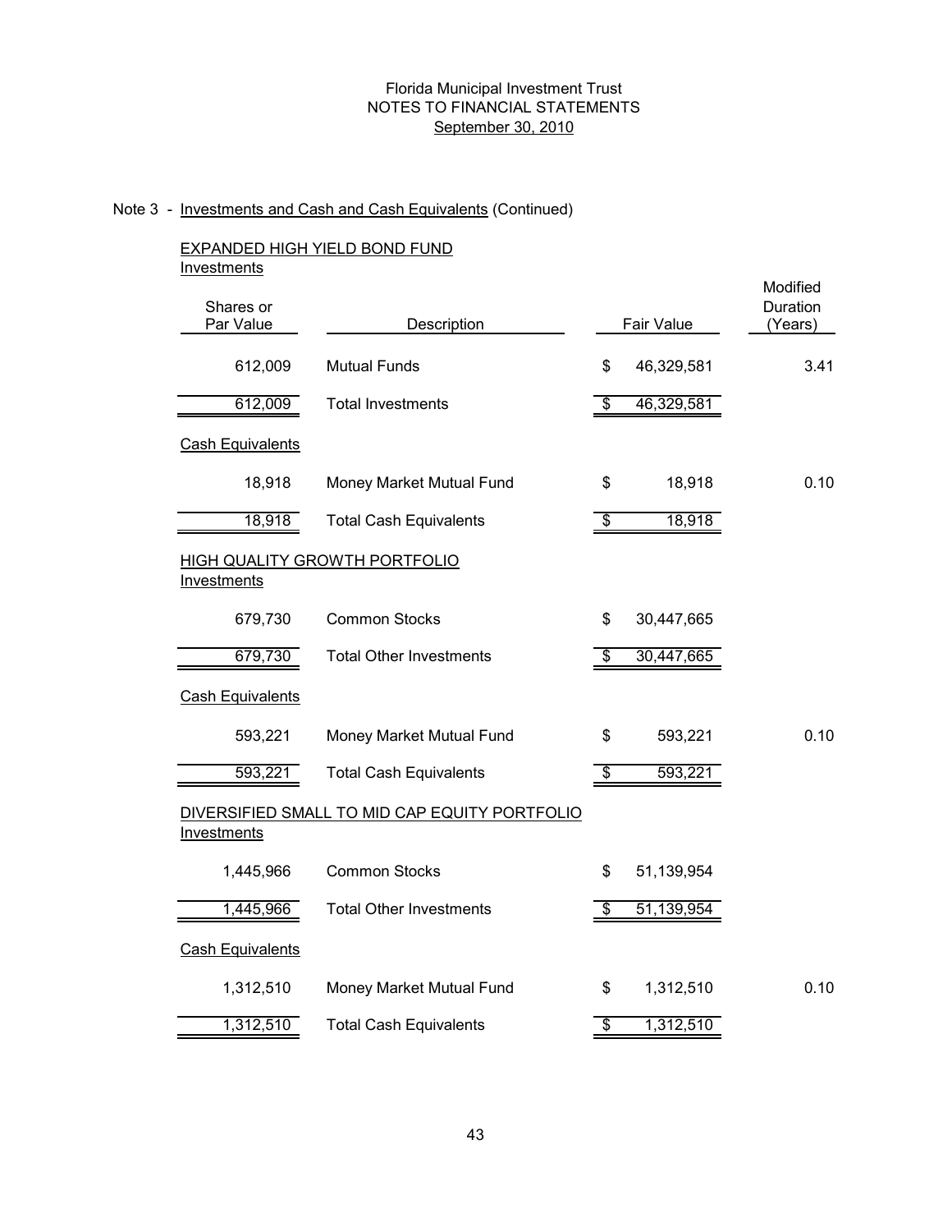Florida Municipal Investment Trust
NOTES TO FINANCIAL STATEMENTS
September 30, 2010

Note 3 - Investments and Cash and Cash Equivalents (Continued)

## EXPANDED HIGH YIELD BOND FUND

Investments

| Shares or Par Value | Description | Fair Value | Modified Duration (Years) |
|---|---|---|---|
| 612,009 | Mutual Funds | $ 46,329,581 | 3.41 |
| 612,009 | Total Investments | $ 46,329,581 | |

Cash Equivalents

| Shares or Par Value | Description | Fair Value | Modified Duration (Years) |
|---|---|---|---|
| 18,918 | Money Market Mutual Fund | $ 18,918 | 0.10 |
| 18,918 | Total Cash Equivalents | $ 18,918 | |

## HIGH QUALITY GROWTH PORTFOLIO

Investments

| Shares or Par Value | Description | Fair Value | Modified Duration (Years) |
|---|---|---|---|
| 679,730 | Common Stocks | $ 30,447,665 | |
| 679,730 | Total Other Investments | $ 30,447,665 | |

Cash Equivalents

| Shares or Par Value | Description | Fair Value | Modified Duration (Years) |
|---|---|---|---|
| 593,221 | Money Market Mutual Fund | $ 593,221 | 0.10 |
| 593,221 | Total Cash Equivalents | $ 593,221 | |

## DIVERSIFIED SMALL TO MID CAP EQUITY PORTFOLIO

Investments

| Shares or Par Value | Description | Fair Value | Modified Duration (Years) |
|---|---|---|---|
| 1,445,966 | Common Stocks | $ 51,139,954 | |
| 1,445,966 | Total Other Investments | $ 51,139,954 | |

Cash Equivalents

| Shares or Par Value | Description | Fair Value | Modified Duration (Years) |
|---|---|---|---|
| 1,312,510 | Money Market Mutual Fund | $ 1,312,510 | 0.10 |
| 1,312,510 | Total Cash Equivalents | $ 1,312,510 | |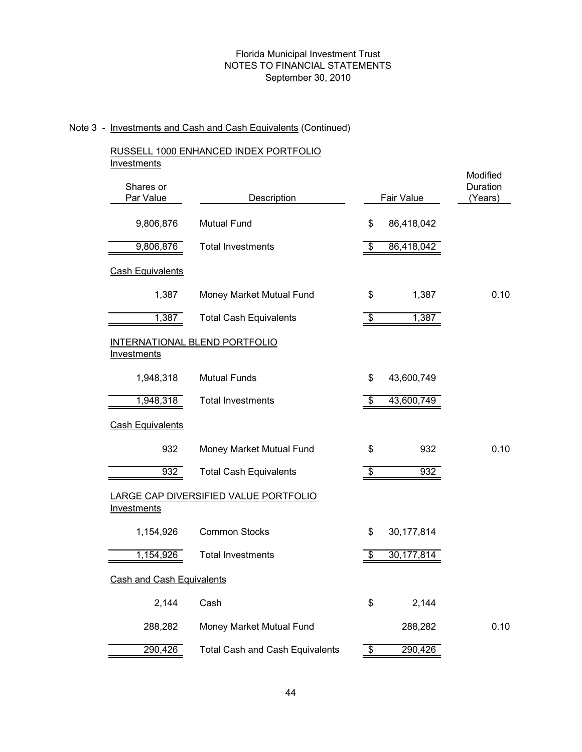Florida Municipal Investment Trust
NOTES TO FINANCIAL STATEMENTS
September 30, 2010

Note 3 - Investments and Cash and Cash Equivalents (Continued)

RUSSELL 1000 ENHANCED INDEX PORTFOLIO

Investments

| Shares or Par Value | Description | Fair Value | Modified Duration (Years) |
|---|---|---|---|
| 9,806,876 | Mutual Fund | $ 86,418,042 | |
| 9,806,876 | Total Investments | $ 86,418,042 | |

Cash Equivalents

| Shares or Par Value | Description | Fair Value | Modified Duration (Years) |
|---|---|---|---|
| 1,387 | Money Market Mutual Fund | $ 1,387 | 0.10 |
| 1,387 | Total Cash Equivalents | $ 1,387 | |

INTERNATIONAL BLEND PORTFOLIO

Investments

| Shares or Par Value | Description | Fair Value | Modified Duration (Years) |
|---|---|---|---|
| 1,948,318 | Mutual Funds | $ 43,600,749 | |
| 1,948,318 | Total Investments | $ 43,600,749 | |

Cash Equivalents

| Shares or Par Value | Description | Fair Value | Modified Duration (Years) |
|---|---|---|---|
| 932 | Money Market Mutual Fund | $ 932 | 0.10 |
| 932 | Total Cash Equivalents | $ 932 | |

LARGE CAP DIVERSIFIED VALUE PORTFOLIO

Investments

| Shares or Par Value | Description | Fair Value | Modified Duration (Years) |
|---|---|---|---|
| 1,154,926 | Common Stocks | $ 30,177,814 | |
| 1,154,926 | Total Investments | $ 30,177,814 | |

Cash and Cash Equivalents

| Shares or Par Value | Description | Fair Value | Modified Duration (Years) |
|---|---|---|---|
| 2,144 | Cash | $ 2,144 | |
| 288,282 | Money Market Mutual Fund | 288,282 | 0.10 |
| 290,426 | Total Cash and Cash Equivalents | $ 290,426 | |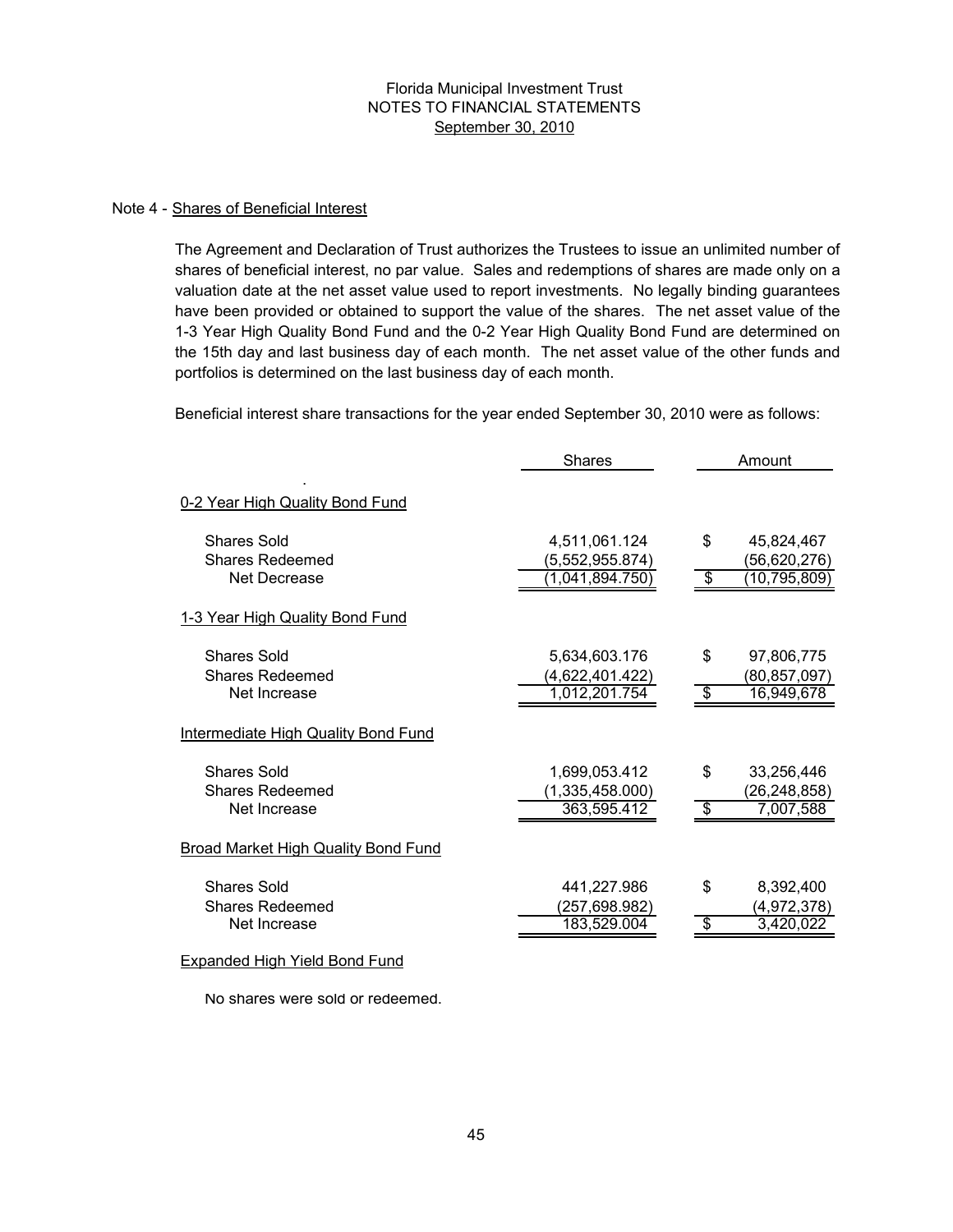Florida Municipal Investment Trust
NOTES TO FINANCIAL STATEMENTS
September 30, 2010

Note 4 - Shares of Beneficial Interest

The Agreement and Declaration of Trust authorizes the Trustees to issue an unlimited number of shares of beneficial interest, no par value. Sales and redemptions of shares are made only on a valuation date at the net asset value used to report investments. No legally binding guarantees have been provided or obtained to support the value of the shares. The net asset value of the 1-3 Year High Quality Bond Fund and the 0-2 Year High Quality Bond Fund are determined on the 15th day and last business day of each month. The net asset value of the other funds and portfolios is determined on the last business day of each month.

Beneficial interest share transactions for the year ended September 30, 2010 were as follows:

| | Shares | Amount |
|---|---|---|
| **0-2 Year High Quality Bond Fund** | | |
| Shares Sold | 4,511,061.124 | $ 45,824,467 |
| Shares Redeemed | (5,552,955.874) | (56,620,276) |
| Net Decrease | (1,041,894.750) | $ (10,795,809) |
| **1-3 Year High Quality Bond Fund** | | |
| Shares Sold | 5,634,603.176 | $ 97,806,775 |
| Shares Redeemed | (4,622,401.422) | (80,857,097) |
| Net Increase | 1,012,201.754 | $ 16,949,678 |
| **Intermediate High Quality Bond Fund** | | |
| Shares Sold | 1,699,053.412 | $ 33,256,446 |
| Shares Redeemed | (1,335,458.000) | (26,248,858) |
| Net Increase | 363,595.412 | $ 7,007,588 |
| **Broad Market High Quality Bond Fund** | | |
| Shares Sold | 441,227.986 | $ 8,392,400 |
| Shares Redeemed | (257,698.982) | (4,972,378) |
| Net Increase | 183,529.004 | $ 3,420,022 |

Expanded High Yield Bond Fund

No shares were sold or redeemed.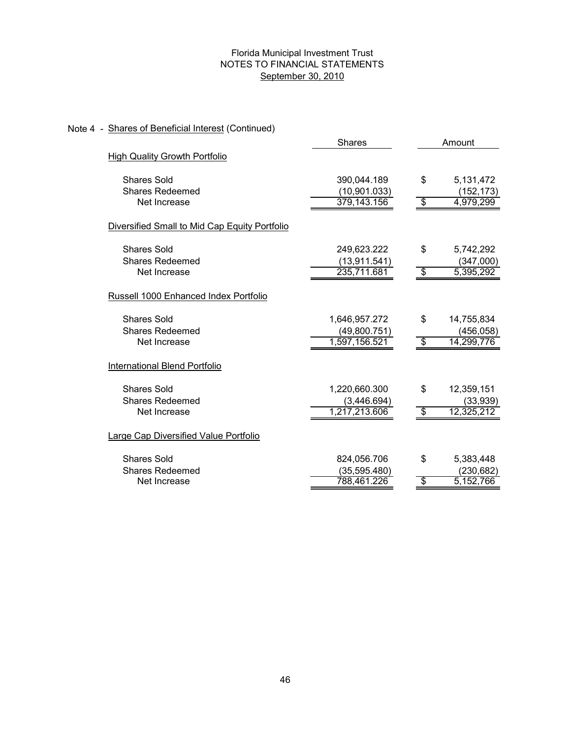Florida Municipal Investment Trust
NOTES TO FINANCIAL STATEMENTS
September 30, 2010

Note 4 - Shares of Beneficial Interest (Continued)

| | Shares | Amount |
|---|---|---|
| **High Quality Growth Portfolio** | | |
| Shares Sold | 390,044.189 | $ 5,131,472 |
| Shares Redeemed | (10,901.033) | (152,173) |
| Net Increase | 379,143.156 | $ 4,979,299 |
| **Diversified Small to Mid Cap Equity Portfolio** | | |
| Shares Sold | 249,623.222 | $ 5,742,292 |
| Shares Redeemed | (13,911.541) | (347,000) |
| Net Increase | 235,711.681 | $ 5,395,292 |
| **Russell 1000 Enhanced Index Portfolio** | | |
| Shares Sold | 1,646,957.272 | $ 14,755,834 |
| Shares Redeemed | (49,800.751) | (456,058) |
| Net Increase | 1,597,156.521 | $ 14,299,776 |
| **International Blend Portfolio** | | |
| Shares Sold | 1,220,660.300 | $ 12,359,151 |
| Shares Redeemed | (3,446.694) | (33,939) |
| Net Increase | 1,217,213.606 | $ 12,325,212 |
| **Large Cap Diversified Value Portfolio** | | |
| Shares Sold | 824,056.706 | $ 5,383,448 |
| Shares Redeemed | (35,595.480) | (230,682) |
| Net Increase | 788,461.226 | $ 5,152,766 |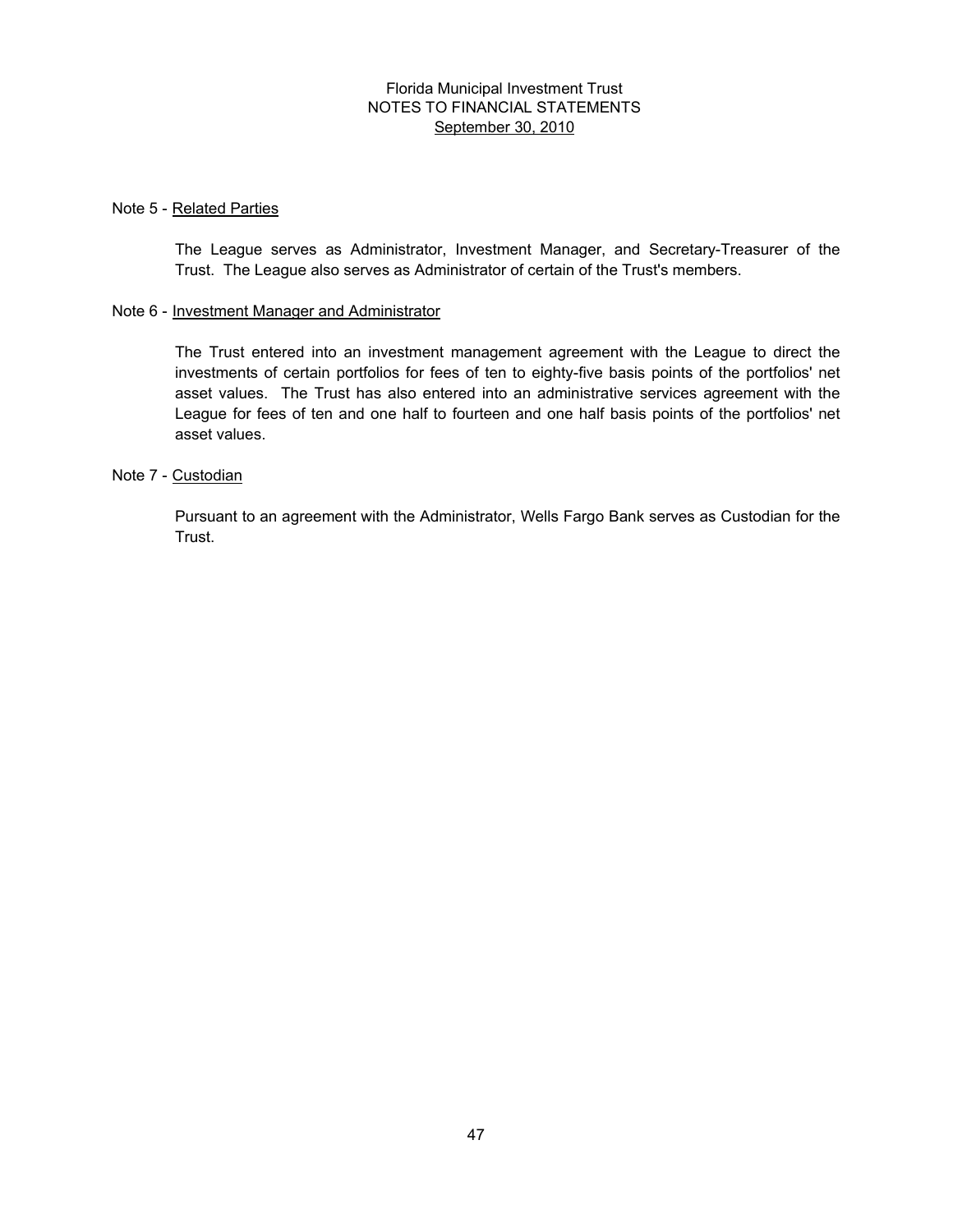Florida Municipal Investment Trust
NOTES TO FINANCIAL STATEMENTS
September 30, 2010

## Note 5 - Related Parties

The League serves as Administrator, Investment Manager, and Secretary-Treasurer of the Trust. The League also serves as Administrator of certain of the Trust's members.

## Note 6 - Investment Manager and Administrator

The Trust entered into an investment management agreement with the League to direct the investments of certain portfolios for fees of ten to eighty-five basis points of the portfolios' net asset values. The Trust has also entered into an administrative services agreement with the League for fees of ten and one half to fourteen and one half basis points of the portfolios' net asset values.

## Note 7 - Custodian

Pursuant to an agreement with the Administrator, Wells Fargo Bank serves as Custodian for the Trust.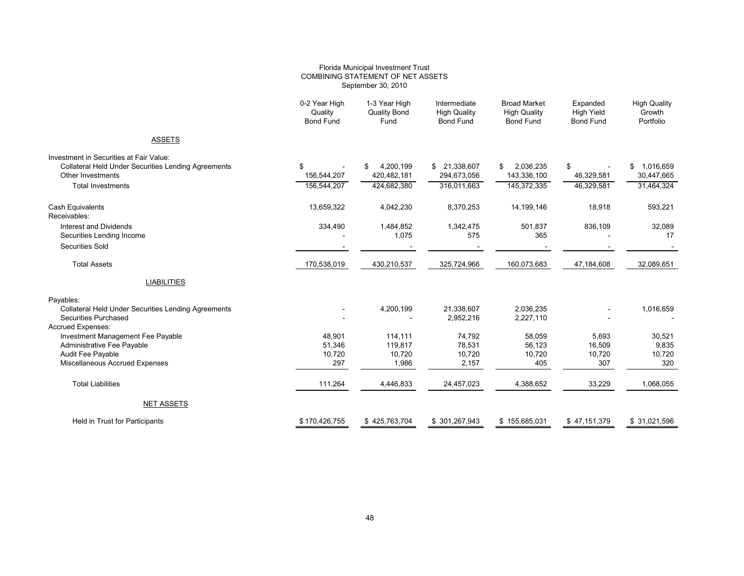Florida Municipal Investment Trust
COMBINING STATEMENT OF NET ASSETS
September 30, 2010

| | 0-2 Year High Quality Bond Fund | 1-3 Year High Quality Bond Fund | Intermediate High Quality Bond Fund | Broad Market High Quality Bond Fund | Expanded High Yield Bond Fund | High Quality Growth Portfolio |
|---|---|---|---|---|---|---|
| ASSETS | | | | | | |
| Investment in Securities at Fair Value: | | | | | | |
| Collateral Held Under Securities Lending Agreements | $ - | $ 4,200,199 | $ 21,338,607 | $ 2,036,235 | $ - | $ 1,016,659 |
| Other Investments | 156,544,207 | 420,482,181 | 294,673,056 | 143,336,100 | 46,329,581 | 30,447,665 |
| Total Investments | 156,544,207 | 424,682,380 | 316,011,663 | 145,372,335 | 46,329,581 | 31,464,324 |
| Cash Equivalents | 13,659,322 | 4,042,230 | 8,370,253 | 14,199,146 | 18,918 | 593,221 |
| Receivables: | | | | | | |
| Interest and Dividends | 334,490 | 1,484,852 | 1,342,475 | 501,837 | 836,109 | 32,089 |
| Securities Lending Income | - | 1,075 | 575 | 365 | - | 17 |
| Securities Sold | - | - | - | - | - | - |
| Total Assets | 170,538,019 | 430,210,537 | 325,724,966 | 160,073,683 | 47,184,608 | 32,089,651 |
| LIABILITIES | | | | | | |
| Payables: | | | | | | |
| Collateral Held Under Securities Lending Agreements | - | 4,200,199 | 21,338,607 | 2,036,235 | - | 1,016,659 |
| Securities Purchased | - | - | 2,952,216 | 2,227,110 | - | - |
| Accrued Expenses: | | | | | | |
| Investment Management Fee Payable | 48,901 | 114,111 | 74,792 | 58,059 | 5,693 | 30,521 |
| Administrative Fee Payable | 51,346 | 119,817 | 78,531 | 56,123 | 16,509 | 9,835 |
| Audit Fee Payable | 10,720 | 10,720 | 10,720 | 10,720 | 10,720 | 10,720 |
| Miscellaneous Accrued Expenses | 297 | 1,986 | 2,157 | 405 | 307 | 320 |
| Total Liabilities | 111,264 | 4,446,833 | 24,457,023 | 4,388,652 | 33,229 | 1,068,055 |
| NET ASSETS | | | | | | |
| Held in Trust for Participants | $ 170,426,755 | $ 425,763,704 | $ 301,267,943 | $ 155,685,031 | $ 47,151,379 | $ 31,021,596 |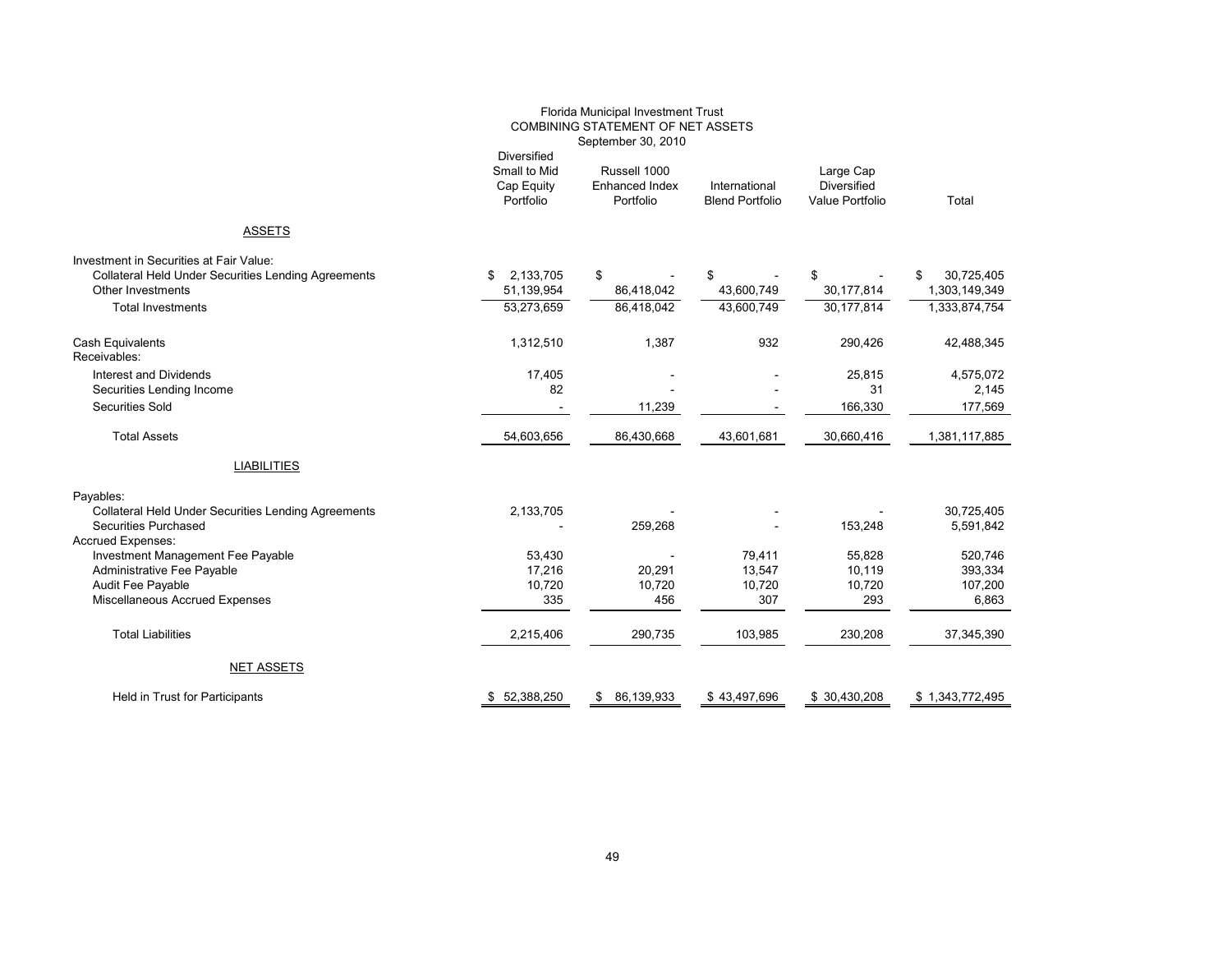Florida Municipal Investment Trust
COMBINING STATEMENT OF NET ASSETS
September 30, 2010

| | Diversified Small to Mid Cap Equity Portfolio | Russell 1000 Enhanced Index Portfolio | International Blend Portfolio | Large Cap Diversified Value Portfolio | Total |
|---|---|---|---|---|---|
| **ASSETS** | | | | | |
| Investment in Securities at Fair Value: | | | | | |
| Collateral Held Under Securities Lending Agreements | $ 2,133,705 | $ - | $ - | $ - | $ 30,725,405 |
| Other Investments | 51,139,954 | 86,418,042 | 43,600,749 | 30,177,814 | 1,303,149,349 |
| Total Investments | 53,273,659 | 86,418,042 | 43,600,749 | 30,177,814 | 1,333,874,754 |
| Cash Equivalents | 1,312,510 | 1,387 | 932 | 290,426 | 42,488,345 |
| Receivables: | | | | | |
| Interest and Dividends | 17,405 | - | - | 25,815 | 4,575,072 |
| Securities Lending Income | 82 | - | - | 31 | 2,145 |
| Securities Sold | - | 11,239 | - | 166,330 | 177,569 |
| Total Assets | 54,603,656 | 86,430,668 | 43,601,681 | 30,660,416 | 1,381,117,885 |
| **LIABILITIES** | | | | | |
| Payables: | | | | | |
| Collateral Held Under Securities Lending Agreements | 2,133,705 | - | - | - | 30,725,405 |
| Securities Purchased | - | 259,268 | - | 153,248 | 5,591,842 |
| Accrued Expenses: | | | | | |
| Investment Management Fee Payable | 53,430 | - | 79,411 | 55,828 | 520,746 |
| Administrative Fee Payable | 17,216 | 20,291 | 13,547 | 10,119 | 393,334 |
| Audit Fee Payable | 10,720 | 10,720 | 10,720 | 10,720 | 107,200 |
| Miscellaneous Accrued Expenses | 335 | 456 | 307 | 293 | 6,863 |
| Total Liabilities | 2,215,406 | 290,735 | 103,985 | 230,208 | 37,345,390 |
| **NET ASSETS** | | | | | |
| Held in Trust for Participants | $ 52,388,250 | $ 86,139,933 | $ 43,497,696 | $ 30,430,208 | $ 1,343,772,495 |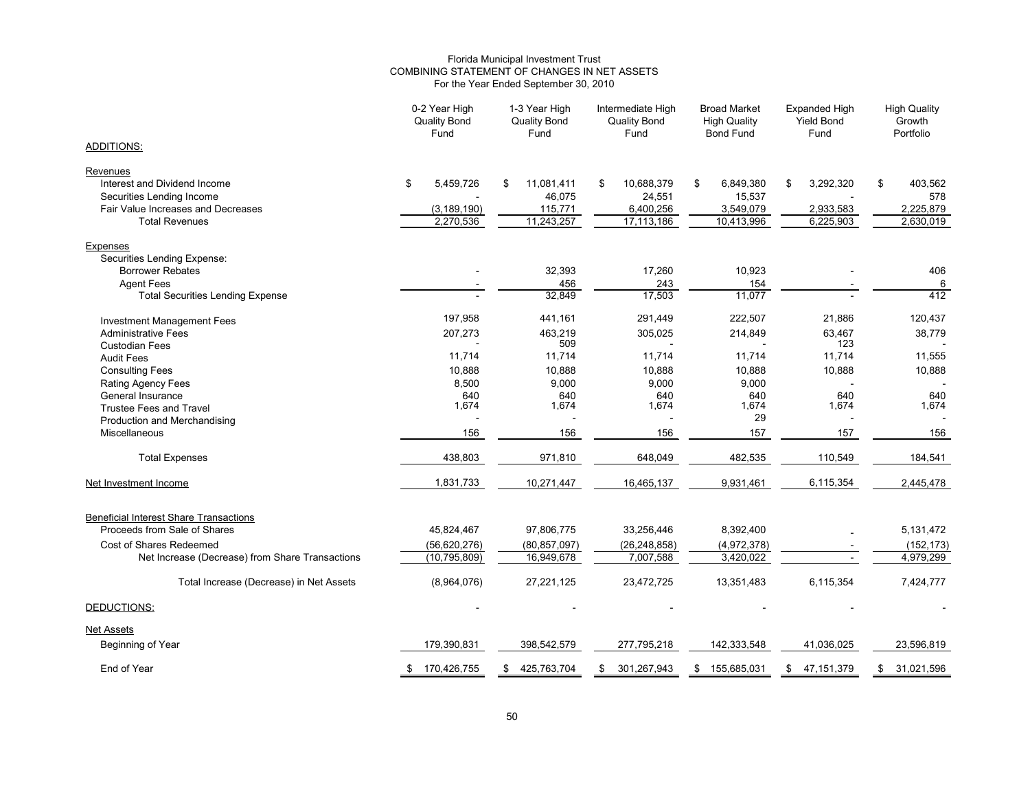Florida Municipal Investment Trust
COMBINING STATEMENT OF CHANGES IN NET ASSETS
For the Year Ended September 30, 2010

| | 0-2 Year High Quality Bond Fund | 1-3 Year High Quality Bond Fund | Intermediate High Quality Bond Fund | Broad Market High Quality Bond Fund | Expanded High Yield Bond Fund | High Quality Growth Portfolio |
|---|---|---|---|---|---|---|
| ADDITIONS: | | | | | | |
| Revenues | | | | | | |
| Interest and Dividend Income | $ 5,459,726 | $ 11,081,411 | $ 10,688,379 | $ 6,849,380 | $ 3,292,320 | $ 403,562 |
| Securities Lending Income | - | 46,075 | 24,551 | 15,537 | - | 578 |
| Fair Value Increases and Decreases | (3,189,190) | 115,771 | 6,400,256 | 3,549,079 | 2,933,583 | 2,225,879 |
| Total Revenues | 2,270,536 | 11,243,257 | 17,113,186 | 10,413,996 | 6,225,903 | 2,630,019 |
| Expenses | | | | | | |
| Securities Lending Expense: | | | | | | |
| Borrower Rebates | - | 32,393 | 17,260 | 10,923 | - | 406 |
| Agent Fees | - | 456 | 243 | 154 | - | 6 |
| Total Securities Lending Expense | - | 32,849 | 17,503 | 11,077 | - | 412 |
| Investment Management Fees | 197,958 | 441,161 | 291,449 | 222,507 | 21,886 | 120,437 |
| Administrative Fees | 207,273 | 463,219 | 305,025 | 214,849 | 63,467 | 38,779 |
| Custodian Fees | - | 509 | - | - | 123 | - |
| Audit Fees | 11,714 | 11,714 | 11,714 | 11,714 | 11,714 | 11,555 |
| Consulting Fees | 10,888 | 10,888 | 10,888 | 10,888 | 10,888 | 10,888 |
| Rating Agency Fees | 8,500 | 9,000 | 9,000 | 9,000 | - | - |
| General Insurance | 640 | 640 | 640 | 640 | 640 | 640 |
| Trustee Fees and Travel | 1,674 | 1,674 | 1,674 | 1,674 | 1,674 | 1,674 |
| Production and Merchandising | - | - | - | 29 | - | - |
| Miscellaneous | 156 | 156 | 156 | 157 | 157 | 156 |
| Total Expenses | 438,803 | 971,810 | 648,049 | 482,535 | 110,549 | 184,541 |
| Net Investment Income | 1,831,733 | 10,271,447 | 16,465,137 | 9,931,461 | 6,115,354 | 2,445,478 |
| Beneficial Interest Share Transactions | | | | | | |
| Proceeds from Sale of Shares | 45,824,467 | 97,806,775 | 33,256,446 | 8,392,400 | - | 5,131,472 |
| Cost of Shares Redeemed | (56,620,276) | (80,857,097) | (26,248,858) | (4,972,378) | - | (152,173) |
| Net Increase (Decrease) from Share Transactions | (10,795,809) | 16,949,678 | 7,007,588 | 3,420,022 | - | 4,979,299 |
| Total Increase (Decrease) in Net Assets | (8,964,076) | 27,221,125 | 23,472,725 | 13,351,483 | 6,115,354 | 7,424,777 |
| DEDUCTIONS: | - | - | - | - | - | - |
| Net Assets | | | | | | |
| Beginning of Year | 179,390,831 | 398,542,579 | 277,795,218 | 142,333,548 | 41,036,025 | 23,596,819 |
| End of Year | $ 170,426,755 | $ 425,763,704 | $ 301,267,943 | $ 155,685,031 | $ 47,151,379 | $ 31,021,596 |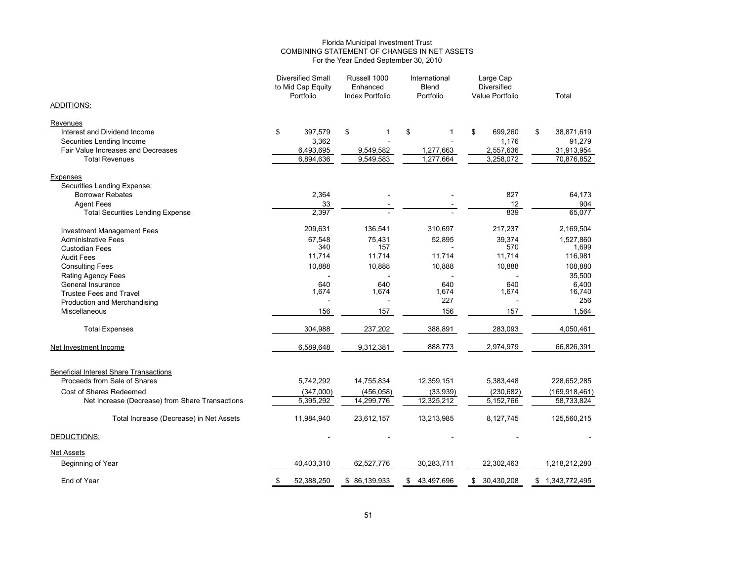Florida Municipal Investment Trust
COMBINING STATEMENT OF CHANGES IN NET ASSETS
For the Year Ended September 30, 2010

| | Diversified Small to Mid Cap Equity Portfolio | Russell 1000 Enhanced Index Portfolio | International Blend Portfolio | Large Cap Diversified Value Portfolio | Total |
|---|---|---|---|---|---|
| ADDITIONS: | | | | | |
| Revenues | | | | | |
| Interest and Dividend Income | $ 397,579 | $ 1 | $ 1 | $ 699,260 | $ 38,871,619 |
| Securities Lending Income | 3,362 | - | - | 1,176 | 91,279 |
| Fair Value Increases and Decreases | 6,493,695 | 9,549,582 | 1,277,663 | 2,557,636 | 31,913,954 |
| Total Revenues | 6,894,636 | 9,549,583 | 1,277,664 | 3,258,072 | 70,876,852 |
| Expenses | | | | | |
| Securities Lending Expense: | | | | | |
| Borrower Rebates | 2,364 | - | - | 827 | 64,173 |
| Agent Fees | 33 | - | - | 12 | 904 |
| Total Securities Lending Expense | 2,397 | - | - | 839 | 65,077 |
| Investment Management Fees | 209,631 | 136,541 | 310,697 | 217,237 | 2,169,504 |
| Administrative Fees | 67,548 | 75,431 | 52,895 | 39,374 | 1,527,860 |
| Custodian Fees | 340 | 157 | - | 570 | 1,699 |
| Audit Fees | 11,714 | 11,714 | 11,714 | 11,714 | 116,981 |
| Consulting Fees | 10,888 | 10,888 | 10,888 | 10,888 | 108,880 |
| Rating Agency Fees | - | - | - | - | 35,500 |
| General Insurance | 640 | 640 | 640 | 640 | 6,400 |
| Trustee Fees and Travel | 1,674 | 1,674 | 1,674 | 1,674 | 16,740 |
| Production and Merchandising | - | - | 227 | - | 256 |
| Miscellaneous | 156 | 157 | 156 | 157 | 1,564 |
| Total Expenses | 304,988 | 237,202 | 388,891 | 283,093 | 4,050,461 |
| Net Investment Income | 6,589,648 | 9,312,381 | 888,773 | 2,974,979 | 66,826,391 |
| Beneficial Interest Share Transactions | | | | | |
| Proceeds from Sale of Shares | 5,742,292 | 14,755,834 | 12,359,151 | 5,383,448 | 228,652,285 |
| Cost of Shares Redeemed | (347,000) | (456,058) | (33,939) | (230,682) | (169,918,461) |
| Net Increase (Decrease) from Share Transactions | 5,395,292 | 14,299,776 | 12,325,212 | 5,152,766 | 58,733,824 |
| Total Increase (Decrease) in Net Assets | 11,984,940 | 23,612,157 | 13,213,985 | 8,127,745 | 125,560,215 |
| DEDUCTIONS: | - | - | - | - | - |
| Net Assets | | | | | |
| Beginning of Year | 40,403,310 | 62,527,776 | 30,283,711 | 22,302,463 | 1,218,212,280 |
| End of Year | $ 52,388,250 | $ 86,139,933 | $ 43,497,696 | $ 30,430,208 | $ 1,343,772,495 |